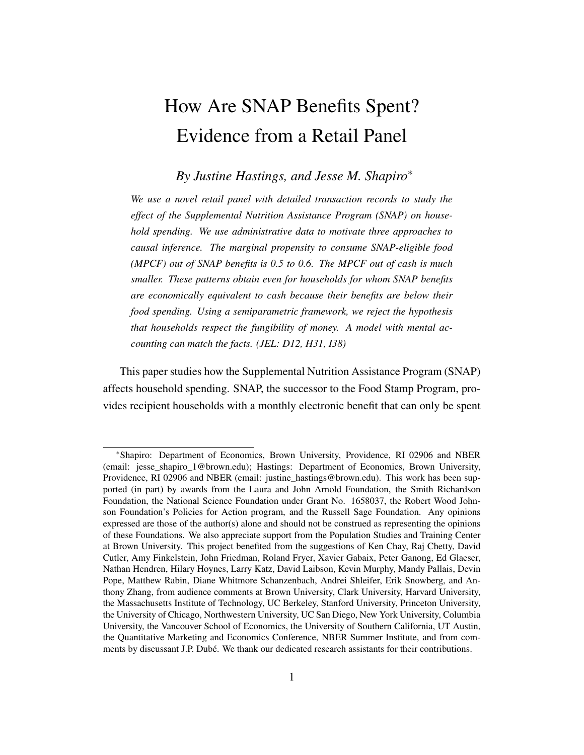# How Are SNAP Benefits Spent? Evidence from a Retail Panel

*By Justine Hastings, and Jesse M. Shapiro*[*]

*We use a novel retail panel with detailed transaction records to study the effect of the Supplemental Nutrition Assistance Program (SNAP) on household spending. We use administrative data to motivate three approaches to causal inference. The marginal propensity to consume SNAP-eligible food (MPCF) out of SNAP benefits is 0.5 to 0.6. The MPCF out of cash is much smaller. These patterns obtain even for households for whom SNAP benefits are economically equivalent to cash because their benefits are below their food spending. Using a semiparametric framework, we reject the hypothesis that households respect the fungibility of money. A model with mental accounting can match the facts. (JEL: D12, H31, I38)*

This paper studies how the Supplemental Nutrition Assistance Program (SNAP) affects household spending. SNAP, the successor to the Food Stamp Program, provides recipient households with a monthly electronic benefit that can only be spent

---

[*] Shapiro: Department of Economics, Brown University, Providence, RI 02906 and NBER (email: jesse_shapiro_1@brown.edu); Hastings: Department of Economics, Brown University, Providence, RI 02906 and NBER (email: justine_hastings@brown.edu). This work has been supported (in part) by awards from the Laura and John Arnold Foundation, the Smith Richardson Foundation, the National Science Foundation under Grant No. 1658037, the Robert Wood Johnson Foundation's Policies for Action program, and the Russell Sage Foundation. Any opinions expressed are those of the author(s) alone and should not be construed as representing the opinions of these Foundations. We also appreciate support from the Population Studies and Training Center at Brown University. This project benefited from the suggestions of Ken Chay, Raj Chetty, David Cutler, Amy Finkelstein, John Friedman, Roland Fryer, Xavier Gabaix, Peter Ganong, Ed Glaeser, Nathan Hendren, Hilary Hoynes, Larry Katz, David Laibson, Kevin Murphy, Mandy Pallais, Devin Pope, Matthew Rabin, Diane Whitmore Schanzenbach, Andrei Shleifer, Erik Snowberg, and Anthony Zhang, from audience comments at Brown University, Clark University, Harvard University, the Massachusetts Institute of Technology, UC Berkeley, Stanford University, Princeton University, the University of Chicago, Northwestern University, UC San Diego, New York University, Columbia University, the Vancouver School of Economics, the University of Southern California, UT Austin, the Quantitative Marketing and Economics Conference, NBER Summer Institute, and from comments by discussant J.P. Dubé. We thank our dedicated research assistants for their contributions.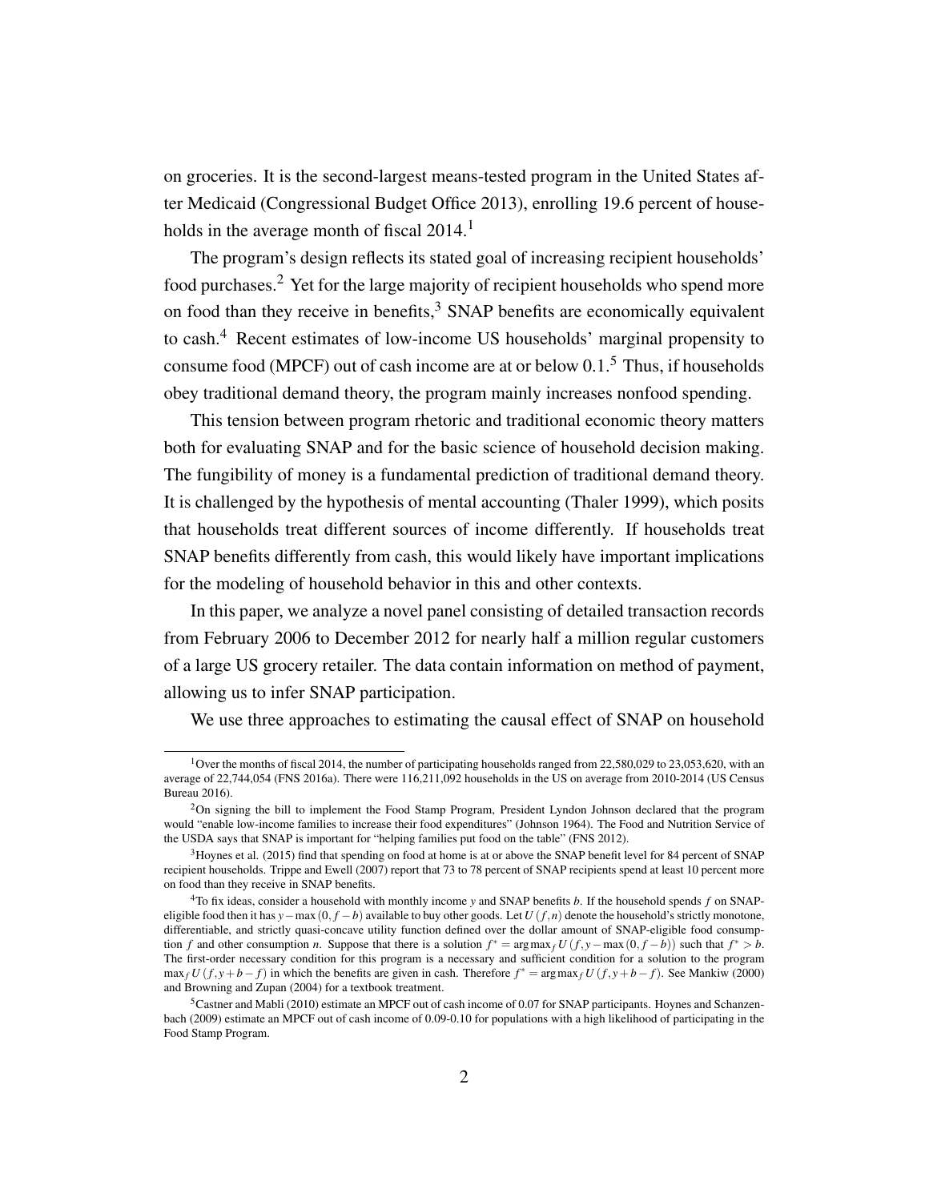on groceries. It is the second-largest means-tested program in the United States after Medicaid (Congressional Budget Office 2013), enrolling 19.6 percent of households in the average month of fiscal 2014.[1]

The program's design reflects its stated goal of increasing recipient households' food purchases.[2] Yet for the large majority of recipient households who spend more on food than they receive in benefits,[3] SNAP benefits are economically equivalent to cash.[4] Recent estimates of low-income US households' marginal propensity to consume food (MPCF) out of cash income are at or below 0.1.[5] Thus, if households obey traditional demand theory, the program mainly increases nonfood spending.

This tension between program rhetoric and traditional economic theory matters both for evaluating SNAP and for the basic science of household decision making. The fungibility of money is a fundamental prediction of traditional demand theory. It is challenged by the hypothesis of mental accounting (Thaler 1999), which posits that households treat different sources of income differently. If households treat SNAP benefits differently from cash, this would likely have important implications for the modeling of household behavior in this and other contexts.

In this paper, we analyze a novel panel consisting of detailed transaction records from February 2006 to December 2012 for nearly half a million regular customers of a large US grocery retailer. The data contain information on method of payment, allowing us to infer SNAP participation.

We use three approaches to estimating the causal effect of SNAP on household

---

[1] Over the months of fiscal 2014, the number of participating households ranged from 22,580,029 to 23,053,620, with an average of 22,744,054 (FNS 2016a). There were 116,211,092 households in the US on average from 2010-2014 (US Census Bureau 2016).

[2] On signing the bill to implement the Food Stamp Program, President Lyndon Johnson declared that the program would "enable low-income families to increase their food expenditures" (Johnson 1964). The Food and Nutrition Service of the USDA says that SNAP is important for "helping families put food on the table" (FNS 2012).

[3] Hoynes et al. (2015) find that spending on food at home is at or above the SNAP benefit level for 84 percent of SNAP recipient households. Trippe and Ewell (2007) report that 73 to 78 percent of SNAP recipients spend at least 10 percent more on food than they receive in SNAP benefits.

[4] To fix ideas, consider a household with monthly income $y$ and SNAP benefits $b$. If the household spends $f$ on SNAP-eligible food then it has $y - \max(0, f - b)$ available to buy other goods. Let $U(f, n)$ denote the household's strictly monotone, differentiable, and strictly quasi-concave utility function defined over the dollar amount of SNAP-eligible food consumption $f$ and other consumption $n$. Suppose that there is a solution $f^* = \arg\max_f U(f, y - \max(0, f - b))$ such that $f^* > b$. The first-order necessary condition for this program is a necessary and sufficient condition for a solution to the program $\max_f U(f, y + b - f)$ in which the benefits are given in cash. Therefore $f^* = \arg\max_f U(f, y + b - f)$. See Mankiw (2000) and Browning and Zupan (2004) for a textbook treatment.

[5] Castner and Mabli (2010) estimate an MPCF out of cash income of 0.07 for SNAP participants. Hoynes and Schanzenbach (2009) estimate an MPCF out of cash income of 0.09-0.10 for populations with a high likelihood of participating in the Food Stamp Program.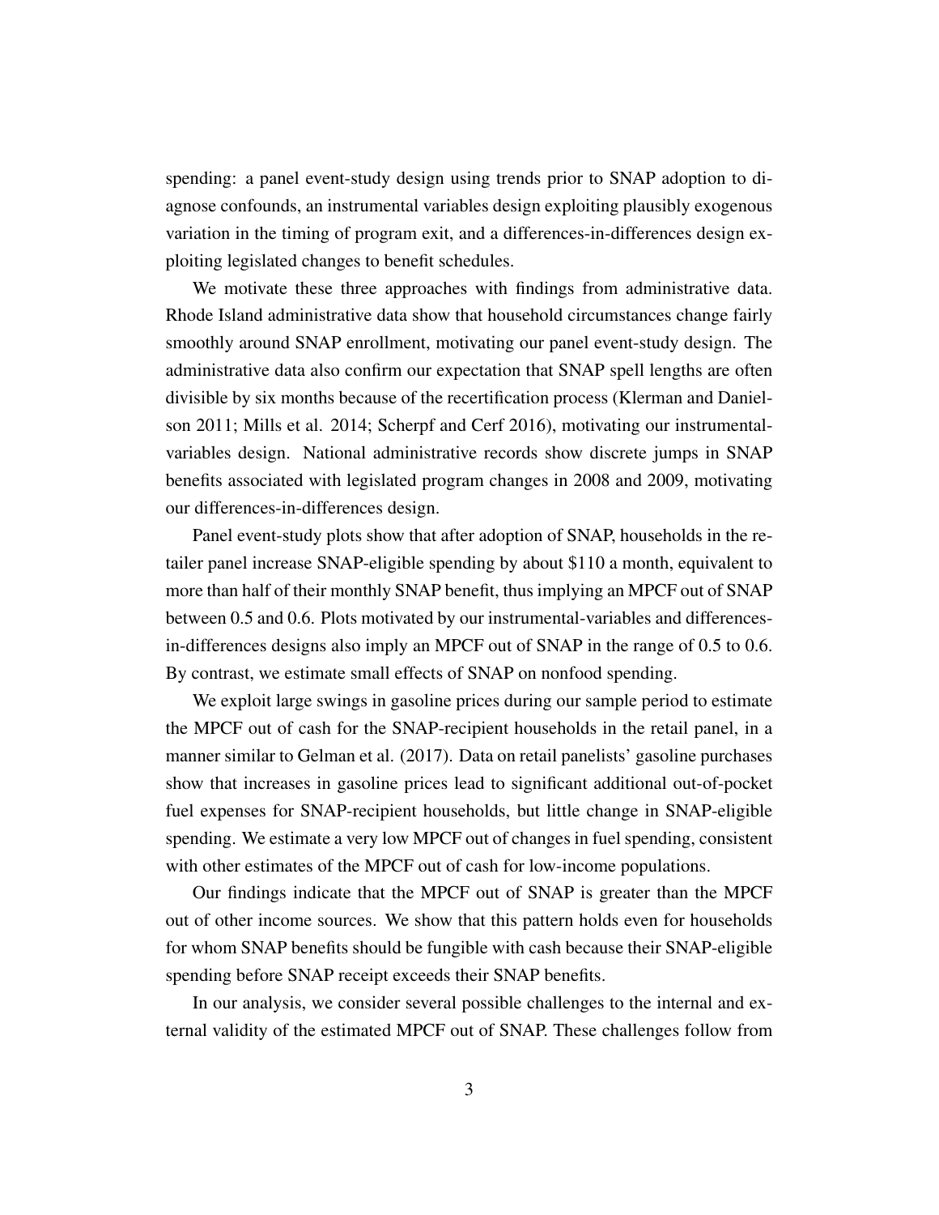spending: a panel event-study design using trends prior to SNAP adoption to diagnose confounds, an instrumental variables design exploiting plausibly exogenous variation in the timing of program exit, and a differences-in-differences design exploiting legislated changes to benefit schedules.

We motivate these three approaches with findings from administrative data. Rhode Island administrative data show that household circumstances change fairly smoothly around SNAP enrollment, motivating our panel event-study design. The administrative data also confirm our expectation that SNAP spell lengths are often divisible by six months because of the recertification process (Klerman and Danielson 2011; Mills et al. 2014; Scherpf and Cerf 2016), motivating our instrumental-variables design. National administrative records show discrete jumps in SNAP benefits associated with legislated program changes in 2008 and 2009, motivating our differences-in-differences design.

Panel event-study plots show that after adoption of SNAP, households in the retailer panel increase SNAP-eligible spending by about \$110 a month, equivalent to more than half of their monthly SNAP benefit, thus implying an MPCF out of SNAP between 0.5 and 0.6. Plots motivated by our instrumental-variables and differences-in-differences designs also imply an MPCF out of SNAP in the range of 0.5 to 0.6. By contrast, we estimate small effects of SNAP on nonfood spending.

We exploit large swings in gasoline prices during our sample period to estimate the MPCF out of cash for the SNAP-recipient households in the retail panel, in a manner similar to Gelman et al. (2017). Data on retail panelists' gasoline purchases show that increases in gasoline prices lead to significant additional out-of-pocket fuel expenses for SNAP-recipient households, but little change in SNAP-eligible spending. We estimate a very low MPCF out of changes in fuel spending, consistent with other estimates of the MPCF out of cash for low-income populations.

Our findings indicate that the MPCF out of SNAP is greater than the MPCF out of other income sources. We show that this pattern holds even for households for whom SNAP benefits should be fungible with cash because their SNAP-eligible spending before SNAP receipt exceeds their SNAP benefits.

In our analysis, we consider several possible challenges to the internal and external validity of the estimated MPCF out of SNAP. These challenges follow from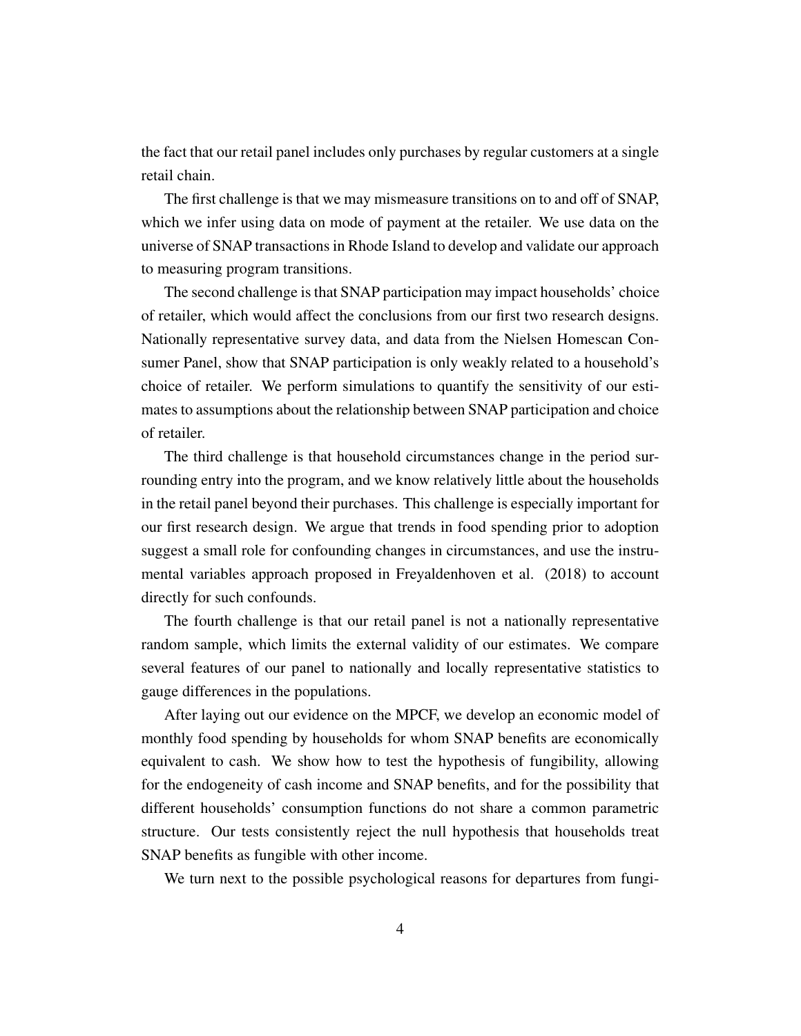the fact that our retail panel includes only purchases by regular customers at a single retail chain.

The first challenge is that we may mismeasure transitions on to and off of SNAP, which we infer using data on mode of payment at the retailer. We use data on the universe of SNAP transactions in Rhode Island to develop and validate our approach to measuring program transitions.

The second challenge is that SNAP participation may impact households' choice of retailer, which would affect the conclusions from our first two research designs. Nationally representative survey data, and data from the Nielsen Homescan Consumer Panel, show that SNAP participation is only weakly related to a household's choice of retailer. We perform simulations to quantify the sensitivity of our estimates to assumptions about the relationship between SNAP participation and choice of retailer.

The third challenge is that household circumstances change in the period surrounding entry into the program, and we know relatively little about the households in the retail panel beyond their purchases. This challenge is especially important for our first research design. We argue that trends in food spending prior to adoption suggest a small role for confounding changes in circumstances, and use the instrumental variables approach proposed in Freyaldenhoven et al. (2018) to account directly for such confounds.

The fourth challenge is that our retail panel is not a nationally representative random sample, which limits the external validity of our estimates. We compare several features of our panel to nationally and locally representative statistics to gauge differences in the populations.

After laying out our evidence on the MPCF, we develop an economic model of monthly food spending by households for whom SNAP benefits are economically equivalent to cash. We show how to test the hypothesis of fungibility, allowing for the endogeneity of cash income and SNAP benefits, and for the possibility that different households' consumption functions do not share a common parametric structure. Our tests consistently reject the null hypothesis that households treat SNAP benefits as fungible with other income.

We turn next to the possible psychological reasons for departures from fungi-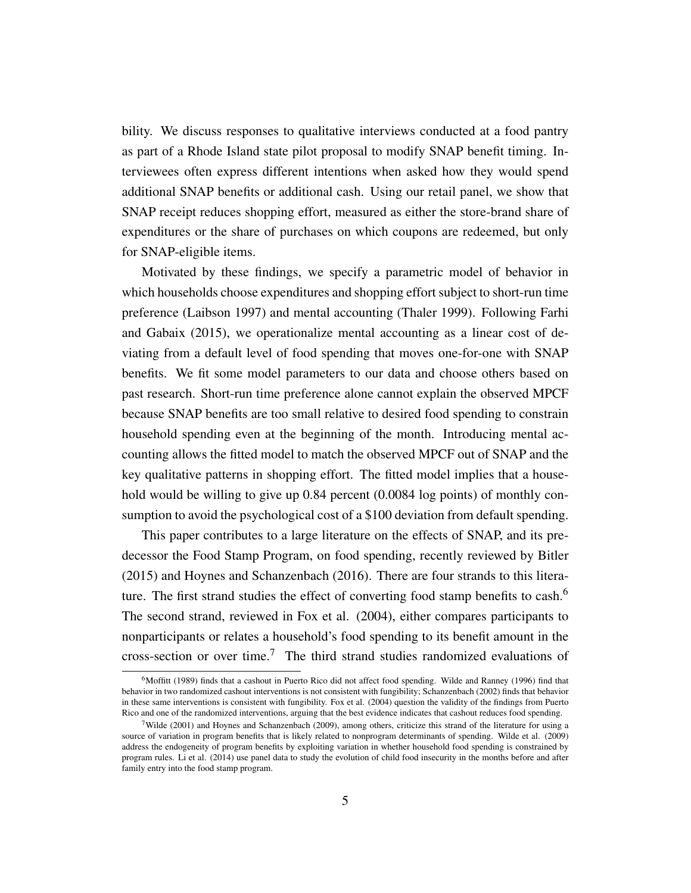bility. We discuss responses to qualitative interviews conducted at a food pantry as part of a Rhode Island state pilot proposal to modify SNAP benefit timing. Interviewees often express different intentions when asked how they would spend additional SNAP benefits or additional cash. Using our retail panel, we show that SNAP receipt reduces shopping effort, measured as either the store-brand share of expenditures or the share of purchases on which coupons are redeemed, but only for SNAP-eligible items.

Motivated by these findings, we specify a parametric model of behavior in which households choose expenditures and shopping effort subject to short-run time preference (Laibson 1997) and mental accounting (Thaler 1999). Following Farhi and Gabaix (2015), we operationalize mental accounting as a linear cost of deviating from a default level of food spending that moves one-for-one with SNAP benefits. We fit some model parameters to our data and choose others based on past research. Short-run time preference alone cannot explain the observed MPCF because SNAP benefits are too small relative to desired food spending to constrain household spending even at the beginning of the month. Introducing mental accounting allows the fitted model to match the observed MPCF out of SNAP and the key qualitative patterns in shopping effort. The fitted model implies that a household would be willing to give up 0.84 percent (0.0084 log points) of monthly consumption to avoid the psychological cost of a $100 deviation from default spending.

This paper contributes to a large literature on the effects of SNAP, and its predecessor the Food Stamp Program, on food spending, recently reviewed by Bitler (2015) and Hoynes and Schanzenbach (2016). There are four strands to this literature. The first strand studies the effect of converting food stamp benefits to cash.[6] The second strand, reviewed in Fox et al. (2004), either compares participants to nonparticipants or relates a household's food spending to its benefit amount in the cross-section or over time.[7] The third strand studies randomized evaluations of

[6] Moffitt (1989) finds that a cashout in Puerto Rico did not affect food spending. Wilde and Ranney (1996) find that behavior in two randomized cashout interventions is not consistent with fungibility; Schanzenbach (2002) finds that behavior in these same interventions is consistent with fungibility. Fox et al. (2004) question the validity of the findings from Puerto Rico and one of the randomized interventions, arguing that the best evidence indicates that cashout reduces food spending.

[7] Wilde (2001) and Hoynes and Schanzenbach (2009), among others, criticize this strand of the literature for using a source of variation in program benefits that is likely related to nonprogram determinants of spending. Wilde et al. (2009) address the endogeneity of program benefits by exploiting variation in whether household food spending is constrained by program rules. Li et al. (2014) use panel data to study the evolution of child food insecurity in the months before and after family entry into the food stamp program.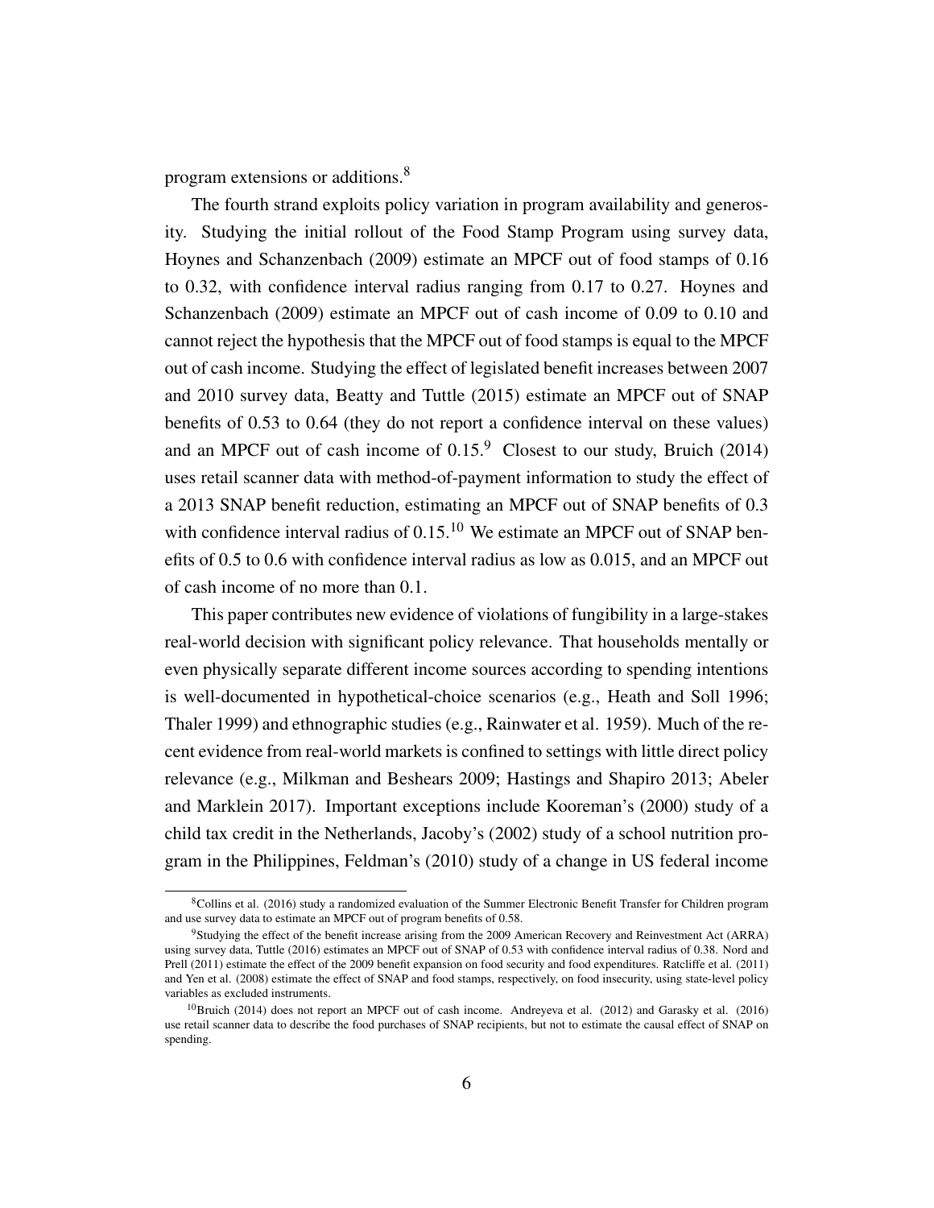program extensions or additions.[8]

The fourth strand exploits policy variation in program availability and generosity. Studying the initial rollout of the Food Stamp Program using survey data, Hoynes and Schanzenbach (2009) estimate an MPCF out of food stamps of 0.16 to 0.32, with confidence interval radius ranging from 0.17 to 0.27. Hoynes and Schanzenbach (2009) estimate an MPCF out of cash income of 0.09 to 0.10 and cannot reject the hypothesis that the MPCF out of food stamps is equal to the MPCF out of cash income. Studying the effect of legislated benefit increases between 2007 and 2010 survey data, Beatty and Tuttle (2015) estimate an MPCF out of SNAP benefits of 0.53 to 0.64 (they do not report a confidence interval on these values) and an MPCF out of cash income of 0.15.[9] Closest to our study, Bruich (2014) uses retail scanner data with method-of-payment information to study the effect of a 2013 SNAP benefit reduction, estimating an MPCF out of SNAP benefits of 0.3 with confidence interval radius of 0.15.[10] We estimate an MPCF out of SNAP benefits of 0.5 to 0.6 with confidence interval radius as low as 0.015, and an MPCF out of cash income of no more than 0.1.

This paper contributes new evidence of violations of fungibility in a large-stakes real-world decision with significant policy relevance. That households mentally or even physically separate different income sources according to spending intentions is well-documented in hypothetical-choice scenarios (e.g., Heath and Soll 1996; Thaler 1999) and ethnographic studies (e.g., Rainwater et al. 1959). Much of the recent evidence from real-world markets is confined to settings with little direct policy relevance (e.g., Milkman and Beshears 2009; Hastings and Shapiro 2013; Abeler and Marklein 2017). Important exceptions include Kooreman's (2000) study of a child tax credit in the Netherlands, Jacoby's (2002) study of a school nutrition program in the Philippines, Feldman's (2010) study of a change in US federal income

[8] Collins et al. (2016) study a randomized evaluation of the Summer Electronic Benefit Transfer for Children program and use survey data to estimate an MPCF out of program benefits of 0.58.

[9] Studying the effect of the benefit increase arising from the 2009 American Recovery and Reinvestment Act (ARRA) using survey data, Tuttle (2016) estimates an MPCF out of SNAP of 0.53 with confidence interval radius of 0.38. Nord and Prell (2011) estimate the effect of the 2009 benefit expansion on food security and food expenditures. Ratcliffe et al. (2011) and Yen et al. (2008) estimate the effect of SNAP and food stamps, respectively, on food insecurity, using state-level policy variables as excluded instruments.

[10] Bruich (2014) does not report an MPCF out of cash income. Andreyeva et al. (2012) and Garasky et al. (2016) use retail scanner data to describe the food purchases of SNAP recipients, but not to estimate the causal effect of SNAP on spending.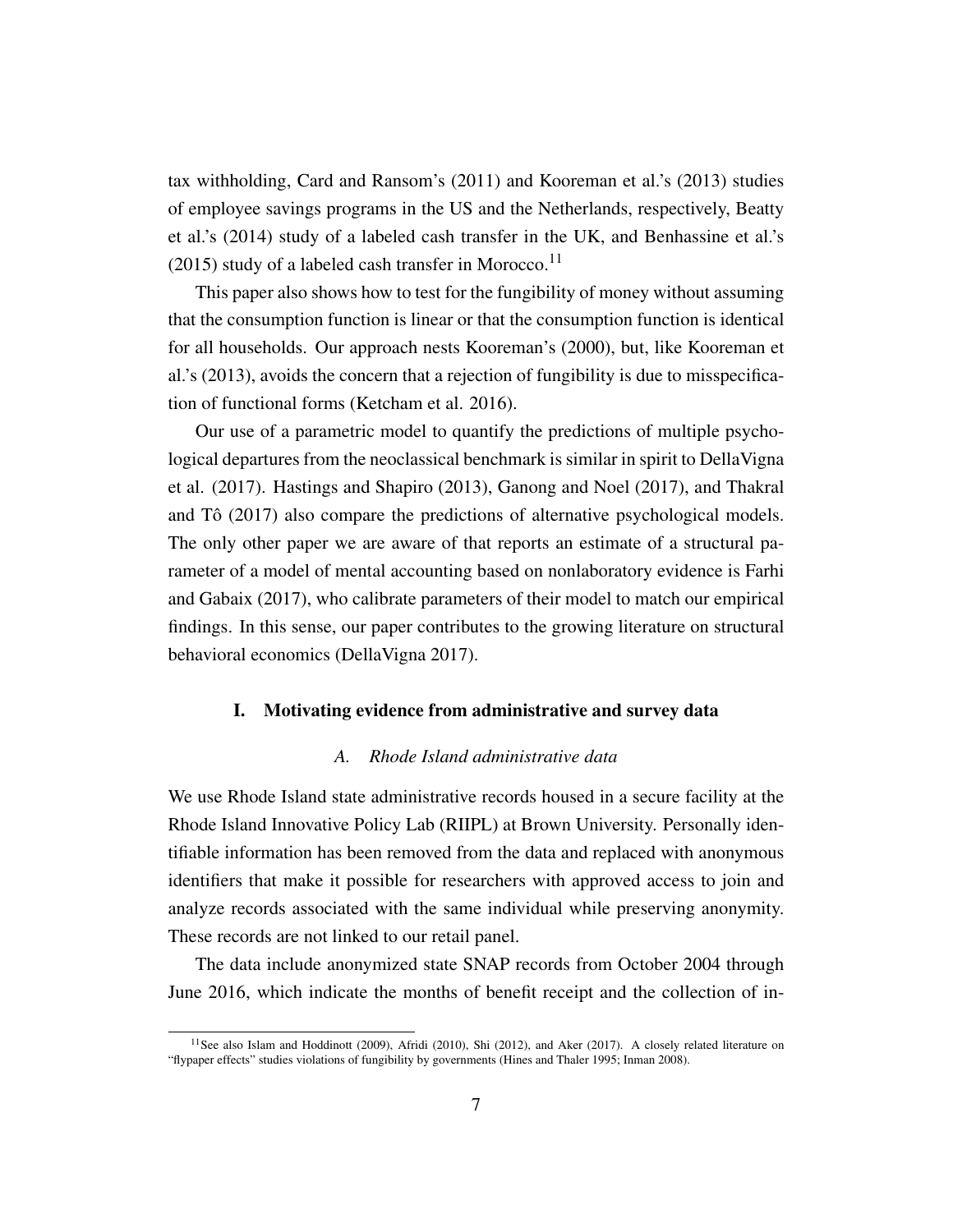tax withholding, Card and Ransom's (2011) and Kooreman et al.'s (2013) studies of employee savings programs in the US and the Netherlands, respectively, Beatty et al.'s (2014) study of a labeled cash transfer in the UK, and Benhassine et al.'s (2015) study of a labeled cash transfer in Morocco.[11]

This paper also shows how to test for the fungibility of money without assuming that the consumption function is linear or that the consumption function is identical for all households. Our approach nests Kooreman's (2000), but, like Kooreman et al.'s (2013), avoids the concern that a rejection of fungibility is due to misspecification of functional forms (Ketcham et al. 2016).

Our use of a parametric model to quantify the predictions of multiple psychological departures from the neoclassical benchmark is similar in spirit to DellaVigna et al. (2017). Hastings and Shapiro (2013), Ganong and Noel (2017), and Thakral and Tô (2017) also compare the predictions of alternative psychological models. The only other paper we are aware of that reports an estimate of a structural parameter of a model of mental accounting based on nonlaboratory evidence is Farhi and Gabaix (2017), who calibrate parameters of their model to match our empirical findings. In this sense, our paper contributes to the growing literature on structural behavioral economics (DellaVigna 2017).

## I. Motivating evidence from administrative and survey data

### *A. Rhode Island administrative data*

We use Rhode Island state administrative records housed in a secure facility at the Rhode Island Innovative Policy Lab (RIIPL) at Brown University. Personally identifiable information has been removed from the data and replaced with anonymous identifiers that make it possible for researchers with approved access to join and analyze records associated with the same individual while preserving anonymity. These records are not linked to our retail panel.

The data include anonymized state SNAP records from October 2004 through June 2016, which indicate the months of benefit receipt and the collection of in-

[11] See also Islam and Hoddinott (2009), Afridi (2010), Shi (2012), and Aker (2017). A closely related literature on "flypaper effects" studies violations of fungibility by governments (Hines and Thaler 1995; Inman 2008).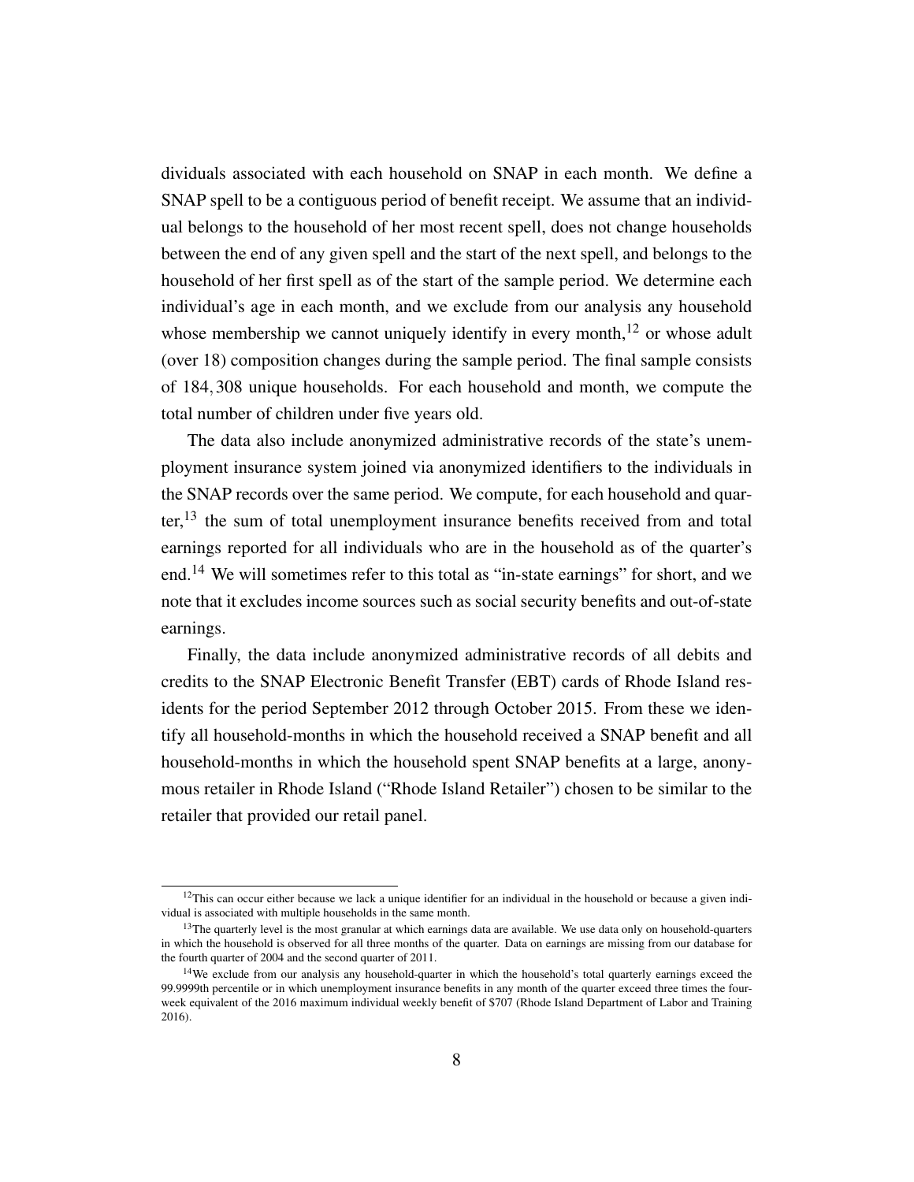dividuals associated with each household on SNAP in each month. We define a SNAP spell to be a contiguous period of benefit receipt. We assume that an individual belongs to the household of her most recent spell, does not change households between the end of any given spell and the start of the next spell, and belongs to the household of her first spell as of the start of the sample period. We determine each individual's age in each month, and we exclude from our analysis any household whose membership we cannot uniquely identify in every month,[12] or whose adult (over 18) composition changes during the sample period. The final sample consists of $184,308$ unique households. For each household and month, we compute the total number of children under five years old.

The data also include anonymized administrative records of the state's unemployment insurance system joined via anonymized identifiers to the individuals in the SNAP records over the same period. We compute, for each household and quarter,[13] the sum of total unemployment insurance benefits received from and total earnings reported for all individuals who are in the household as of the quarter's end.[14] We will sometimes refer to this total as "in-state earnings" for short, and we note that it excludes income sources such as social security benefits and out-of-state earnings.

Finally, the data include anonymized administrative records of all debits and credits to the SNAP Electronic Benefit Transfer (EBT) cards of Rhode Island residents for the period September 2012 through October 2015. From these we identify all household-months in which the household received a SNAP benefit and all household-months in which the household spent SNAP benefits at a large, anonymous retailer in Rhode Island ("Rhode Island Retailer") chosen to be similar to the retailer that provided our retail panel.

---

[12] This can occur either because we lack a unique identifier for an individual in the household or because a given individual is associated with multiple households in the same month.

[13] The quarterly level is the most granular at which earnings data are available. We use data only on household-quarters in which the household is observed for all three months of the quarter. Data on earnings are missing from our database for the fourth quarter of 2004 and the second quarter of 2011.

[14] We exclude from our analysis any household-quarter in which the household's total quarterly earnings exceed the 99.9999th percentile or in which unemployment insurance benefits in any month of the quarter exceed three times the four-week equivalent of the 2016 maximum individual weekly benefit of $707 (Rhode Island Department of Labor and Training 2016).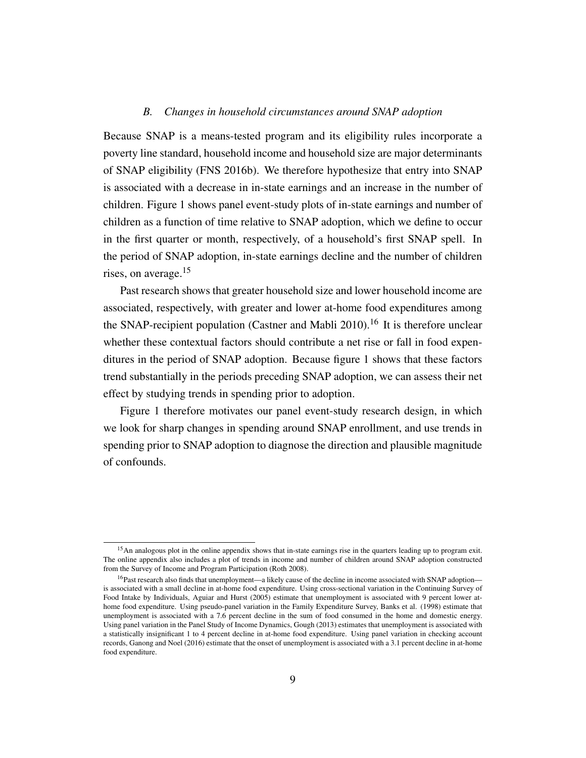### *B. Changes in household circumstances around SNAP adoption*

Because SNAP is a means-tested program and its eligibility rules incorporate a poverty line standard, household income and household size are major determinants of SNAP eligibility (FNS 2016b). We therefore hypothesize that entry into SNAP is associated with a decrease in in-state earnings and an increase in the number of children. Figure 1 shows panel event-study plots of in-state earnings and number of children as a function of time relative to SNAP adoption, which we define to occur in the first quarter or month, respectively, of a household's first SNAP spell. In the period of SNAP adoption, in-state earnings decline and the number of children rises, on average.[15]

Past research shows that greater household size and lower household income are associated, respectively, with greater and lower at-home food expenditures among the SNAP-recipient population (Castner and Mabli 2010).[16] It is therefore unclear whether these contextual factors should contribute a net rise or fall in food expenditures in the period of SNAP adoption. Because figure 1 shows that these factors trend substantially in the periods preceding SNAP adoption, we can assess their net effect by studying trends in spending prior to adoption.

Figure 1 therefore motivates our panel event-study research design, in which we look for sharp changes in spending around SNAP enrollment, and use trends in spending prior to SNAP adoption to diagnose the direction and plausible magnitude of confounds.

---

[15] An analogous plot in the online appendix shows that in-state earnings rise in the quarters leading up to program exit. The online appendix also includes a plot of trends in income and number of children around SNAP adoption constructed from the Survey of Income and Program Participation (Roth 2008).

[16] Past research also finds that unemployment—a likely cause of the decline in income associated with SNAP adoption—is associated with a small decline in at-home food expenditure. Using cross-sectional variation in the Continuing Survey of Food Intake by Individuals, Aguiar and Hurst (2005) estimate that unemployment is associated with 9 percent lower at-home food expenditure. Using pseudo-panel variation in the Family Expenditure Survey, Banks et al. (1998) estimate that unemployment is associated with a 7.6 percent decline in the sum of food consumed in the home and domestic energy. Using panel variation in the Panel Study of Income Dynamics, Gough (2013) estimates that unemployment is associated with a statistically insignificant 1 to 4 percent decline in at-home food expenditure. Using panel variation in checking account records, Ganong and Noel (2016) estimate that the onset of unemployment is associated with a 3.1 percent decline in at-home food expenditure.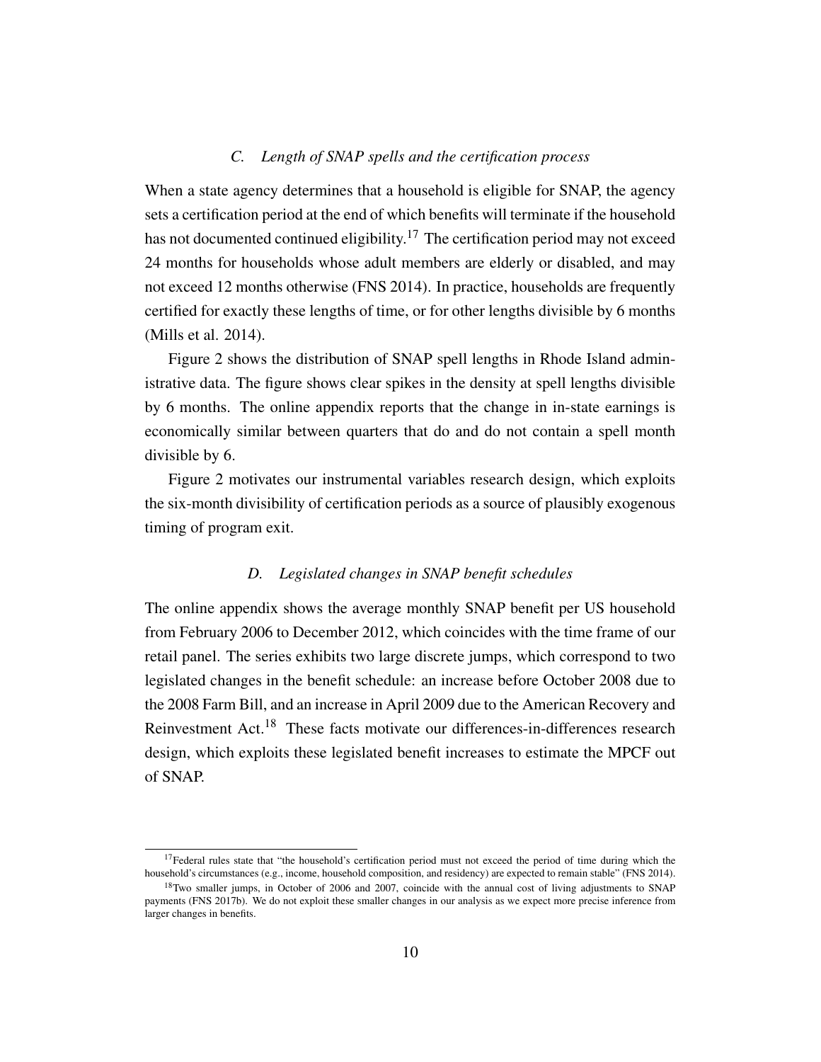### *C. Length of SNAP spells and the certification process*

When a state agency determines that a household is eligible for SNAP, the agency sets a certification period at the end of which benefits will terminate if the household has not documented continued eligibility.[17] The certification period may not exceed 24 months for households whose adult members are elderly or disabled, and may not exceed 12 months otherwise (FNS 2014). In practice, households are frequently certified for exactly these lengths of time, or for other lengths divisible by 6 months (Mills et al. 2014).

Figure 2 shows the distribution of SNAP spell lengths in Rhode Island administrative data. The figure shows clear spikes in the density at spell lengths divisible by 6 months. The online appendix reports that the change in in-state earnings is economically similar between quarters that do and do not contain a spell month divisible by 6.

Figure 2 motivates our instrumental variables research design, which exploits the six-month divisibility of certification periods as a source of plausibly exogenous timing of program exit.

### *D. Legislated changes in SNAP benefit schedules*

The online appendix shows the average monthly SNAP benefit per US household from February 2006 to December 2012, which coincides with the time frame of our retail panel. The series exhibits two large discrete jumps, which correspond to two legislated changes in the benefit schedule: an increase before October 2008 due to the 2008 Farm Bill, and an increase in April 2009 due to the American Recovery and Reinvestment Act.[18] These facts motivate our differences-in-differences research design, which exploits these legislated benefit increases to estimate the MPCF out of SNAP.

---

[17] Federal rules state that "the household's certification period must not exceed the period of time during which the household's circumstances (e.g., income, household composition, and residency) are expected to remain stable" (FNS 2014).

[18] Two smaller jumps, in October of 2006 and 2007, coincide with the annual cost of living adjustments to SNAP payments (FNS 2017b). We do not exploit these smaller changes in our analysis as we expect more precise inference from larger changes in benefits.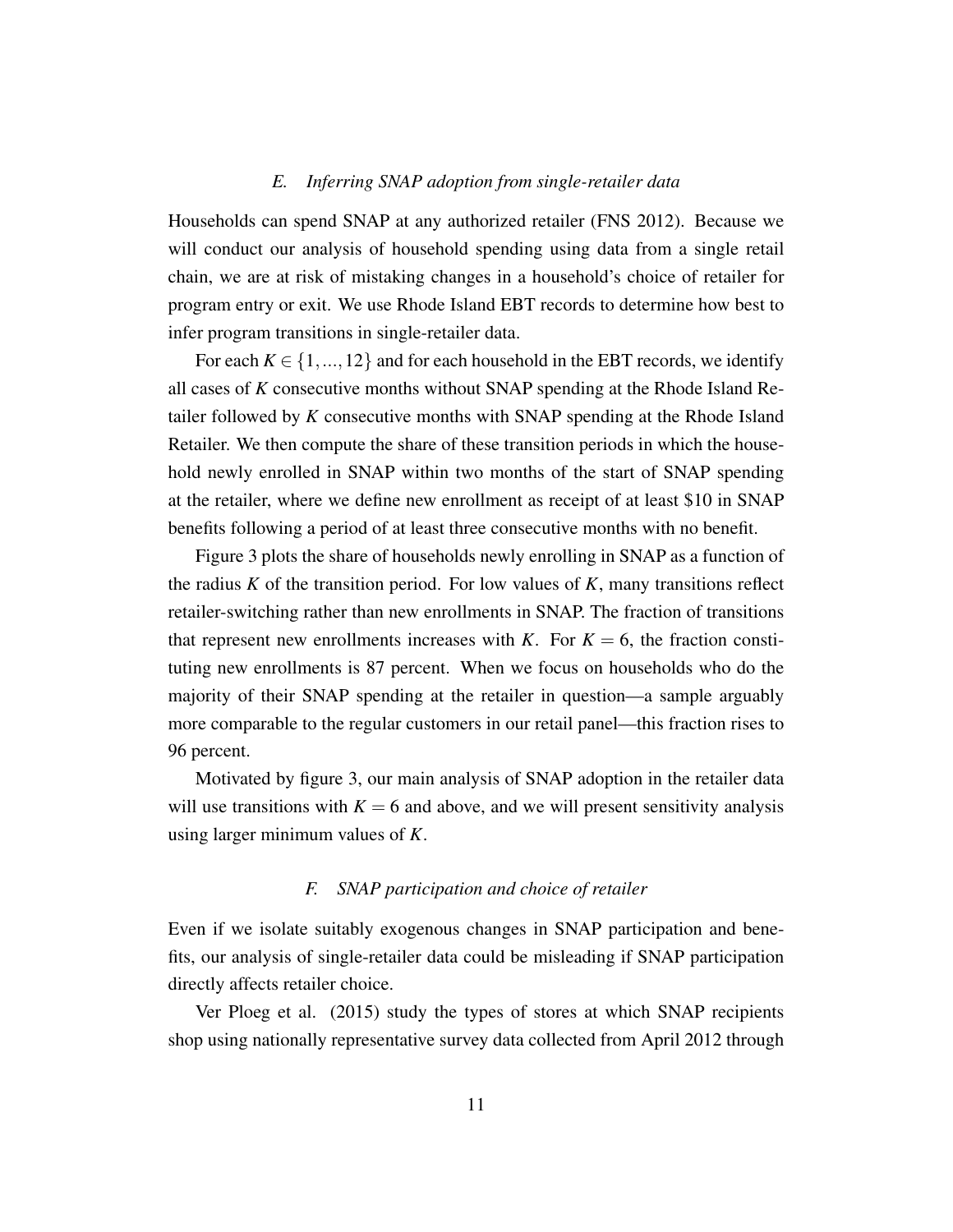### *E. Inferring SNAP adoption from single-retailer data*

Households can spend SNAP at any authorized retailer (FNS 2012). Because we will conduct our analysis of household spending using data from a single retail chain, we are at risk of mistaking changes in a household's choice of retailer for program entry or exit. We use Rhode Island EBT records to determine how best to infer program transitions in single-retailer data.

For each $K \in \{1, ..., 12\}$ and for each household in the EBT records, we identify all cases of $K$ consecutive months without SNAP spending at the Rhode Island Retailer followed by $K$ consecutive months with SNAP spending at the Rhode Island Retailer. We then compute the share of these transition periods in which the household newly enrolled in SNAP within two months of the start of SNAP spending at the retailer, where we define new enrollment as receipt of at least $10 in SNAP benefits following a period of at least three consecutive months with no benefit.

Figure 3 plots the share of households newly enrolling in SNAP as a function of the radius $K$ of the transition period. For low values of $K$, many transitions reflect retailer-switching rather than new enrollments in SNAP. The fraction of transitions that represent new enrollments increases with $K$. For $K = 6$, the fraction constituting new enrollments is 87 percent. When we focus on households who do the majority of their SNAP spending at the retailer in question—a sample arguably more comparable to the regular customers in our retail panel—this fraction rises to 96 percent.

Motivated by figure 3, our main analysis of SNAP adoption in the retailer data will use transitions with $K = 6$ and above, and we will present sensitivity analysis using larger minimum values of $K$.

### *F. SNAP participation and choice of retailer*

Even if we isolate suitably exogenous changes in SNAP participation and benefits, our analysis of single-retailer data could be misleading if SNAP participation directly affects retailer choice.

Ver Ploeg et al. (2015) study the types of stores at which SNAP recipients shop using nationally representative survey data collected from April 2012 through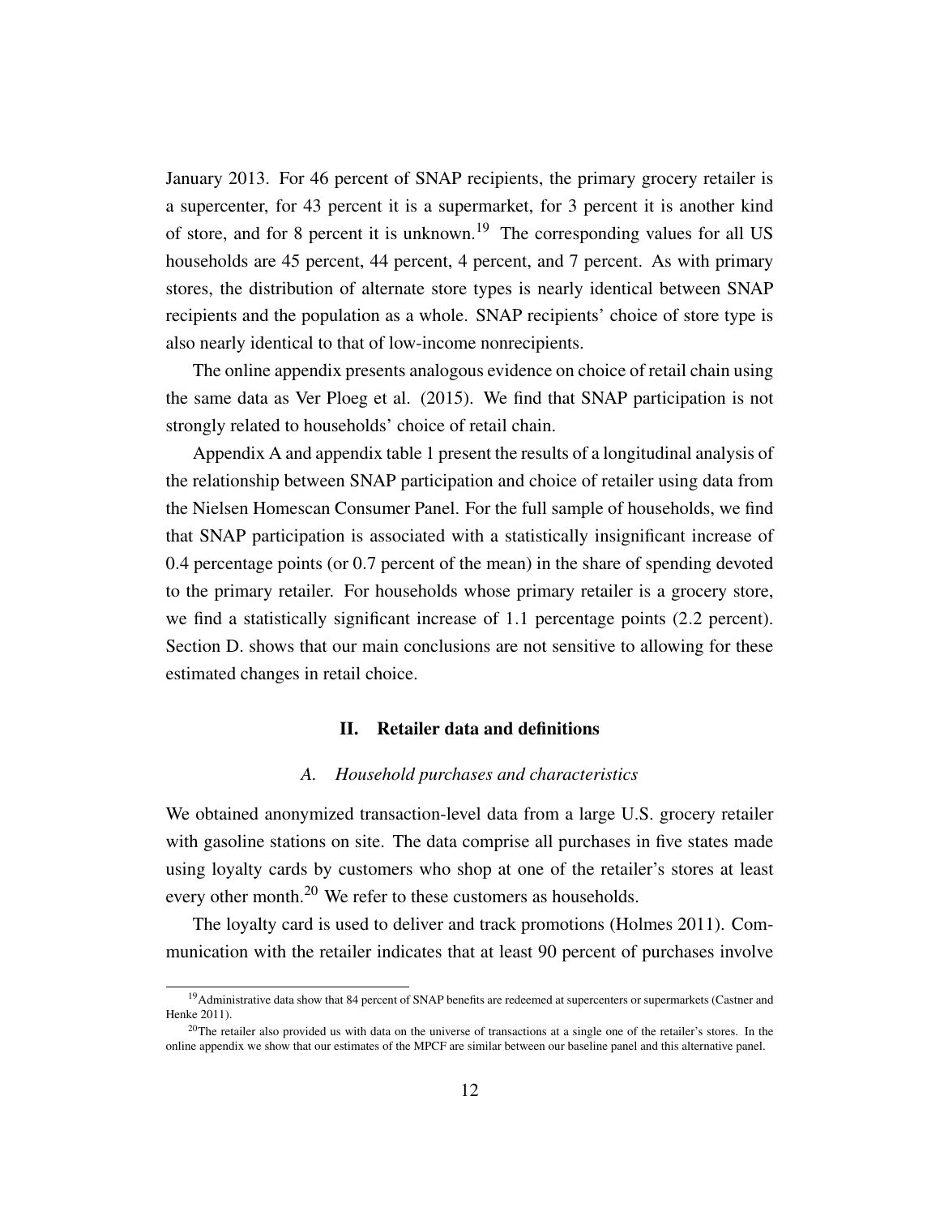January 2013. For 46 percent of SNAP recipients, the primary grocery retailer is a supercenter, for 43 percent it is a supermarket, for 3 percent it is another kind of store, and for 8 percent it is unknown.[19] The corresponding values for all US households are 45 percent, 44 percent, 4 percent, and 7 percent. As with primary stores, the distribution of alternate store types is nearly identical between SNAP recipients and the population as a whole. SNAP recipients' choice of store type is also nearly identical to that of low-income nonrecipients.

The online appendix presents analogous evidence on choice of retail chain using the same data as Ver Ploeg et al. (2015). We find that SNAP participation is not strongly related to households' choice of retail chain.

Appendix A and appendix table 1 present the results of a longitudinal analysis of the relationship between SNAP participation and choice of retailer using data from the Nielsen Homescan Consumer Panel. For the full sample of households, we find that SNAP participation is associated with a statistically insignificant increase of 0.4 percentage points (or 0.7 percent of the mean) in the share of spending devoted to the primary retailer. For households whose primary retailer is a grocery store, we find a statistically significant increase of 1.1 percentage points (2.2 percent). Section D. shows that our main conclusions are not sensitive to allowing for these estimated changes in retail choice.

## II. Retailer data and definitions

### *A. Household purchases and characteristics*

We obtained anonymized transaction-level data from a large U.S. grocery retailer with gasoline stations on site. The data comprise all purchases in five states made using loyalty cards by customers who shop at one of the retailer's stores at least every other month.[20] We refer to these customers as households.

The loyalty card is used to deliver and track promotions (Holmes 2011). Communication with the retailer indicates that at least 90 percent of purchases involve

[19] Administrative data show that 84 percent of SNAP benefits are redeemed at supercenters or supermarkets (Castner and Henke 2011).

[20] The retailer also provided us with data on the universe of transactions at a single one of the retailer's stores. In the online appendix we show that our estimates of the MPCF are similar between our baseline panel and this alternative panel.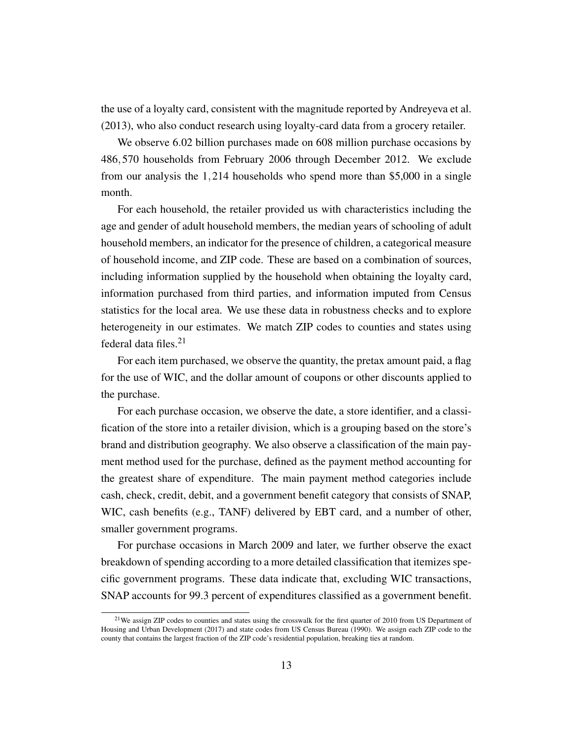the use of a loyalty card, consistent with the magnitude reported by Andreyeva et al. (2013), who also conduct research using loyalty-card data from a grocery retailer.

We observe 6.02 billion purchases made on 608 million purchase occasions by 486,570 households from February 2006 through December 2012. We exclude from our analysis the 1,214 households who spend more than $5,000 in a single month.

For each household, the retailer provided us with characteristics including the age and gender of adult household members, the median years of schooling of adult household members, an indicator for the presence of children, a categorical measure of household income, and ZIP code. These are based on a combination of sources, including information supplied by the household when obtaining the loyalty card, information purchased from third parties, and information imputed from Census statistics for the local area. We use these data in robustness checks and to explore heterogeneity in our estimates. We match ZIP codes to counties and states using federal data files.[21]

For each item purchased, we observe the quantity, the pretax amount paid, a flag for the use of WIC, and the dollar amount of coupons or other discounts applied to the purchase.

For each purchase occasion, we observe the date, a store identifier, and a classification of the store into a retailer division, which is a grouping based on the store's brand and distribution geography. We also observe a classification of the main payment method used for the purchase, defined as the payment method accounting for the greatest share of expenditure. The main payment method categories include cash, check, credit, debit, and a government benefit category that consists of SNAP, WIC, cash benefits (e.g., TANF) delivered by EBT card, and a number of other, smaller government programs.

For purchase occasions in March 2009 and later, we further observe the exact breakdown of spending according to a more detailed classification that itemizes specific government programs. These data indicate that, excluding WIC transactions, SNAP accounts for 99.3 percent of expenditures classified as a government benefit.

[21] We assign ZIP codes to counties and states using the crosswalk for the first quarter of 2010 from US Department of Housing and Urban Development (2017) and state codes from US Census Bureau (1990). We assign each ZIP code to the county that contains the largest fraction of the ZIP code's residential population, breaking ties at random.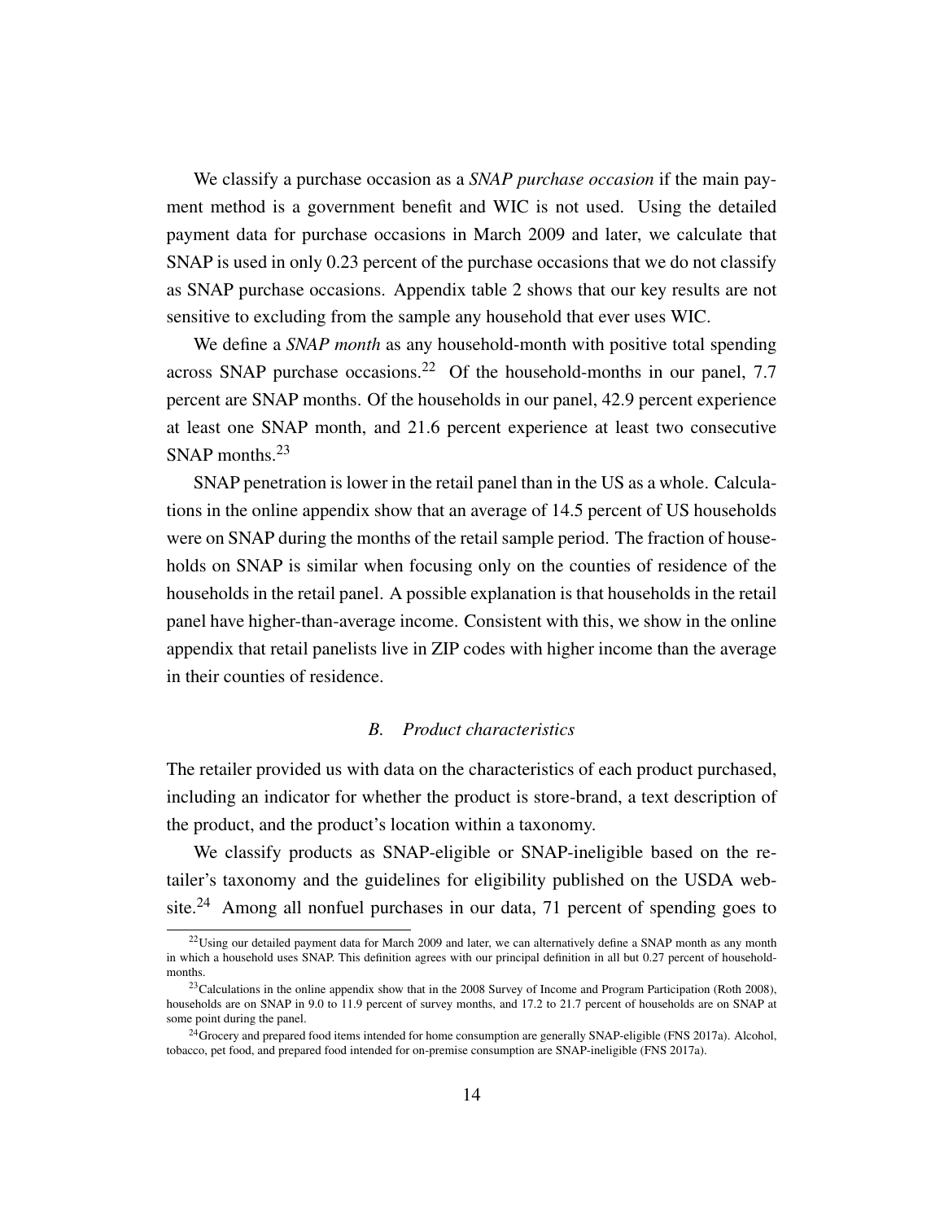We classify a purchase occasion as a *SNAP purchase occasion* if the main payment method is a government benefit and WIC is not used. Using the detailed payment data for purchase occasions in March 2009 and later, we calculate that SNAP is used in only 0.23 percent of the purchase occasions that we do not classify as SNAP purchase occasions. Appendix table 2 shows that our key results are not sensitive to excluding from the sample any household that ever uses WIC.

We define a *SNAP month* as any household-month with positive total spending across SNAP purchase occasions.[22] Of the household-months in our panel, 7.7 percent are SNAP months. Of the households in our panel, 42.9 percent experience at least one SNAP month, and 21.6 percent experience at least two consecutive SNAP months.[23]

SNAP penetration is lower in the retail panel than in the US as a whole. Calculations in the online appendix show that an average of 14.5 percent of US households were on SNAP during the months of the retail sample period. The fraction of households on SNAP is similar when focusing only on the counties of residence of the households in the retail panel. A possible explanation is that households in the retail panel have higher-than-average income. Consistent with this, we show in the online appendix that retail panelists live in ZIP codes with higher income than the average in their counties of residence.

### B. *Product characteristics*

The retailer provided us with data on the characteristics of each product purchased, including an indicator for whether the product is store-brand, a text description of the product, and the product's location within a taxonomy.

We classify products as SNAP-eligible or SNAP-ineligible based on the retailer's taxonomy and the guidelines for eligibility published on the USDA website.[24] Among all nonfuel purchases in our data, 71 percent of spending goes to

---

[22] Using our detailed payment data for March 2009 and later, we can alternatively define a SNAP month as any month in which a household uses SNAP. This definition agrees with our principal definition in all but 0.27 percent of household-months.

[23] Calculations in the online appendix show that in the 2008 Survey of Income and Program Participation (Roth 2008), households are on SNAP in 9.0 to 11.9 percent of survey months, and 17.2 to 21.7 percent of households are on SNAP at some point during the panel.

[24] Grocery and prepared food items intended for home consumption are generally SNAP-eligible (FNS 2017a). Alcohol, tobacco, pet food, and prepared food intended for on-premise consumption are SNAP-ineligible (FNS 2017a).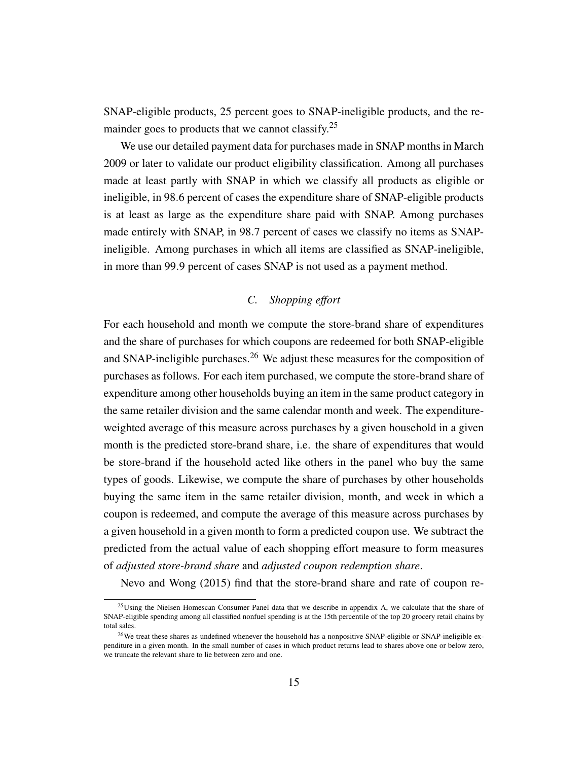SNAP-eligible products, 25 percent goes to SNAP-ineligible products, and the remainder goes to products that we cannot classify.[25]

We use our detailed payment data for purchases made in SNAP months in March 2009 or later to validate our product eligibility classification. Among all purchases made at least partly with SNAP in which we classify all products as eligible or ineligible, in 98.6 percent of cases the expenditure share of SNAP-eligible products is at least as large as the expenditure share paid with SNAP. Among purchases made entirely with SNAP, in 98.7 percent of cases we classify no items as SNAP-ineligible. Among purchases in which all items are classified as SNAP-ineligible, in more than 99.9 percent of cases SNAP is not used as a payment method.

### *C. Shopping effort*

For each household and month we compute the store-brand share of expenditures and the share of purchases for which coupons are redeemed for both SNAP-eligible and SNAP-ineligible purchases.[26] We adjust these measures for the composition of purchases as follows. For each item purchased, we compute the store-brand share of expenditure among other households buying an item in the same product category in the same retailer division and the same calendar month and week. The expenditure-weighted average of this measure across purchases by a given household in a given month is the predicted store-brand share, i.e. the share of expenditures that would be store-brand if the household acted like others in the panel who buy the same types of goods. Likewise, we compute the share of purchases by other households buying the same item in the same retailer division, month, and week in which a coupon is redeemed, and compute the average of this measure across purchases by a given household in a given month to form a predicted coupon use. We subtract the predicted from the actual value of each shopping effort measure to form measures of *adjusted store-brand share* and *adjusted coupon redemption share*.

Nevo and Wong (2015) find that the store-brand share and rate of coupon re-

[25] Using the Nielsen Homescan Consumer Panel data that we describe in appendix A, we calculate that the share of SNAP-eligible spending among all classified nonfuel spending is at the 15th percentile of the top 20 grocery retail chains by total sales.

[26] We treat these shares as undefined whenever the household has a nonpositive SNAP-eligible or SNAP-ineligible expenditure in a given month. In the small number of cases in which product returns lead to shares above one or below zero, we truncate the relevant share to lie between zero and one.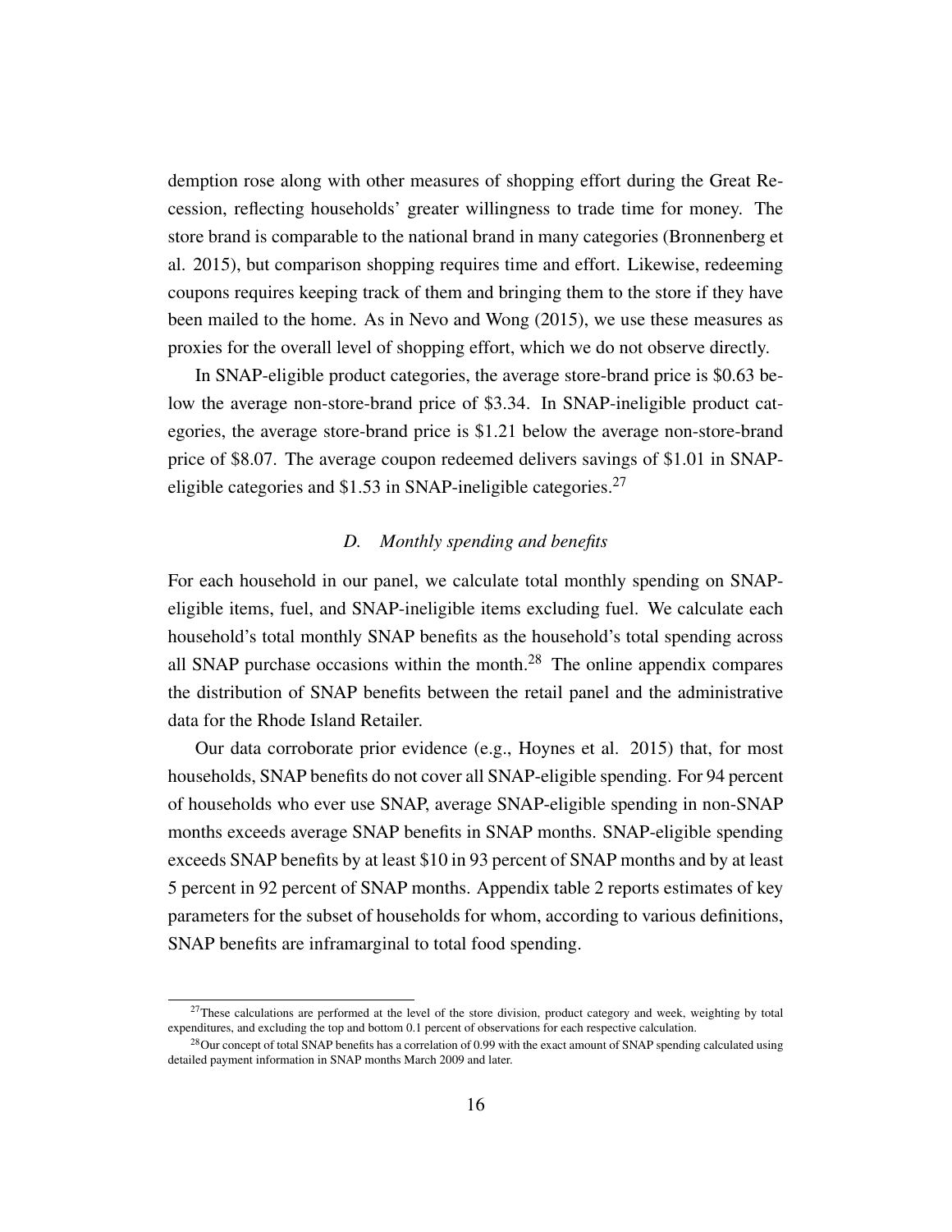demption rose along with other measures of shopping effort during the Great Recession, reflecting households' greater willingness to trade time for money. The store brand is comparable to the national brand in many categories (Bronnenberg et al. 2015), but comparison shopping requires time and effort. Likewise, redeeming coupons requires keeping track of them and bringing them to the store if they have been mailed to the home. As in Nevo and Wong (2015), we use these measures as proxies for the overall level of shopping effort, which we do not observe directly.

In SNAP-eligible product categories, the average store-brand price is $0.63 below the average non-store-brand price of $3.34. In SNAP-ineligible product categories, the average store-brand price is $1.21 below the average non-store-brand price of $8.07. The average coupon redeemed delivers savings of $1.01 in SNAP-eligible categories and $1.53 in SNAP-ineligible categories.[27]

### *D. Monthly spending and benefits*

For each household in our panel, we calculate total monthly spending on SNAP-eligible items, fuel, and SNAP-ineligible items excluding fuel. We calculate each household's total monthly SNAP benefits as the household's total spending across all SNAP purchase occasions within the month.[28] The online appendix compares the distribution of SNAP benefits between the retail panel and the administrative data for the Rhode Island Retailer.

Our data corroborate prior evidence (e.g., Hoynes et al. 2015) that, for most households, SNAP benefits do not cover all SNAP-eligible spending. For 94 percent of households who ever use SNAP, average SNAP-eligible spending in non-SNAP months exceeds average SNAP benefits in SNAP months. SNAP-eligible spending exceeds SNAP benefits by at least $10 in 93 percent of SNAP months and by at least 5 percent in 92 percent of SNAP months. Appendix table 2 reports estimates of key parameters for the subset of households for whom, according to various definitions, SNAP benefits are inframarginal to total food spending.

[27] These calculations are performed at the level of the store division, product category and week, weighting by total expenditures, and excluding the top and bottom 0.1 percent of observations for each respective calculation.

[28] Our concept of total SNAP benefits has a correlation of 0.99 with the exact amount of SNAP spending calculated using detailed payment information in SNAP months March 2009 and later.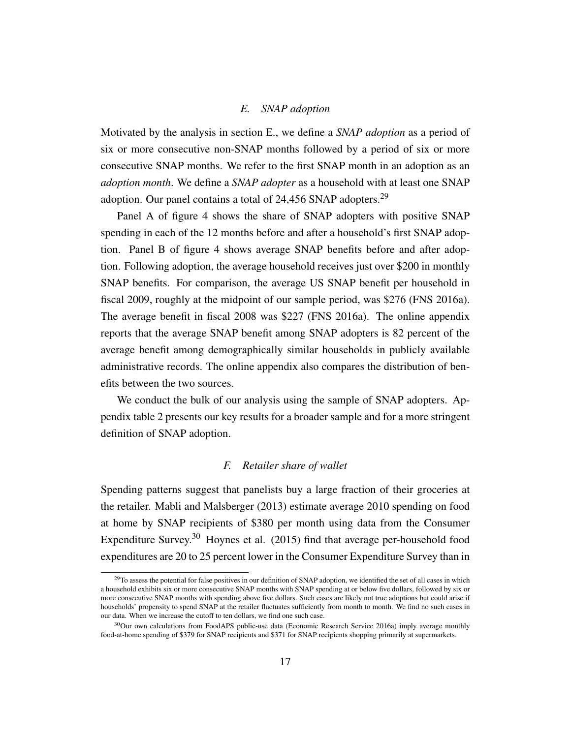### *E. SNAP adoption*

Motivated by the analysis in section E., we define a *SNAP adoption* as a period of six or more consecutive non-SNAP months followed by a period of six or more consecutive SNAP months. We refer to the first SNAP month in an adoption as an *adoption month*. We define a *SNAP adopter* as a household with at least one SNAP adoption. Our panel contains a total of 24,456 SNAP adopters.[29]

Panel A of figure 4 shows the share of SNAP adopters with positive SNAP spending in each of the 12 months before and after a household's first SNAP adoption. Panel B of figure 4 shows average SNAP benefits before and after adoption. Following adoption, the average household receives just over $200 in monthly SNAP benefits. For comparison, the average US SNAP benefit per household in fiscal 2009, roughly at the midpoint of our sample period, was $276 (FNS 2016a). The average benefit in fiscal 2008 was $227 (FNS 2016a). The online appendix reports that the average SNAP benefit among SNAP adopters is 82 percent of the average benefit among demographically similar households in publicly available administrative records. The online appendix also compares the distribution of benefits between the two sources.

We conduct the bulk of our analysis using the sample of SNAP adopters. Appendix table 2 presents our key results for a broader sample and for a more stringent definition of SNAP adoption.

### *F. Retailer share of wallet*

Spending patterns suggest that panelists buy a large fraction of their groceries at the retailer. Mabli and Malsberger (2013) estimate average 2010 spending on food at home by SNAP recipients of $380 per month using data from the Consumer Expenditure Survey.[30] Hoynes et al. (2015) find that average per-household food expenditures are 20 to 25 percent lower in the Consumer Expenditure Survey than in

---

[29] To assess the potential for false positives in our definition of SNAP adoption, we identified the set of all cases in which a household exhibits six or more consecutive SNAP months with SNAP spending at or below five dollars, followed by six or more consecutive SNAP months with spending above five dollars. Such cases are likely not true adoptions but could arise if households' propensity to spend SNAP at the retailer fluctuates sufficiently from month to month. We find no such cases in our data. When we increase the cutoff to ten dollars, we find one such case.

[30] Our own calculations from FoodAPS public-use data (Economic Research Service 2016a) imply average monthly food-at-home spending of $379 for SNAP recipients and $371 for SNAP recipients shopping primarily at supermarkets.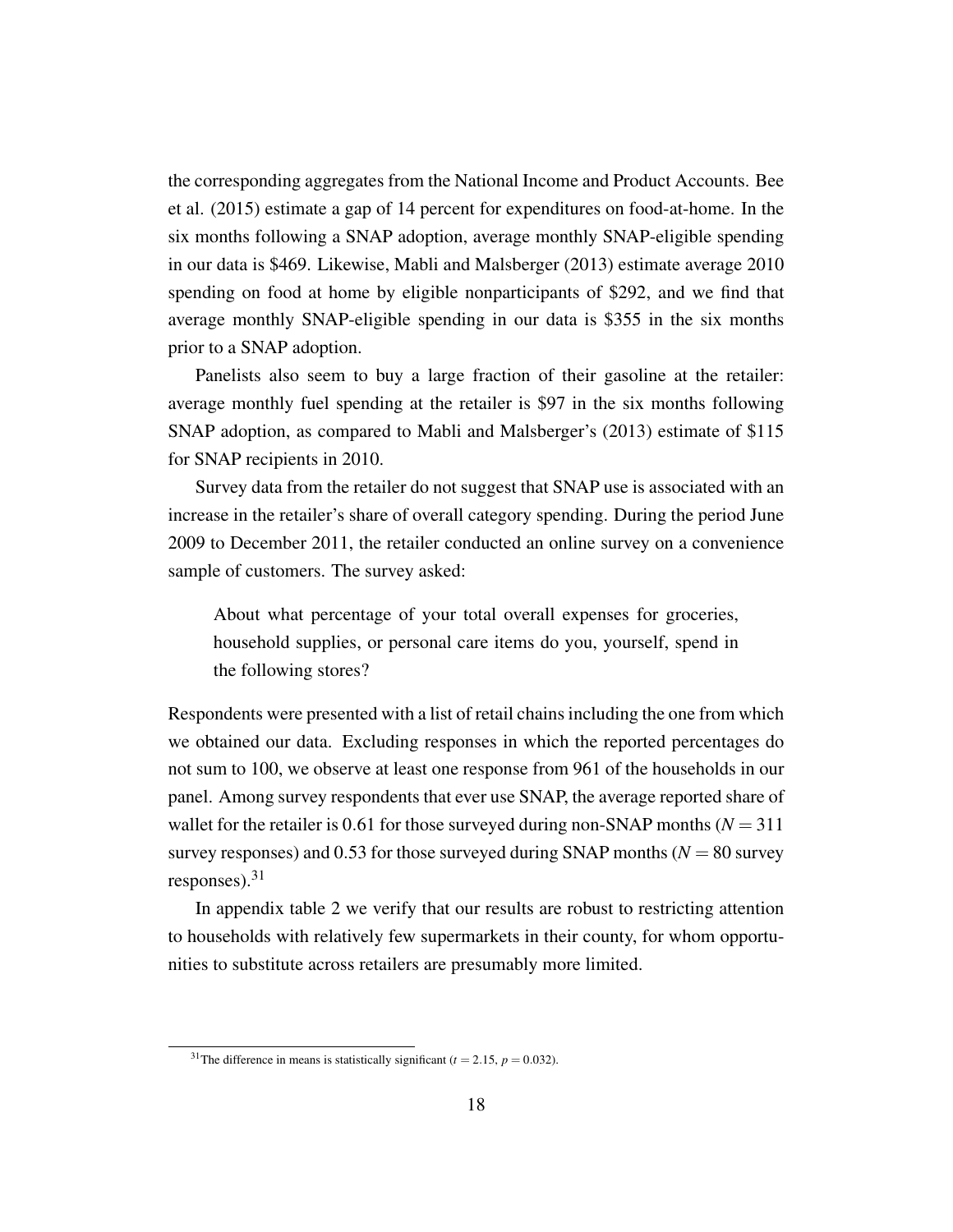the corresponding aggregates from the National Income and Product Accounts. Bee et al. (2015) estimate a gap of 14 percent for expenditures on food-at-home. In the six months following a SNAP adoption, average monthly SNAP-eligible spending in our data is \$469. Likewise, Mabli and Malsberger (2013) estimate average 2010 spending on food at home by eligible nonparticipants of \$292, and we find that average monthly SNAP-eligible spending in our data is \$355 in the six months prior to a SNAP adoption.

Panelists also seem to buy a large fraction of their gasoline at the retailer: average monthly fuel spending at the retailer is \$97 in the six months following SNAP adoption, as compared to Mabli and Malsberger's (2013) estimate of \$115 for SNAP recipients in 2010.

Survey data from the retailer do not suggest that SNAP use is associated with an increase in the retailer's share of overall category spending. During the period June 2009 to December 2011, the retailer conducted an online survey on a convenience sample of customers. The survey asked:

> About what percentage of your total overall expenses for groceries, household supplies, or personal care items do you, yourself, spend in the following stores?

Respondents were presented with a list of retail chains including the one from which we obtained our data. Excluding responses in which the reported percentages do not sum to 100, we observe at least one response from 961 of the households in our panel. Among survey respondents that ever use SNAP, the average reported share of wallet for the retailer is 0.61 for those surveyed during non-SNAP months ($N = 311$ survey responses) and 0.53 for those surveyed during SNAP months ($N = 80$ survey responses).[31]

In appendix table 2 we verify that our results are robust to restricting attention to households with relatively few supermarkets in their county, for whom opportunities to substitute across retailers are presumably more limited.

[31] The difference in means is statistically significant ($t = 2.15$, $p = 0.032$).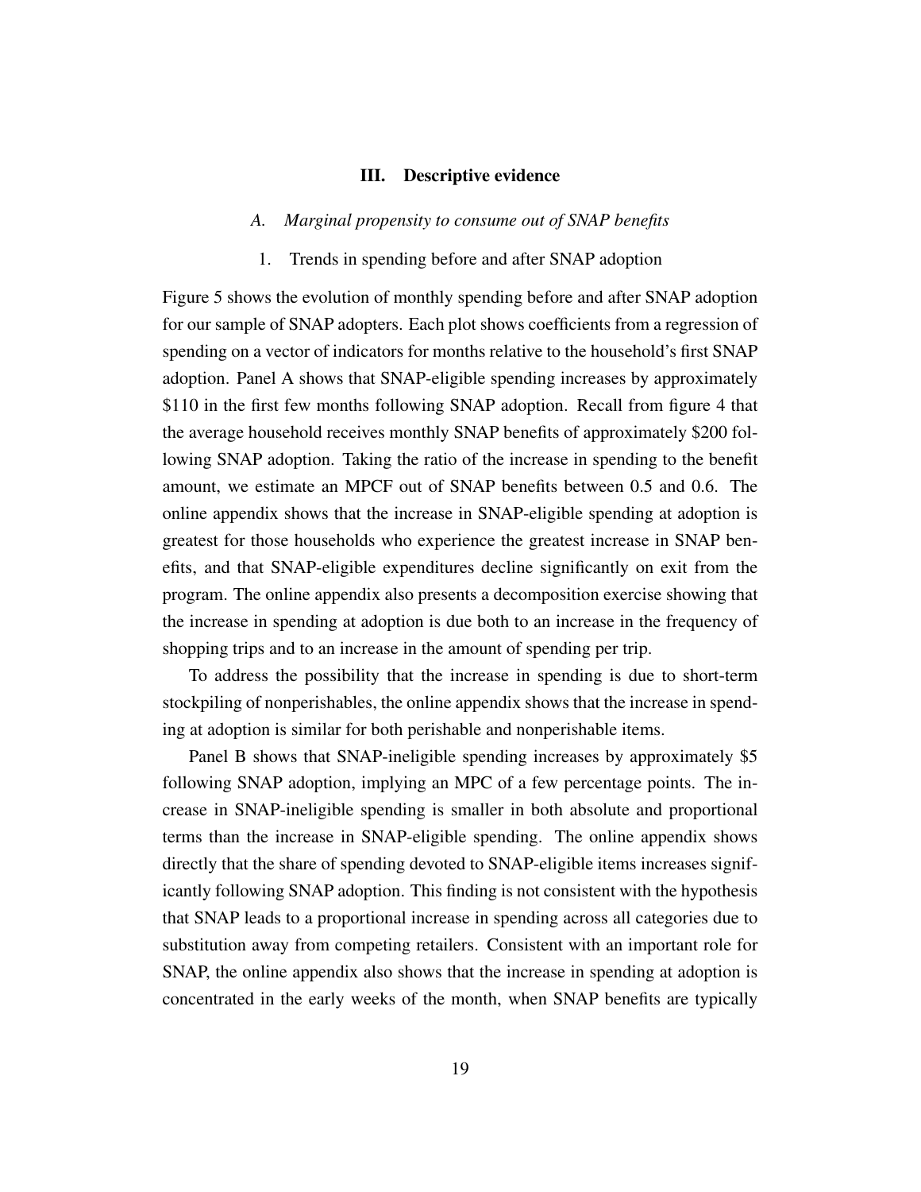## III. Descriptive evidence

### *A. Marginal propensity to consume out of SNAP benefits*

#### 1. Trends in spending before and after SNAP adoption

Figure 5 shows the evolution of monthly spending before and after SNAP adoption for our sample of SNAP adopters. Each plot shows coefficients from a regression of spending on a vector of indicators for months relative to the household's first SNAP adoption. Panel A shows that SNAP-eligible spending increases by approximately \$110 in the first few months following SNAP adoption. Recall from figure 4 that the average household receives monthly SNAP benefits of approximately \$200 following SNAP adoption. Taking the ratio of the increase in spending to the benefit amount, we estimate an MPCF out of SNAP benefits between 0.5 and 0.6. The online appendix shows that the increase in SNAP-eligible spending at adoption is greatest for those households who experience the greatest increase in SNAP benefits, and that SNAP-eligible expenditures decline significantly on exit from the program. The online appendix also presents a decomposition exercise showing that the increase in spending at adoption is due both to an increase in the frequency of shopping trips and to an increase in the amount of spending per trip.

To address the possibility that the increase in spending is due to short-term stockpiling of nonperishables, the online appendix shows that the increase in spending at adoption is similar for both perishable and nonperishable items.

Panel B shows that SNAP-ineligible spending increases by approximately \$5 following SNAP adoption, implying an MPC of a few percentage points. The increase in SNAP-ineligible spending is smaller in both absolute and proportional terms than the increase in SNAP-eligible spending. The online appendix shows directly that the share of spending devoted to SNAP-eligible items increases significantly following SNAP adoption. This finding is not consistent with the hypothesis that SNAP leads to a proportional increase in spending across all categories due to substitution away from competing retailers. Consistent with an important role for SNAP, the online appendix also shows that the increase in spending at adoption is concentrated in the early weeks of the month, when SNAP benefits are typically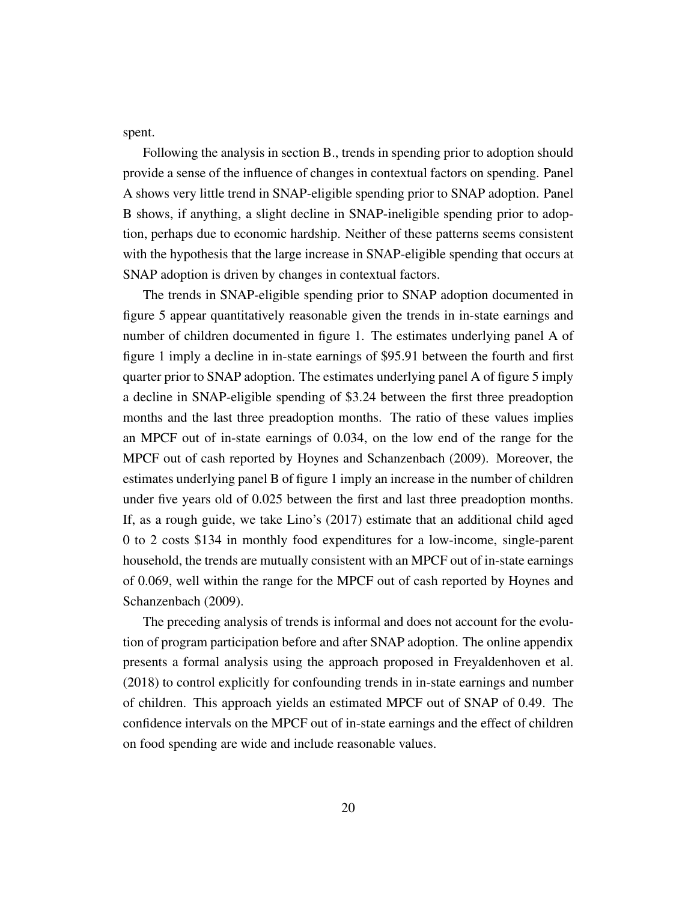spent.

Following the analysis in section B., trends in spending prior to adoption should provide a sense of the influence of changes in contextual factors on spending. Panel A shows very little trend in SNAP-eligible spending prior to SNAP adoption. Panel B shows, if anything, a slight decline in SNAP-ineligible spending prior to adoption, perhaps due to economic hardship. Neither of these patterns seems consistent with the hypothesis that the large increase in SNAP-eligible spending that occurs at SNAP adoption is driven by changes in contextual factors.

The trends in SNAP-eligible spending prior to SNAP adoption documented in figure 5 appear quantitatively reasonable given the trends in in-state earnings and number of children documented in figure 1. The estimates underlying panel A of figure 1 imply a decline in in-state earnings of \$95.91 between the fourth and first quarter prior to SNAP adoption. The estimates underlying panel A of figure 5 imply a decline in SNAP-eligible spending of \$3.24 between the first three preadoption months and the last three preadoption months. The ratio of these values implies an MPCF out of in-state earnings of 0.034, on the low end of the range for the MPCF out of cash reported by Hoynes and Schanzenbach (2009). Moreover, the estimates underlying panel B of figure 1 imply an increase in the number of children under five years old of 0.025 between the first and last three preadoption months. If, as a rough guide, we take Lino's (2017) estimate that an additional child aged 0 to 2 costs \$134 in monthly food expenditures for a low-income, single-parent household, the trends are mutually consistent with an MPCF out of in-state earnings of 0.069, well within the range for the MPCF out of cash reported by Hoynes and Schanzenbach (2009).

The preceding analysis of trends is informal and does not account for the evolution of program participation before and after SNAP adoption. The online appendix presents a formal analysis using the approach proposed in Freyaldenhoven et al. (2018) to control explicitly for confounding trends in in-state earnings and number of children. This approach yields an estimated MPCF out of SNAP of 0.49. The confidence intervals on the MPCF out of in-state earnings and the effect of children on food spending are wide and include reasonable values.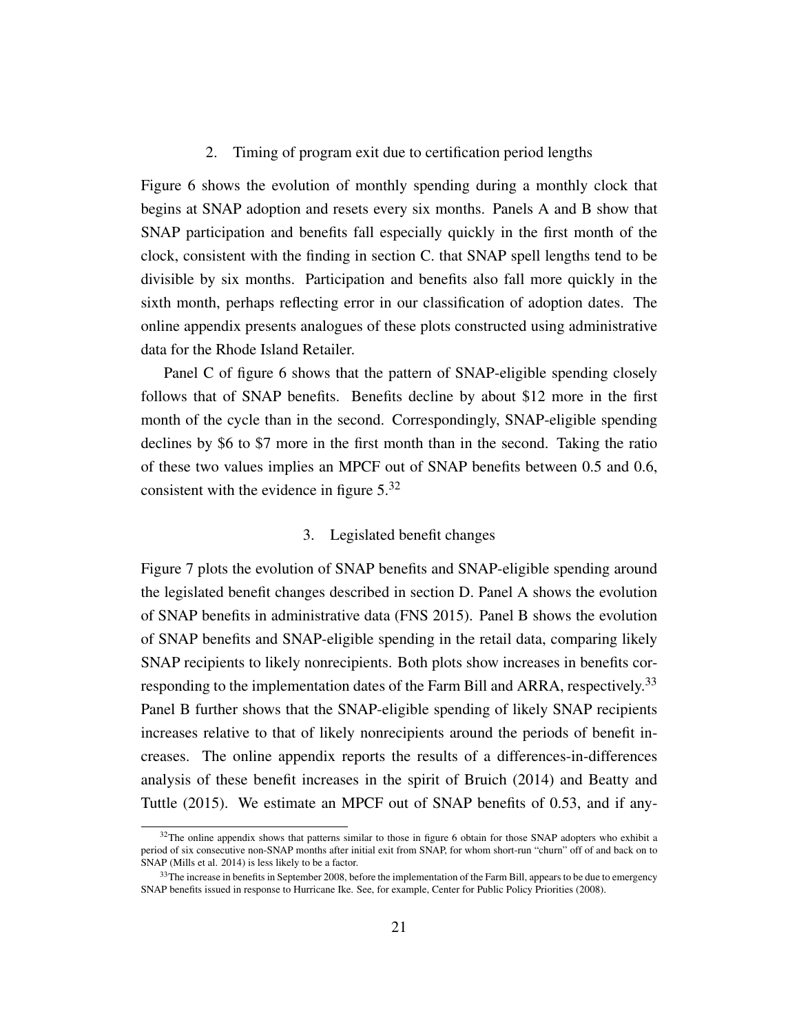### 2. Timing of program exit due to certification period lengths

Figure 6 shows the evolution of monthly spending during a monthly clock that begins at SNAP adoption and resets every six months. Panels A and B show that SNAP participation and benefits fall especially quickly in the first month of the clock, consistent with the finding in section C. that SNAP spell lengths tend to be divisible by six months. Participation and benefits also fall more quickly in the sixth month, perhaps reflecting error in our classification of adoption dates. The online appendix presents analogues of these plots constructed using administrative data for the Rhode Island Retailer.

Panel C of figure 6 shows that the pattern of SNAP-eligible spending closely follows that of SNAP benefits. Benefits decline by about $12 more in the first month of the cycle than in the second. Correspondingly, SNAP-eligible spending declines by $6 to $7 more in the first month than in the second. Taking the ratio of these two values implies an MPCF out of SNAP benefits between 0.5 and 0.6, consistent with the evidence in figure 5.[32]

### 3. Legislated benefit changes

Figure 7 plots the evolution of SNAP benefits and SNAP-eligible spending around the legislated benefit changes described in section D. Panel A shows the evolution of SNAP benefits in administrative data (FNS 2015). Panel B shows the evolution of SNAP benefits and SNAP-eligible spending in the retail data, comparing likely SNAP recipients to likely nonrecipients. Both plots show increases in benefits corresponding to the implementation dates of the Farm Bill and ARRA, respectively.[33] Panel B further shows that the SNAP-eligible spending of likely SNAP recipients increases relative to that of likely nonrecipients around the periods of benefit increases. The online appendix reports the results of a differences-in-differences analysis of these benefit increases in the spirit of Bruich (2014) and Beatty and Tuttle (2015). We estimate an MPCF out of SNAP benefits of 0.53, and if any-

[32] The online appendix shows that patterns similar to those in figure 6 obtain for those SNAP adopters who exhibit a period of six consecutive non-SNAP months after initial exit from SNAP, for whom short-run "churn" off of and back on to SNAP (Mills et al. 2014) is less likely to be a factor.

[33] The increase in benefits in September 2008, before the implementation of the Farm Bill, appears to be due to emergency SNAP benefits issued in response to Hurricane Ike. See, for example, Center for Public Policy Priorities (2008).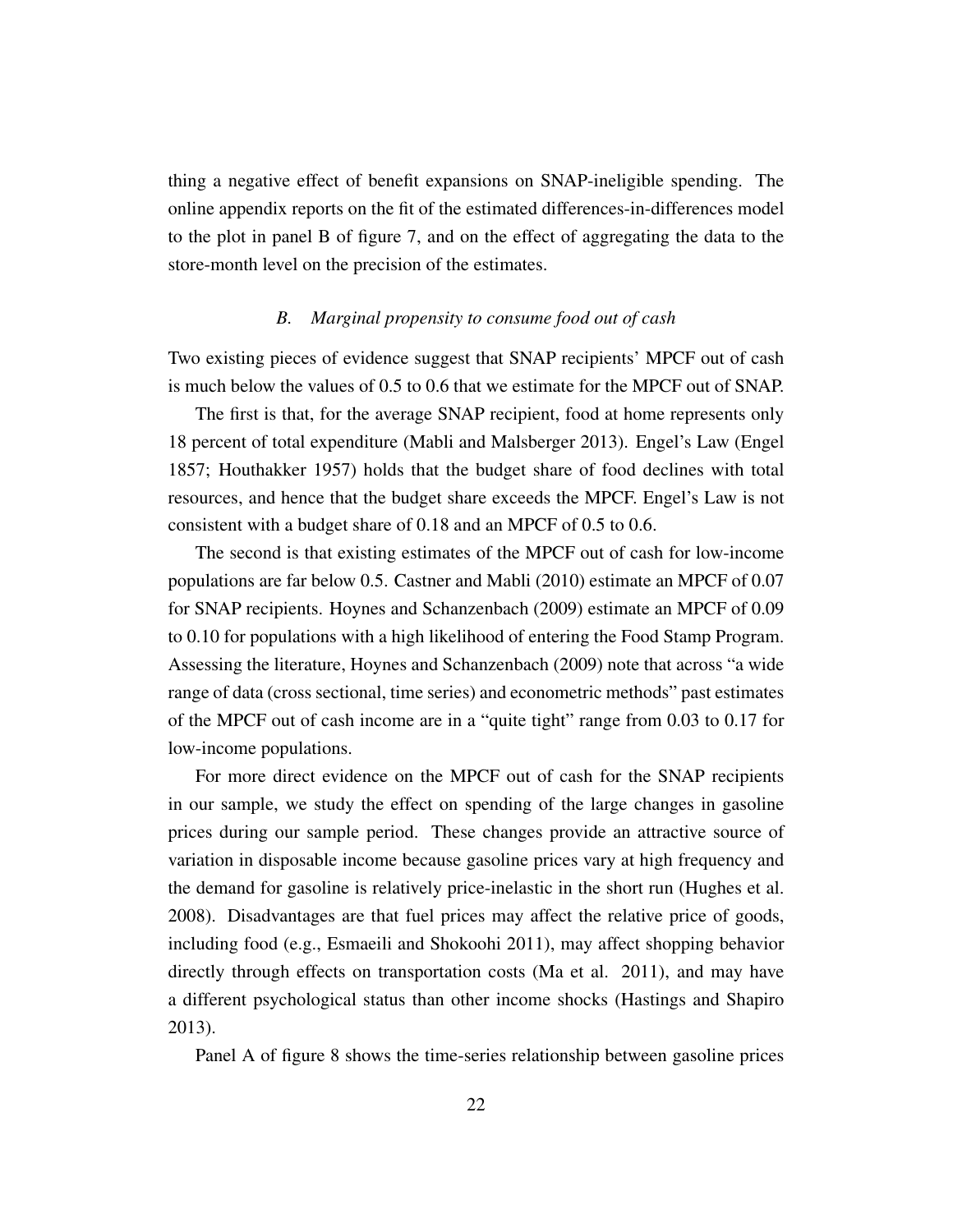thing a negative effect of benefit expansions on SNAP-ineligible spending. The online appendix reports on the fit of the estimated differences-in-differences model to the plot in panel B of figure 7, and on the effect of aggregating the data to the store-month level on the precision of the estimates.

### *B. Marginal propensity to consume food out of cash*

Two existing pieces of evidence suggest that SNAP recipients' MPCF out of cash is much below the values of 0.5 to 0.6 that we estimate for the MPCF out of SNAP.

The first is that, for the average SNAP recipient, food at home represents only 18 percent of total expenditure (Mabli and Malsberger 2013). Engel's Law (Engel 1857; Houthakker 1957) holds that the budget share of food declines with total resources, and hence that the budget share exceeds the MPCF. Engel's Law is not consistent with a budget share of 0.18 and an MPCF of 0.5 to 0.6.

The second is that existing estimates of the MPCF out of cash for low-income populations are far below 0.5. Castner and Mabli (2010) estimate an MPCF of 0.07 for SNAP recipients. Hoynes and Schanzenbach (2009) estimate an MPCF of 0.09 to 0.10 for populations with a high likelihood of entering the Food Stamp Program. Assessing the literature, Hoynes and Schanzenbach (2009) note that across "a wide range of data (cross sectional, time series) and econometric methods" past estimates of the MPCF out of cash income are in a "quite tight" range from 0.03 to 0.17 for low-income populations.

For more direct evidence on the MPCF out of cash for the SNAP recipients in our sample, we study the effect on spending of the large changes in gasoline prices during our sample period. These changes provide an attractive source of variation in disposable income because gasoline prices vary at high frequency and the demand for gasoline is relatively price-inelastic in the short run (Hughes et al. 2008). Disadvantages are that fuel prices may affect the relative price of goods, including food (e.g., Esmaeili and Shokoohi 2011), may affect shopping behavior directly through effects on transportation costs (Ma et al. 2011), and may have a different psychological status than other income shocks (Hastings and Shapiro 2013).

Panel A of figure 8 shows the time-series relationship between gasoline prices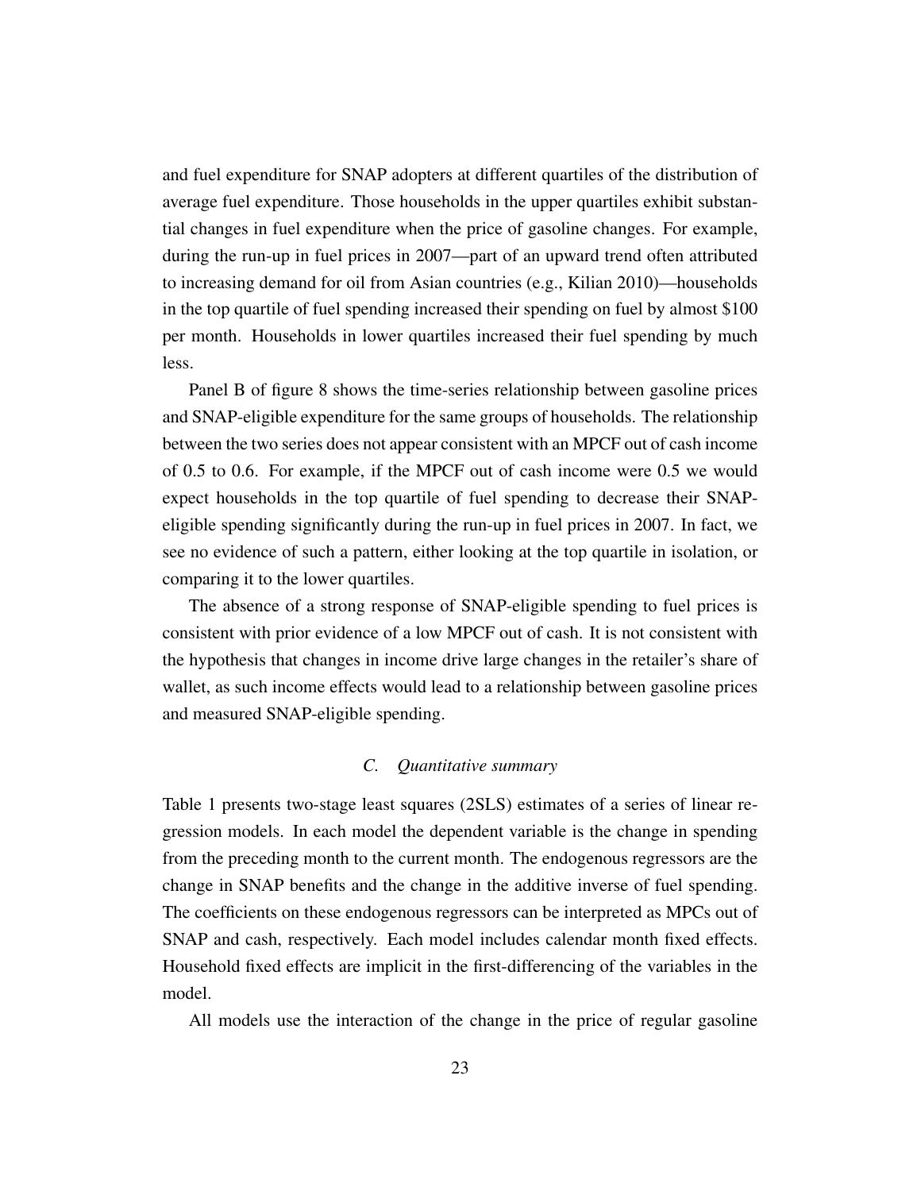and fuel expenditure for SNAP adopters at different quartiles of the distribution of average fuel expenditure. Those households in the upper quartiles exhibit substantial changes in fuel expenditure when the price of gasoline changes. For example, during the run-up in fuel prices in 2007—part of an upward trend often attributed to increasing demand for oil from Asian countries (e.g., Kilian 2010)—households in the top quartile of fuel spending increased their spending on fuel by almost $100 per month. Households in lower quartiles increased their fuel spending by much less.

Panel B of figure 8 shows the time-series relationship between gasoline prices and SNAP-eligible expenditure for the same groups of households. The relationship between the two series does not appear consistent with an MPCF out of cash income of 0.5 to 0.6. For example, if the MPCF out of cash income were 0.5 we would expect households in the top quartile of fuel spending to decrease their SNAP-eligible spending significantly during the run-up in fuel prices in 2007. In fact, we see no evidence of such a pattern, either looking at the top quartile in isolation, or comparing it to the lower quartiles.

The absence of a strong response of SNAP-eligible spending to fuel prices is consistent with prior evidence of a low MPCF out of cash. It is not consistent with the hypothesis that changes in income drive large changes in the retailer's share of wallet, as such income effects would lead to a relationship between gasoline prices and measured SNAP-eligible spending.

### *C. Quantitative summary*

Table 1 presents two-stage least squares (2SLS) estimates of a series of linear regression models. In each model the dependent variable is the change in spending from the preceding month to the current month. The endogenous regressors are the change in SNAP benefits and the change in the additive inverse of fuel spending. The coefficients on these endogenous regressors can be interpreted as MPCs out of SNAP and cash, respectively. Each model includes calendar month fixed effects. Household fixed effects are implicit in the first-differencing of the variables in the model.

All models use the interaction of the change in the price of regular gasoline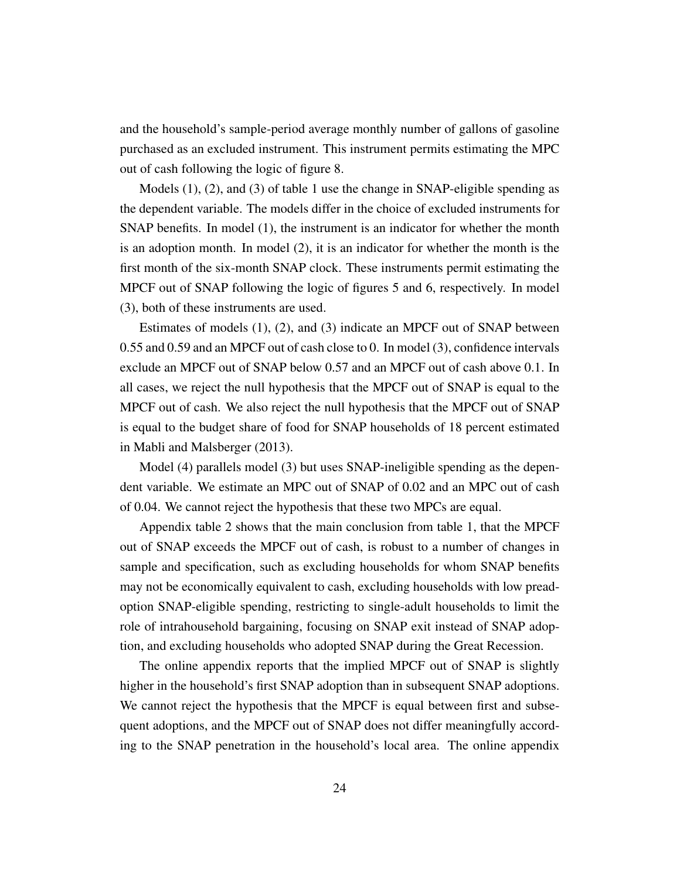and the household's sample-period average monthly number of gallons of gasoline purchased as an excluded instrument. This instrument permits estimating the MPC out of cash following the logic of figure 8.

Models (1), (2), and (3) of table 1 use the change in SNAP-eligible spending as the dependent variable. The models differ in the choice of excluded instruments for SNAP benefits. In model (1), the instrument is an indicator for whether the month is an adoption month. In model (2), it is an indicator for whether the month is the first month of the six-month SNAP clock. These instruments permit estimating the MPCF out of SNAP following the logic of figures 5 and 6, respectively. In model (3), both of these instruments are used.

Estimates of models (1), (2), and (3) indicate an MPCF out of SNAP between 0.55 and 0.59 and an MPCF out of cash close to 0. In model (3), confidence intervals exclude an MPCF out of SNAP below 0.57 and an MPCF out of cash above 0.1. In all cases, we reject the null hypothesis that the MPCF out of SNAP is equal to the MPCF out of cash. We also reject the null hypothesis that the MPCF out of SNAP is equal to the budget share of food for SNAP households of 18 percent estimated in Mabli and Malsberger (2013).

Model (4) parallels model (3) but uses SNAP-ineligible spending as the dependent variable. We estimate an MPC out of SNAP of 0.02 and an MPC out of cash of 0.04. We cannot reject the hypothesis that these two MPCs are equal.

Appendix table 2 shows that the main conclusion from table 1, that the MPCF out of SNAP exceeds the MPCF out of cash, is robust to a number of changes in sample and specification, such as excluding households for whom SNAP benefits may not be economically equivalent to cash, excluding households with low preadoption SNAP-eligible spending, restricting to single-adult households to limit the role of intrahousehold bargaining, focusing on SNAP exit instead of SNAP adoption, and excluding households who adopted SNAP during the Great Recession.

The online appendix reports that the implied MPCF out of SNAP is slightly higher in the household's first SNAP adoption than in subsequent SNAP adoptions. We cannot reject the hypothesis that the MPCF is equal between first and subsequent adoptions, and the MPCF out of SNAP does not differ meaningfully according to the SNAP penetration in the household's local area. The online appendix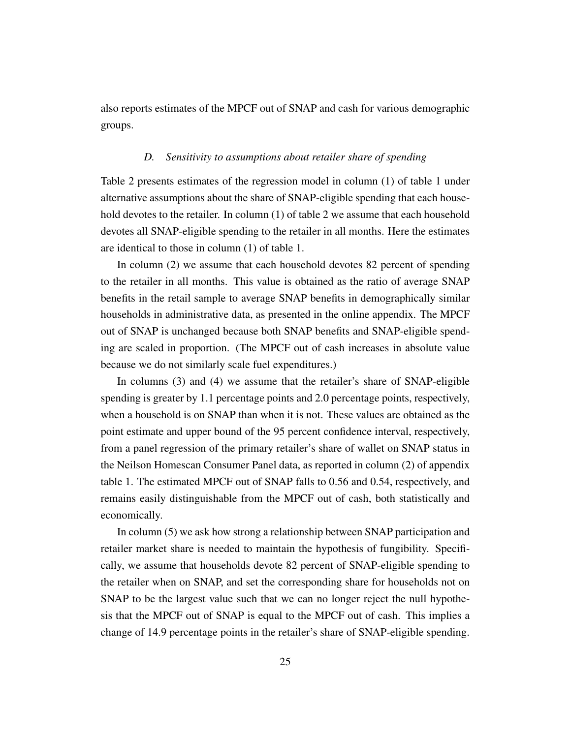also reports estimates of the MPCF out of SNAP and cash for various demographic groups.

### *D. Sensitivity to assumptions about retailer share of spending*

Table 2 presents estimates of the regression model in column (1) of table 1 under alternative assumptions about the share of SNAP-eligible spending that each household devotes to the retailer. In column (1) of table 2 we assume that each household devotes all SNAP-eligible spending to the retailer in all months. Here the estimates are identical to those in column (1) of table 1.

In column (2) we assume that each household devotes 82 percent of spending to the retailer in all months. This value is obtained as the ratio of average SNAP benefits in the retail sample to average SNAP benefits in demographically similar households in administrative data, as presented in the online appendix. The MPCF out of SNAP is unchanged because both SNAP benefits and SNAP-eligible spending are scaled in proportion. (The MPCF out of cash increases in absolute value because we do not similarly scale fuel expenditures.)

In columns (3) and (4) we assume that the retailer's share of SNAP-eligible spending is greater by 1.1 percentage points and 2.0 percentage points, respectively, when a household is on SNAP than when it is not. These values are obtained as the point estimate and upper bound of the 95 percent confidence interval, respectively, from a panel regression of the primary retailer's share of wallet on SNAP status in the Neilson Homescan Consumer Panel data, as reported in column (2) of appendix table 1. The estimated MPCF out of SNAP falls to 0.56 and 0.54, respectively, and remains easily distinguishable from the MPCF out of cash, both statistically and economically.

In column (5) we ask how strong a relationship between SNAP participation and retailer market share is needed to maintain the hypothesis of fungibility. Specifically, we assume that households devote 82 percent of SNAP-eligible spending to the retailer when on SNAP, and set the corresponding share for households not on SNAP to be the largest value such that we can no longer reject the null hypothesis that the MPCF out of SNAP is equal to the MPCF out of cash. This implies a change of 14.9 percentage points in the retailer's share of SNAP-eligible spending.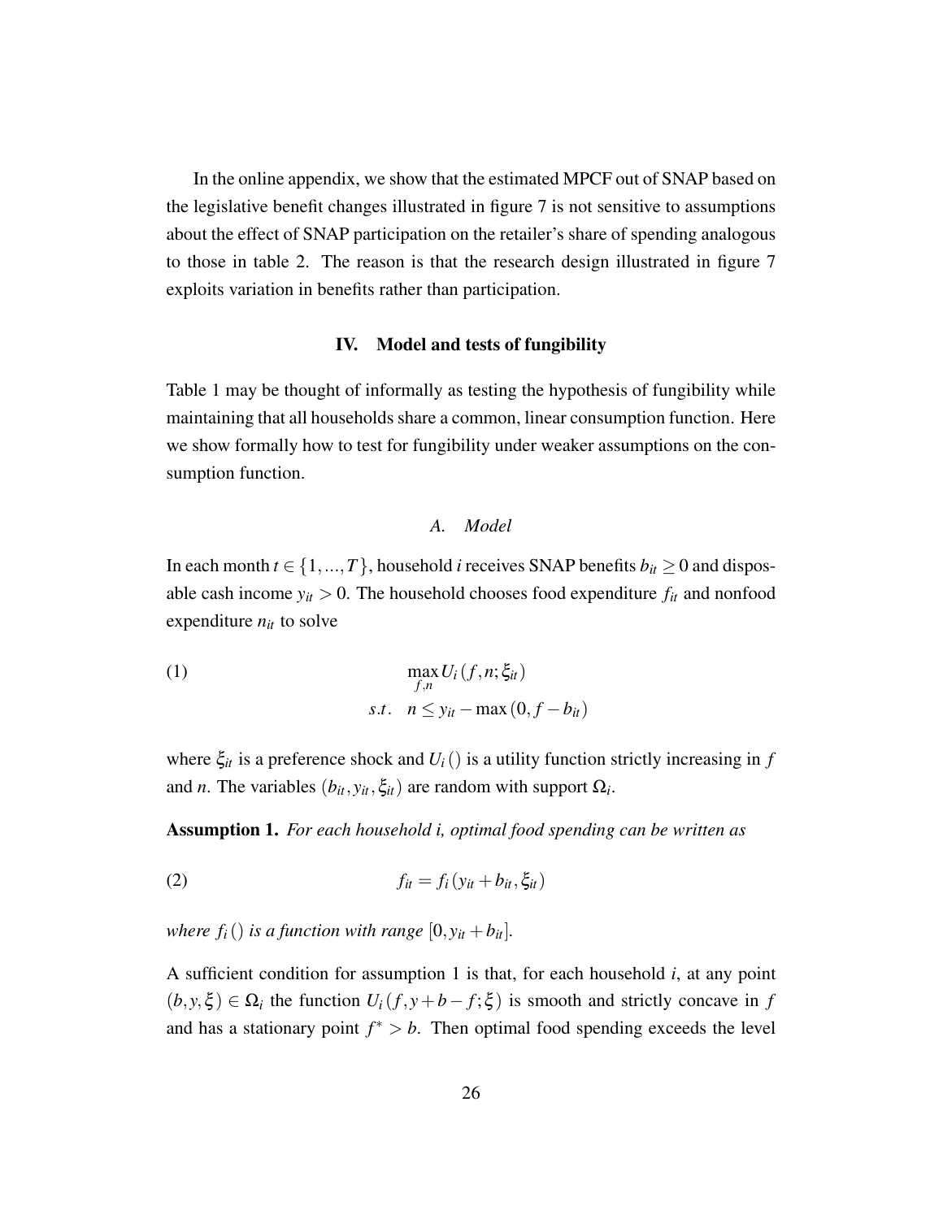In the online appendix, we show that the estimated MPCF out of SNAP based on the legislative benefit changes illustrated in figure 7 is not sensitive to assumptions about the effect of SNAP participation on the retailer's share of spending analogous to those in table 2. The reason is that the research design illustrated in figure 7 exploits variation in benefits rather than participation.

## IV. Model and tests of fungibility

Table 1 may be thought of informally as testing the hypothesis of fungibility while maintaining that all households share a common, linear consumption function. Here we show formally how to test for fungibility under weaker assumptions on the consumption function.

### *A. Model*

In each month $t \in \{1, ..., T\}$, household $i$ receives SNAP benefits $b_{it} \geq 0$ and disposable cash income $y_{it} > 0$. The household chooses food expenditure $f_{it}$ and nonfood expenditure $n_{it}$ to solve

$$\max_{f,n} U_i(f, n; \xi_{it}) \quad (1)$$
$$s.t. \quad n \leq y_{it} - \max(0, f - b_{it})$$

where $\xi_{it}$ is a preference shock and $U_i()$ is a utility function strictly increasing in $f$ and $n$. The variables $(b_{it}, y_{it}, \xi_{it})$ are random with support $\Omega_i$.

**Assumption 1.** *For each household i, optimal food spending can be written as*

$$f_{it} = f_i(y_{it} + b_{it}, \xi_{it}) \quad (2)$$

*where $f_i()$ is a function with range $[0, y_{it} + b_{it}]$.*

A sufficient condition for assumption 1 is that, for each household $i$, at any point $(b, y, \xi) \in \Omega_i$ the function $U_i(f, y + b - f; \xi)$ is smooth and strictly concave in $f$ and has a stationary point $f^* > b$. Then optimal food spending exceeds the level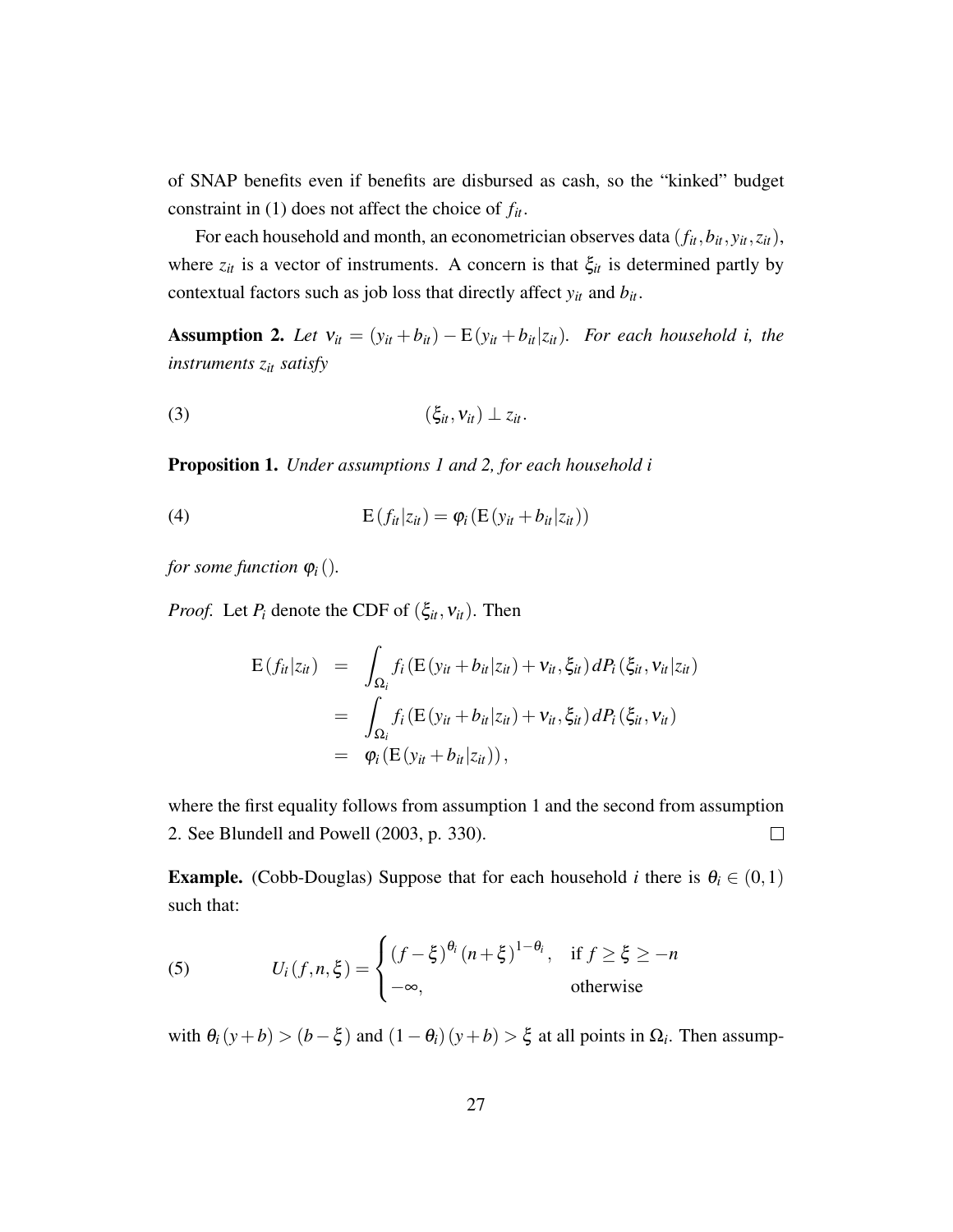of SNAP benefits even if benefits are disbursed as cash, so the "kinked" budget constraint in (1) does not affect the choice of $f_{it}$.

For each household and month, an econometrician observes data $(f_{it}, b_{it}, y_{it}, z_{it})$, where $z_{it}$ is a vector of instruments. A concern is that $\xi_{it}$ is determined partly by contextual factors such as job loss that directly affect $y_{it}$ and $b_{it}$.

**Assumption 2.** *Let* $\nu_{it} = (y_{it} + b_{it}) - \mathrm{E}(y_{it} + b_{it}|z_{it})$*. For each household i, the instruments* $z_{it}$ *satisfy*

$$(\xi_{it}, \nu_{it}) \perp z_{it}. \tag{3}$$

**Proposition 1.** *Under assumptions 1 and 2, for each household i*

$$\mathrm{E}(f_{it}|z_{it}) = \varphi_i(\mathrm{E}(y_{it} + b_{it}|z_{it})) \tag{4}$$

*for some function* $\varphi_i()$.

*Proof.* Let $P_i$ denote the CDF of $(\xi_{it}, \nu_{it})$. Then

$$\begin{aligned}
\mathrm{E}(f_{it}|z_{it}) &= \int_{\Omega_i} f_i(\mathrm{E}(y_{it} + b_{it}|z_{it}) + \nu_{it}, \xi_{it})\, dP_i(\xi_{it}, \nu_{it}|z_{it}) \\
&= \int_{\Omega_i} f_i(\mathrm{E}(y_{it} + b_{it}|z_{it}) + \nu_{it}, \xi_{it})\, dP_i(\xi_{it}, \nu_{it}) \\
&= \varphi_i(\mathrm{E}(y_{it} + b_{it}|z_{it})),
\end{aligned}$$

where the first equality follows from assumption 1 and the second from assumption 2. See Blundell and Powell (2003, p. 330). $\square$

**Example.** (Cobb-Douglas) Suppose that for each household $i$ there is $\theta_i \in (0,1)$ such that:

$$U_i(f, n, \xi) = \begin{cases} (f - \xi)^{\theta_i} (n + \xi)^{1-\theta_i}, & \text{if } f \geq \xi \geq -n \\ -\infty, & \text{otherwise} \end{cases} \tag{5}$$

with $\theta_i(y + b) > (b - \xi)$ and $(1 - \theta_i)(y + b) > \xi$ at all points in $\Omega_i$. Then assump-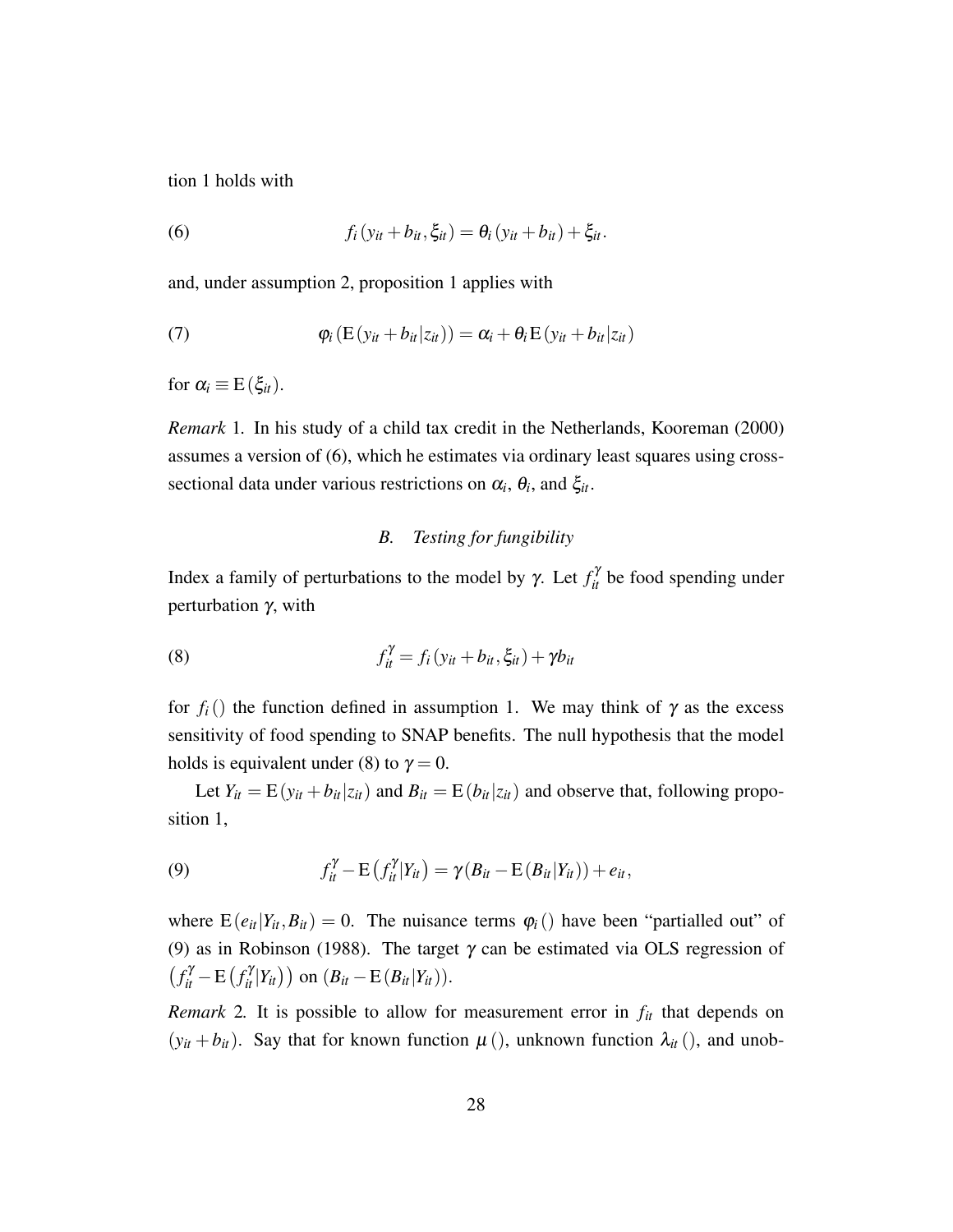tion 1 holds with

$$f_i(y_{it} + b_{it}, \xi_{it}) = \theta_i(y_{it} + b_{it}) + \xi_{it}. \tag{6}$$

and, under assumption 2, proposition 1 applies with

$$\varphi_i(\mathrm{E}(y_{it} + b_{it}|z_{it})) = \alpha_i + \theta_i \mathrm{E}(y_{it} + b_{it}|z_{it}) \tag{7}$$

for $\alpha_i \equiv \mathrm{E}(\xi_{it})$.

*Remark* 1. In his study of a child tax credit in the Netherlands, Kooreman (2000) assumes a version of (6), which he estimates via ordinary least squares using cross-sectional data under various restrictions on $\alpha_i$, $\theta_i$, and $\xi_{it}$.

### B. *Testing for fungibility*

Index a family of perturbations to the model by $\gamma$. Let $f_{it}^{\gamma}$ be food spending under perturbation $\gamma$, with

$$f_{it}^{\gamma} = f_i(y_{it} + b_{it}, \xi_{it}) + \gamma b_{it} \tag{8}$$

for $f_i()$ the function defined in assumption 1. We may think of $\gamma$ as the excess sensitivity of food spending to SNAP benefits. The null hypothesis that the model holds is equivalent under (8) to $\gamma = 0$.

Let $Y_{it} = \mathrm{E}(y_{it} + b_{it}|z_{it})$ and $B_{it} = \mathrm{E}(b_{it}|z_{it})$ and observe that, following proposition 1,

$$f_{it}^{\gamma} - \mathrm{E}(f_{it}^{\gamma}|Y_{it}) = \gamma(B_{it} - \mathrm{E}(B_{it}|Y_{it})) + e_{it}, \tag{9}$$

where $\mathrm{E}(e_{it}|Y_{it}, B_{it}) = 0$. The nuisance terms $\varphi_i()$ have been "partialled out" of (9) as in Robinson (1988). The target $\gamma$ can be estimated via OLS regression of $\left(f_{it}^{\gamma} - \mathrm{E}(f_{it}^{\gamma}|Y_{it})\right)$ on $(B_{it} - \mathrm{E}(B_{it}|Y_{it}))$.

*Remark* 2. It is possible to allow for measurement error in $f_{it}$ that depends on $(y_{it} + b_{it})$. Say that for known function $\mu()$, unknown function $\lambda_{it}()$, and unob-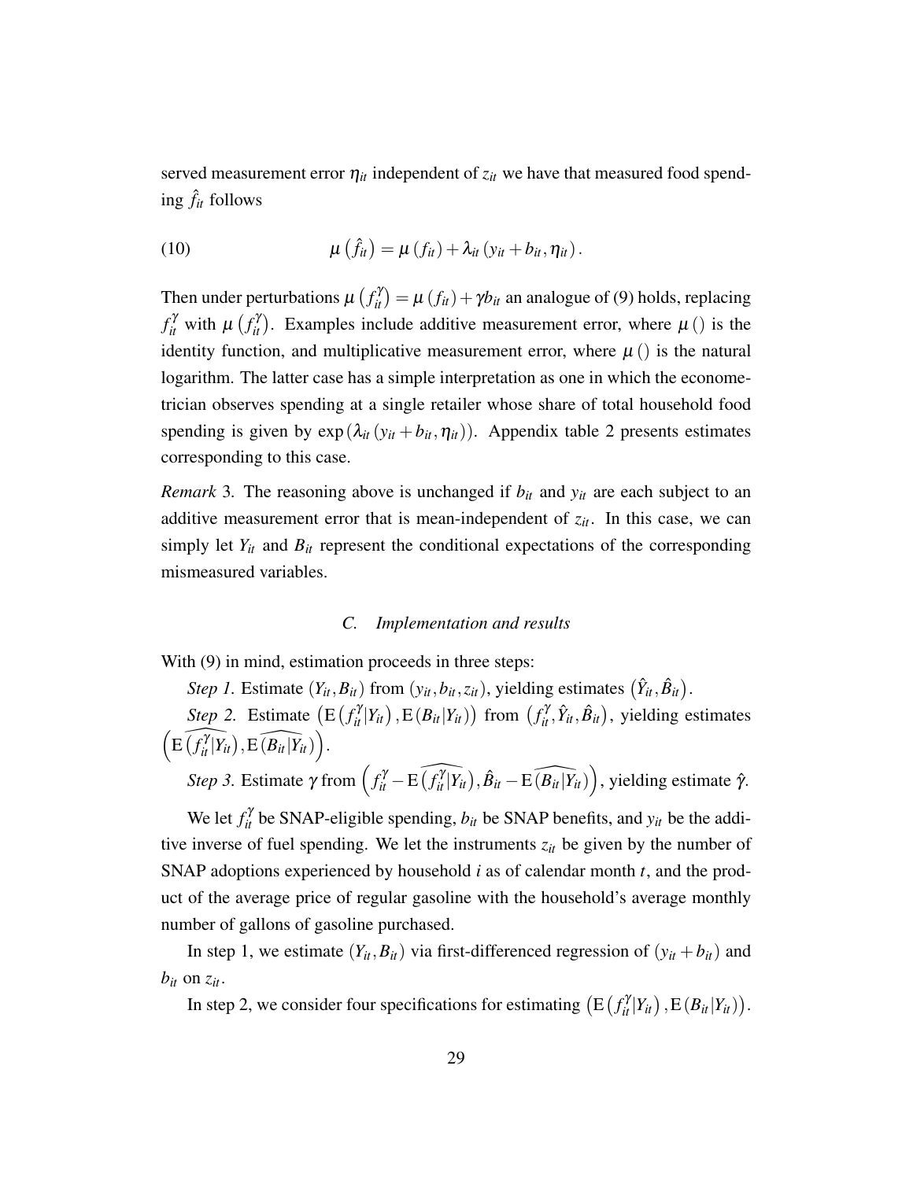served measurement error $\eta_{it}$ independent of $z_{it}$ we have that measured food spending $\hat{f}_{it}$ follows

$$\mu\left(\hat{f}_{it}\right) = \mu\left(f_{it}\right) + \lambda_{it}\left(y_{it} + b_{it}, \eta_{it}\right). \tag{10}$$

Then under perturbations $\mu\left(f_{it}^{\gamma}\right) = \mu\left(f_{it}\right) + \gamma b_{it}$ an analogue of (9) holds, replacing $f_{it}^{\gamma}$ with $\mu\left(f_{it}^{\gamma}\right)$. Examples include additive measurement error, where $\mu()$ is the identity function, and multiplicative measurement error, where $\mu()$ is the natural logarithm. The latter case has a simple interpretation as one in which the econometrician observes spending at a single retailer whose share of total household food spending is given by $\exp\left(\lambda_{it}\left(y_{it} + b_{it}, \eta_{it}\right)\right)$. Appendix table 2 presents estimates corresponding to this case.

*Remark* 3. The reasoning above is unchanged if $b_{it}$ and $y_{it}$ are each subject to an additive measurement error that is mean-independent of $z_{it}$. In this case, we can simply let $Y_{it}$ and $B_{it}$ represent the conditional expectations of the corresponding mismeasured variables.

### C. *Implementation and results*

With (9) in mind, estimation proceeds in three steps:

*Step 1.* Estimate $(Y_{it}, B_{it})$ from $(y_{it}, b_{it}, z_{it})$, yielding estimates $\left(\hat{Y}_{it}, \hat{B}_{it}\right)$.

*Step 2.* Estimate $\left(\mathrm{E}\left(f_{it}^{\gamma}|Y_{it}\right), \mathrm{E}\left(B_{it}|Y_{it}\right)\right)$ from $\left(f_{it}^{\gamma}, \hat{Y}_{it}, \hat{B}_{it}\right)$, yielding estimates $\left(\widehat{\mathrm{E}\left(f_{it}^{\gamma}|Y_{it}\right)}, \widehat{\mathrm{E}\left(B_{it}|Y_{it}\right)}\right)$.

*Step 3.* Estimate $\gamma$ from $\left(f_{it}^{\gamma} - \widehat{\mathrm{E}\left(f_{it}^{\gamma}|Y_{it}\right)}, \hat{B}_{it} - \widehat{\mathrm{E}\left(B_{it}|Y_{it}\right)}\right)$, yielding estimate $\hat{\gamma}$.

We let $f_{it}^{\gamma}$ be SNAP-eligible spending, $b_{it}$ be SNAP benefits, and $y_{it}$ be the additive inverse of fuel spending. We let the instruments $z_{it}$ be given by the number of SNAP adoptions experienced by household $i$ as of calendar month $t$, and the product of the average price of regular gasoline with the household's average monthly number of gallons of gasoline purchased.

In step 1, we estimate $(Y_{it}, B_{it})$ via first-differenced regression of $(y_{it} + b_{it})$ and $b_{it}$ on $z_{it}$.

In step 2, we consider four specifications for estimating $\left(\mathrm{E}\left(f_{it}^{\gamma}|Y_{it}\right), \mathrm{E}\left(B_{it}|Y_{it}\right)\right)$.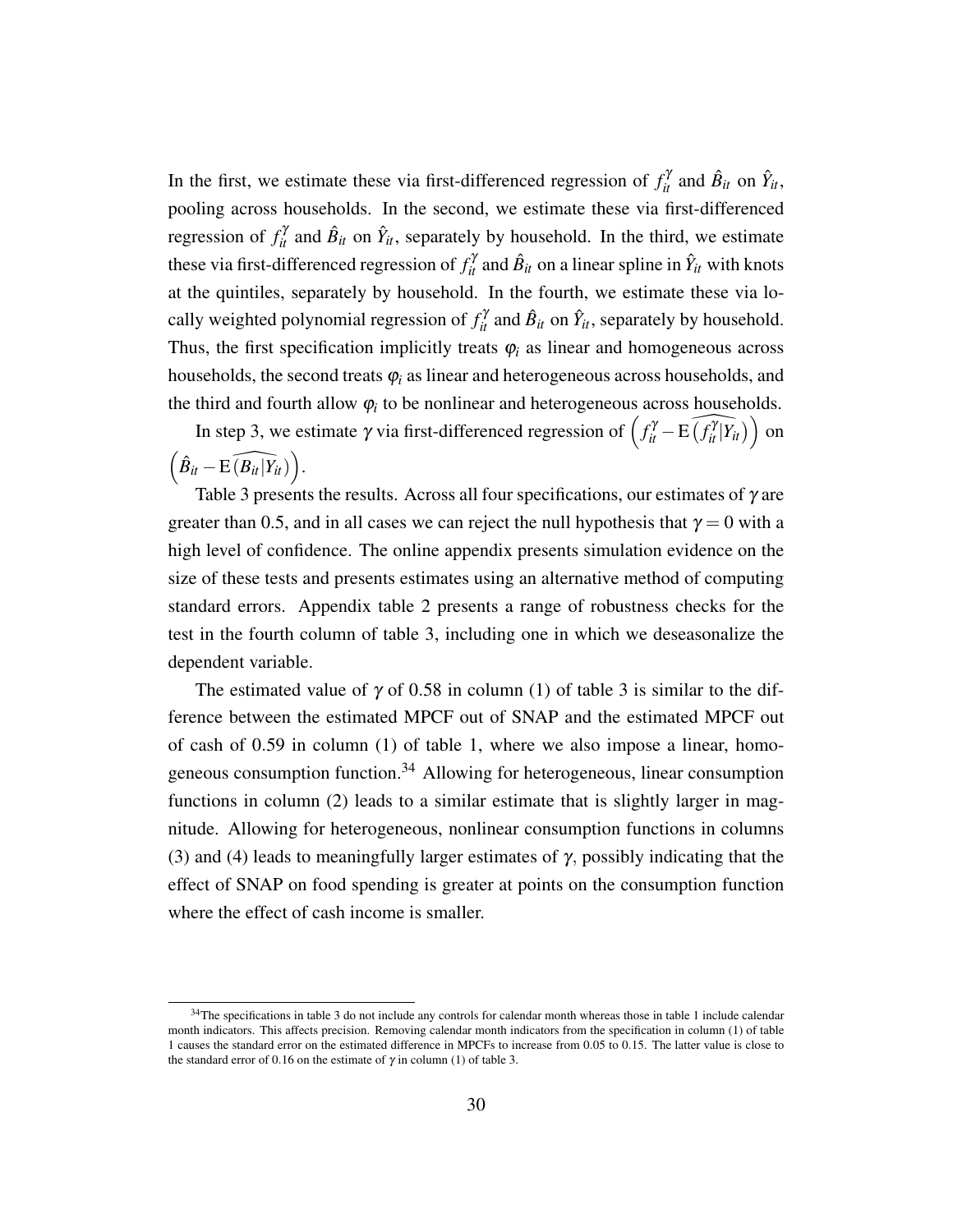In the first, we estimate these via first-differenced regression of $f_{it}^{\gamma}$ and $\hat{B}_{it}$ on $\hat{Y}_{it}$, pooling across households. In the second, we estimate these via first-differenced regression of $f_{it}^{\gamma}$ and $\hat{B}_{it}$ on $\hat{Y}_{it}$, separately by household. In the third, we estimate these via first-differenced regression of $f_{it}^{\gamma}$ and $\hat{B}_{it}$ on a linear spline in $\hat{Y}_{it}$ with knots at the quintiles, separately by household. In the fourth, we estimate these via locally weighted polynomial regression of $f_{it}^{\gamma}$ and $\hat{B}_{it}$ on $\hat{Y}_{it}$, separately by household. Thus, the first specification implicitly treats $\varphi_i$ as linear and homogeneous across households, the second treats $\varphi_i$ as linear and heterogeneous across households, and the third and fourth allow $\varphi_i$ to be nonlinear and heterogeneous across households.

In step 3, we estimate $\gamma$ via first-differenced regression of $\left(f_{it}^{\gamma} - \widehat{\mathrm{E}\left(f_{it}^{\gamma}|Y_{it}\right)}\right)$ on $\left(\hat{B}_{it} - \widehat{\mathrm{E}\left(B_{it}|Y_{it}\right)}\right)$.

Table 3 presents the results. Across all four specifications, our estimates of $\gamma$ are greater than 0.5, and in all cases we can reject the null hypothesis that $\gamma = 0$ with a high level of confidence. The online appendix presents simulation evidence on the size of these tests and presents estimates using an alternative method of computing standard errors. Appendix table 2 presents a range of robustness checks for the test in the fourth column of table 3, including one in which we deseasonalize the dependent variable.

The estimated value of $\gamma$ of 0.58 in column (1) of table 3 is similar to the difference between the estimated MPCF out of SNAP and the estimated MPCF out of cash of 0.59 in column (1) of table 1, where we also impose a linear, homogeneous consumption function.[34] Allowing for heterogeneous, linear consumption functions in column (2) leads to a similar estimate that is slightly larger in magnitude. Allowing for heterogeneous, nonlinear consumption functions in columns (3) and (4) leads to meaningfully larger estimates of $\gamma$, possibly indicating that the effect of SNAP on food spending is greater at points on the consumption function where the effect of cash income is smaller.

[34] The specifications in table 3 do not include any controls for calendar month whereas those in table 1 include calendar month indicators. This affects precision. Removing calendar month indicators from the specification in column (1) of table 1 causes the standard error on the estimated difference in MPCFs to increase from 0.05 to 0.15. The latter value is close to the standard error of 0.16 on the estimate of $\gamma$ in column (1) of table 3.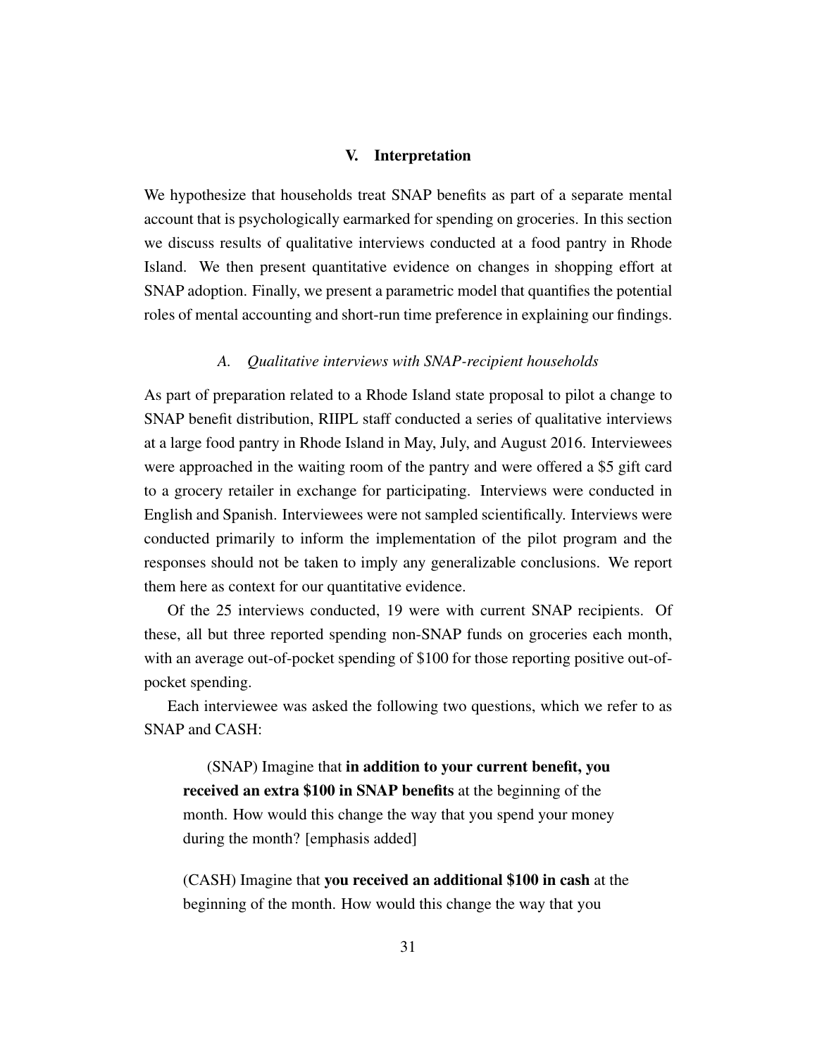## V. Interpretation

We hypothesize that households treat SNAP benefits as part of a separate mental account that is psychologically earmarked for spending on groceries. In this section we discuss results of qualitative interviews conducted at a food pantry in Rhode Island. We then present quantitative evidence on changes in shopping effort at SNAP adoption. Finally, we present a parametric model that quantifies the potential roles of mental accounting and short-run time preference in explaining our findings.

### *A. Qualitative interviews with SNAP-recipient households*

As part of preparation related to a Rhode Island state proposal to pilot a change to SNAP benefit distribution, RIIPL staff conducted a series of qualitative interviews at a large food pantry in Rhode Island in May, July, and August 2016. Interviewees were approached in the waiting room of the pantry and were offered a $5 gift card to a grocery retailer in exchange for participating. Interviews were conducted in English and Spanish. Interviewees were not sampled scientifically. Interviews were conducted primarily to inform the implementation of the pilot program and the responses should not be taken to imply any generalizable conclusions. We report them here as context for our quantitative evidence.

Of the 25 interviews conducted, 19 were with current SNAP recipients. Of these, all but three reported spending non-SNAP funds on groceries each month, with an average out-of-pocket spending of $100 for those reporting positive out-of-pocket spending.

Each interviewee was asked the following two questions, which we refer to as SNAP and CASH:

> (SNAP) Imagine that **in addition to your current benefit, you received an extra $100 in SNAP benefits** at the beginning of the month. How would this change the way that you spend your money during the month? [emphasis added]
>
> (CASH) Imagine that **you received an additional $100 in cash** at the beginning of the month. How would this change the way that you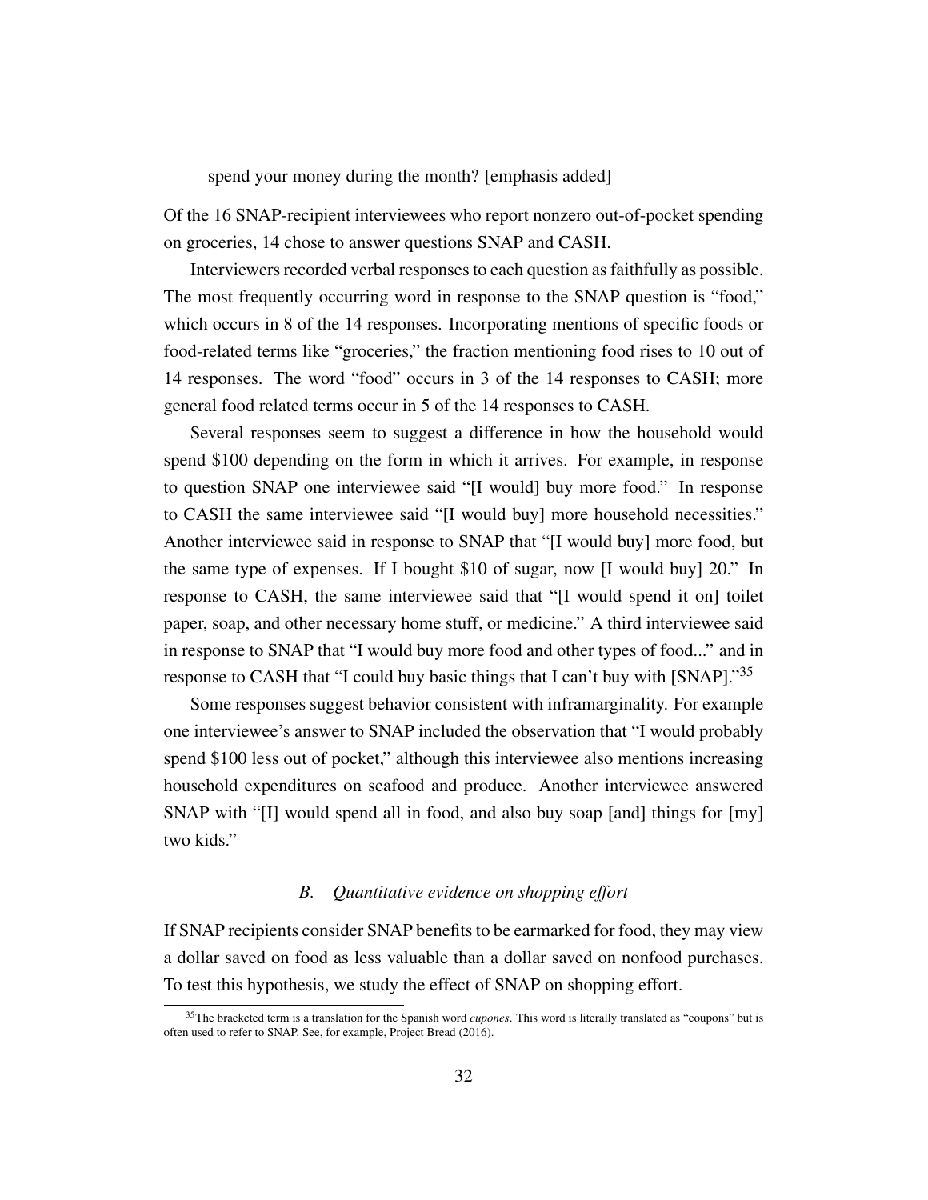spend your money during the month? [emphasis added]

Of the 16 SNAP-recipient interviewees who report nonzero out-of-pocket spending on groceries, 14 chose to answer questions SNAP and CASH.

Interviewers recorded verbal responses to each question as faithfully as possible. The most frequently occurring word in response to the SNAP question is "food," which occurs in 8 of the 14 responses. Incorporating mentions of specific foods or food-related terms like "groceries," the fraction mentioning food rises to 10 out of 14 responses. The word "food" occurs in 3 of the 14 responses to CASH; more general food related terms occur in 5 of the 14 responses to CASH.

Several responses seem to suggest a difference in how the household would spend \$100 depending on the form in which it arrives. For example, in response to question SNAP one interviewee said "[I would] buy more food." In response to CASH the same interviewee said "[I would buy] more household necessities." Another interviewee said in response to SNAP that "[I would buy] more food, but the same type of expenses. If I bought \$10 of sugar, now [I would buy] 20." In response to CASH, the same interviewee said that "[I would spend it on] toilet paper, soap, and other necessary home stuff, or medicine." A third interviewee said in response to SNAP that "I would buy more food and other types of food..." and in response to CASH that "I could buy basic things that I can't buy with [SNAP]."[35]

Some responses suggest behavior consistent with inframarginality. For example one interviewee's answer to SNAP included the observation that "I would probably spend \$100 less out of pocket," although this interviewee also mentions increasing household expenditures on seafood and produce. Another interviewee answered SNAP with "[I] would spend all in food, and also buy soap [and] things for [my] two kids."

### *B. Quantitative evidence on shopping effort*

If SNAP recipients consider SNAP benefits to be earmarked for food, they may view a dollar saved on food as less valuable than a dollar saved on nonfood purchases. To test this hypothesis, we study the effect of SNAP on shopping effort.

[35] The bracketed term is a translation for the Spanish word *cupones*. This word is literally translated as "coupons" but is often used to refer to SNAP. See, for example, Project Bread (2016).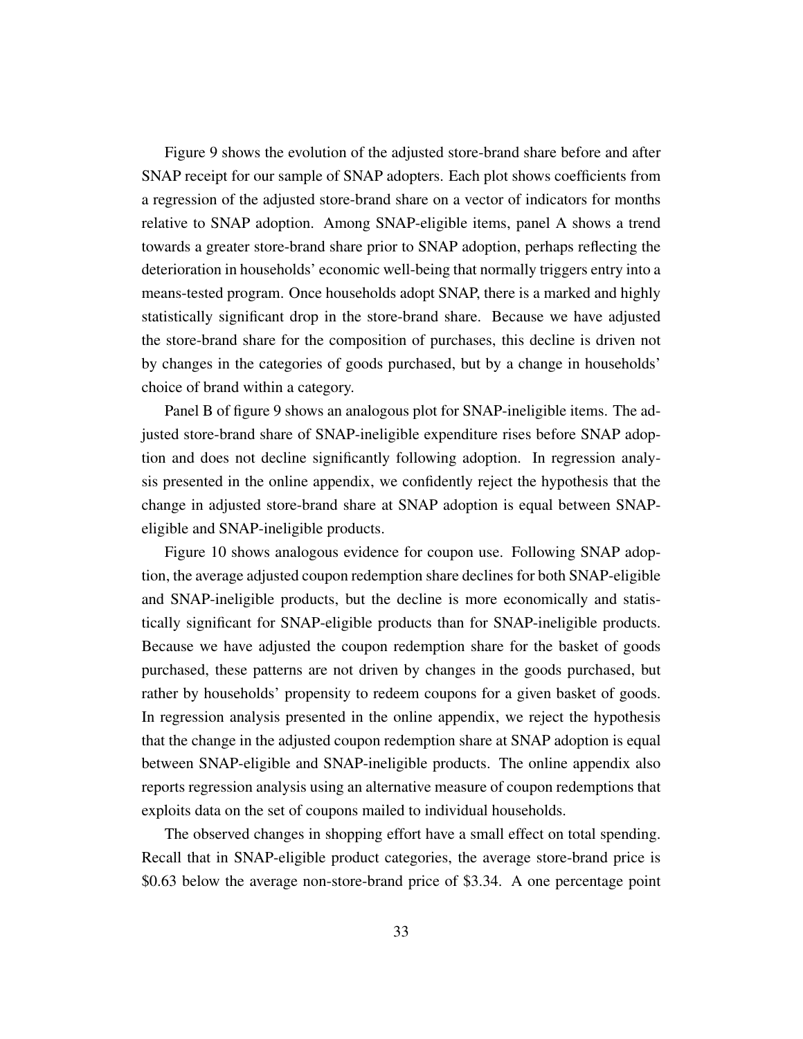Figure 9 shows the evolution of the adjusted store-brand share before and after SNAP receipt for our sample of SNAP adopters. Each plot shows coefficients from a regression of the adjusted store-brand share on a vector of indicators for months relative to SNAP adoption. Among SNAP-eligible items, panel A shows a trend towards a greater store-brand share prior to SNAP adoption, perhaps reflecting the deterioration in households' economic well-being that normally triggers entry into a means-tested program. Once households adopt SNAP, there is a marked and highly statistically significant drop in the store-brand share. Because we have adjusted the store-brand share for the composition of purchases, this decline is driven not by changes in the categories of goods purchased, but by a change in households' choice of brand within a category.

Panel B of figure 9 shows an analogous plot for SNAP-ineligible items. The adjusted store-brand share of SNAP-ineligible expenditure rises before SNAP adoption and does not decline significantly following adoption. In regression analysis presented in the online appendix, we confidently reject the hypothesis that the change in adjusted store-brand share at SNAP adoption is equal between SNAP-eligible and SNAP-ineligible products.

Figure 10 shows analogous evidence for coupon use. Following SNAP adoption, the average adjusted coupon redemption share declines for both SNAP-eligible and SNAP-ineligible products, but the decline is more economically and statistically significant for SNAP-eligible products than for SNAP-ineligible products. Because we have adjusted the coupon redemption share for the basket of goods purchased, these patterns are not driven by changes in the goods purchased, but rather by households' propensity to redeem coupons for a given basket of goods. In regression analysis presented in the online appendix, we reject the hypothesis that the change in the adjusted coupon redemption share at SNAP adoption is equal between SNAP-eligible and SNAP-ineligible products. The online appendix also reports regression analysis using an alternative measure of coupon redemptions that exploits data on the set of coupons mailed to individual households.

The observed changes in shopping effort have a small effect on total spending. Recall that in SNAP-eligible product categories, the average store-brand price is \$0.63 below the average non-store-brand price of \$3.34. A one percentage point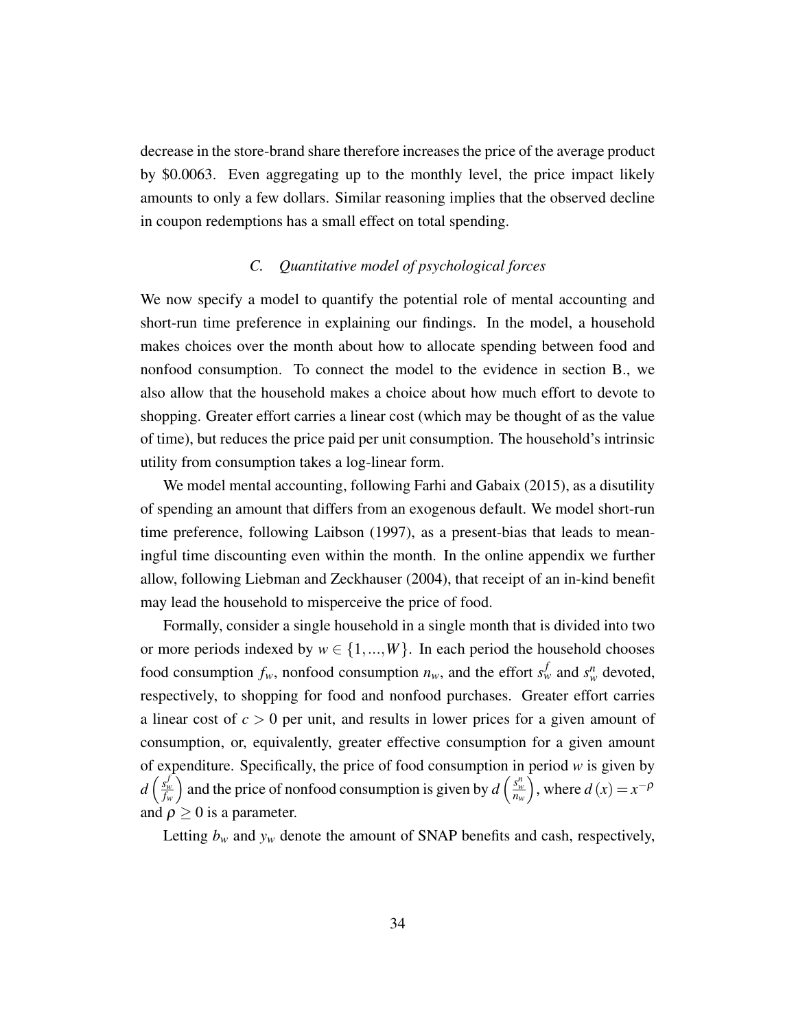decrease in the store-brand share therefore increases the price of the average product by \$0.0063. Even aggregating up to the monthly level, the price impact likely amounts to only a few dollars. Similar reasoning implies that the observed decline in coupon redemptions has a small effect on total spending.

### *C. Quantitative model of psychological forces*

We now specify a model to quantify the potential role of mental accounting and short-run time preference in explaining our findings. In the model, a household makes choices over the month about how to allocate spending between food and nonfood consumption. To connect the model to the evidence in section B., we also allow that the household makes a choice about how much effort to devote to shopping. Greater effort carries a linear cost (which may be thought of as the value of time), but reduces the price paid per unit consumption. The household's intrinsic utility from consumption takes a log-linear form.

We model mental accounting, following Farhi and Gabaix (2015), as a disutility of spending an amount that differs from an exogenous default. We model short-run time preference, following Laibson (1997), as a present-bias that leads to meaningful time discounting even within the month. In the online appendix we further allow, following Liebman and Zeckhauser (2004), that receipt of an in-kind benefit may lead the household to misperceive the price of food.

Formally, consider a single household in a single month that is divided into two or more periods indexed by $w \in \{1, \ldots, W\}$. In each period the household chooses food consumption $f_w$, nonfood consumption $n_w$, and the effort $s_w^f$ and $s_w^n$ devoted, respectively, to shopping for food and nonfood purchases. Greater effort carries a linear cost of $c > 0$ per unit, and results in lower prices for a given amount of consumption, or, equivalently, greater effective consumption for a given amount of expenditure. Specifically, the price of food consumption in period $w$ is given by $d\left(\frac{s_w^f}{f_w}\right)$ and the price of nonfood consumption is given by $d\left(\frac{s_w^n}{n_w}\right)$, where $d(x) = x^{-\rho}$ and $\rho \geq 0$ is a parameter.

Letting $b_w$ and $y_w$ denote the amount of SNAP benefits and cash, respectively,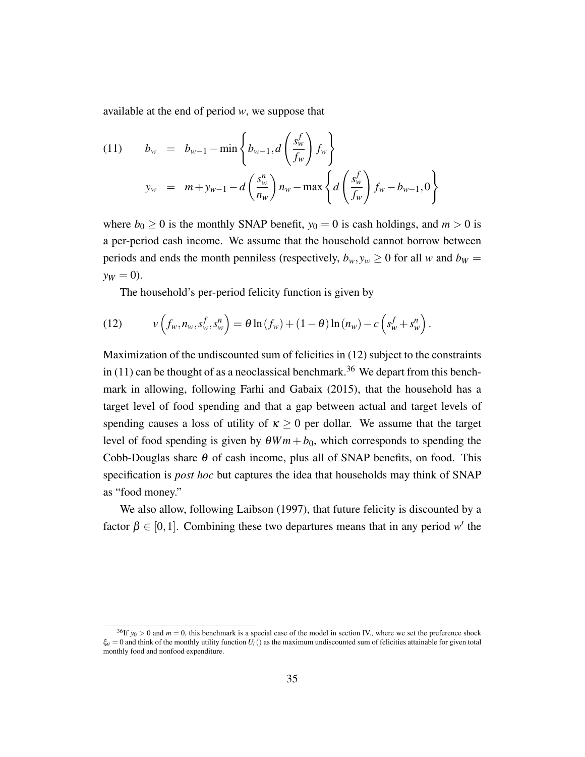available at the end of period $w$, we suppose that

$$
\begin{aligned}
\text{(11)} \qquad b_w &= b_{w-1} - \min\left\{ b_{w-1}, d\left(\frac{s_w^f}{f_w}\right) f_w \right\} \\
y_w &= m + y_{w-1} - d\left(\frac{s_w^n}{n_w}\right) n_w - \max\left\{ d\left(\frac{s_w^f}{f_w}\right) f_w - b_{w-1}, 0 \right\}
\end{aligned}
$$

where $b_0 \geq 0$ is the monthly SNAP benefit, $y_0 = 0$ is cash holdings, and $m > 0$ is a per-period cash income. We assume that the household cannot borrow between periods and ends the month penniless (respectively, $b_w, y_w \geq 0$ for all $w$ and $b_W = y_W = 0$).

The household's per-period felicity function is given by

$$
\text{(12)} \qquad v\left(f_w, n_w, s_w^f, s_w^n\right) = \theta \ln(f_w) + (1-\theta) \ln(n_w) - c\left(s_w^f + s_w^n\right).
$$

Maximization of the undiscounted sum of felicities in (12) subject to the constraints in (11) can be thought of as a neoclassical benchmark.[36] We depart from this benchmark in allowing, following Farhi and Gabaix (2015), that the household has a target level of food spending and that a gap between actual and target levels of spending causes a loss of utility of $\kappa \geq 0$ per dollar. We assume that the target level of food spending is given by $\theta W m + b_0$, which corresponds to spending the Cobb-Douglas share $\theta$ of cash income, plus all of SNAP benefits, on food. This specification is *post hoc* but captures the idea that households may think of SNAP as "food money."

We also allow, following Laibson (1997), that future felicity is discounted by a factor $\beta \in [0, 1]$. Combining these two departures means that in any period $w'$ the

[36] If $y_0 > 0$ and $m = 0$, this benchmark is a special case of the model in section IV., where we set the preference shock $\xi_{it} = 0$ and think of the monthly utility function $U_i()$ as the maximum undiscounted sum of felicities attainable for given total monthly food and nonfood expenditure.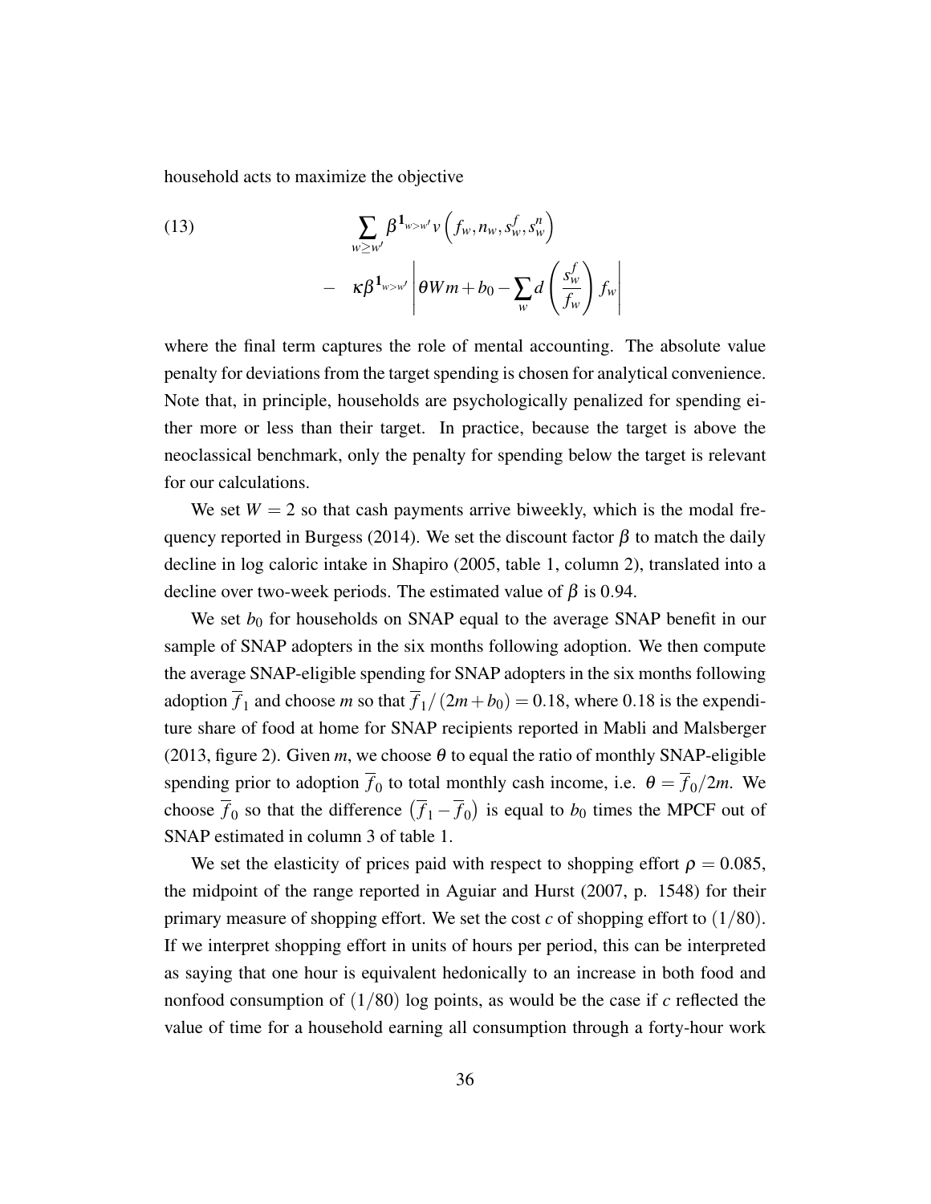household acts to maximize the objective

$$
\begin{aligned}
(13) \qquad & \sum_{w \geq w'} \beta^{\mathbf{1}_{w>w'}} v\left(f_w, n_w, s_w^f, s_w^n\right) \\
& - \quad \kappa \beta^{\mathbf{1}_{w>w'}} \left| \theta W m + b_0 - \sum_w d\left(\frac{s_w^f}{f_w}\right) f_w \right|
\end{aligned}
$$

where the final term captures the role of mental accounting. The absolute value penalty for deviations from the target spending is chosen for analytical convenience. Note that, in principle, households are psychologically penalized for spending either more or less than their target. In practice, because the target is above the neoclassical benchmark, only the penalty for spending below the target is relevant for our calculations.

We set $W = 2$ so that cash payments arrive biweekly, which is the modal frequency reported in Burgess (2014). We set the discount factor $\beta$ to match the daily decline in log caloric intake in Shapiro (2005, table 1, column 2), translated into a decline over two-week periods. The estimated value of $\beta$ is 0.94.

We set $b_0$ for households on SNAP equal to the average SNAP benefit in our sample of SNAP adopters in the six months following adoption. We then compute the average SNAP-eligible spending for SNAP adopters in the six months following adoption $\overline{f}_1$ and choose $m$ so that $\overline{f}_1/(2m + b_0) = 0.18$, where 0.18 is the expenditure share of food at home for SNAP recipients reported in Mabli and Malsberger (2013, figure 2). Given $m$, we choose $\theta$ to equal the ratio of monthly SNAP-eligible spending prior to adoption $\overline{f}_0$ to total monthly cash income, i.e. $\theta = \overline{f}_0/2m$. We choose $\overline{f}_0$ so that the difference $\left(\overline{f}_1 - \overline{f}_0\right)$ is equal to $b_0$ times the MPCF out of SNAP estimated in column 3 of table 1.

We set the elasticity of prices paid with respect to shopping effort $\rho = 0.085$, the midpoint of the range reported in Aguiar and Hurst (2007, p. 1548) for their primary measure of shopping effort. We set the cost $c$ of shopping effort to $(1/80)$. If we interpret shopping effort in units of hours per period, this can be interpreted as saying that one hour is equivalent hedonically to an increase in both food and nonfood consumption of $(1/80)$ log points, as would be the case if $c$ reflected the value of time for a household earning all consumption through a forty-hour work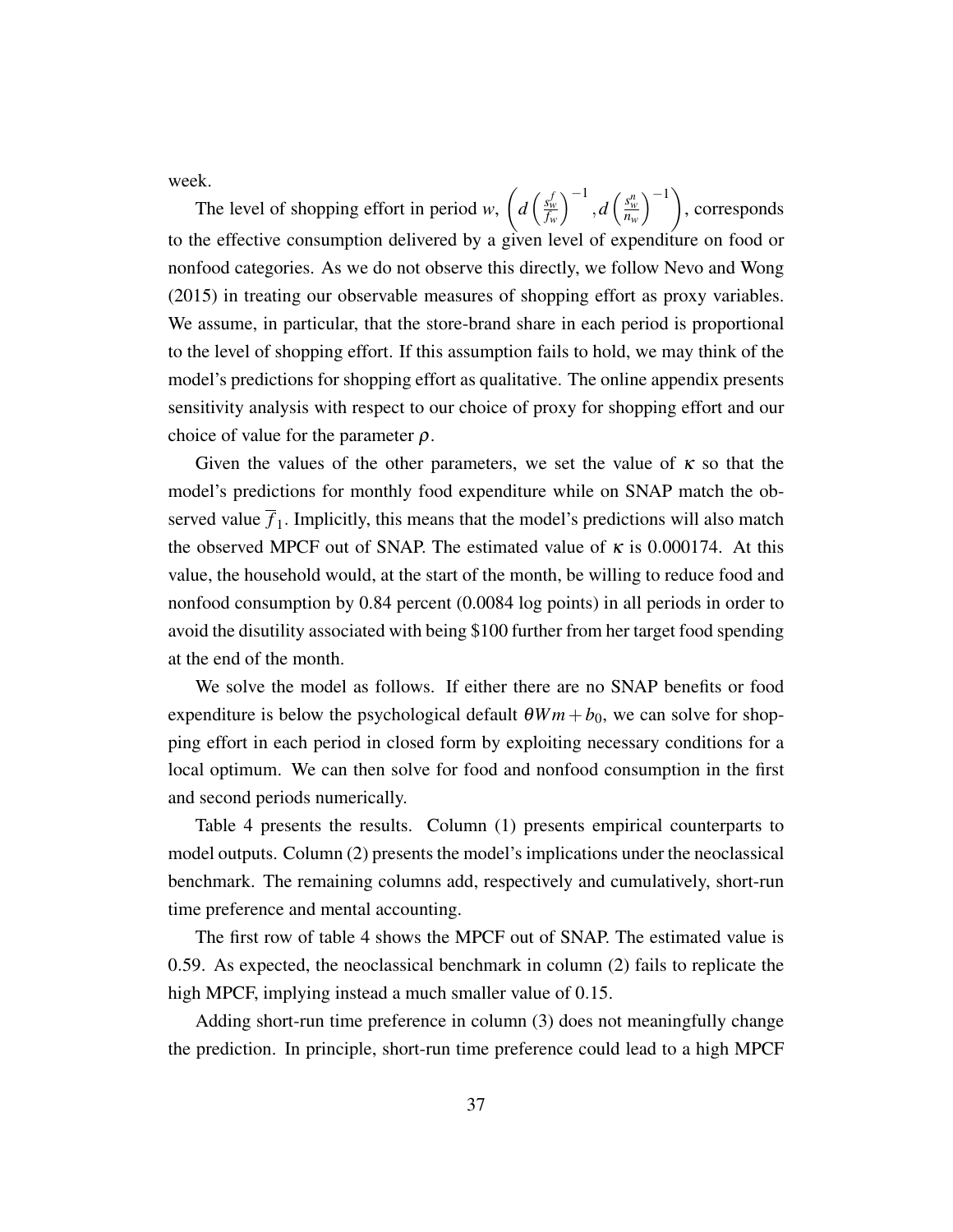week.

The level of shopping effort in period $w$, $\left(d\left(\frac{s_w^f}{f_w}\right)^{-1}, d\left(\frac{s_w^n}{n_w}\right)^{-1}\right)$, corresponds to the effective consumption delivered by a given level of expenditure on food or nonfood categories. As we do not observe this directly, we follow Nevo and Wong (2015) in treating our observable measures of shopping effort as proxy variables. We assume, in particular, that the store-brand share in each period is proportional to the level of shopping effort. If this assumption fails to hold, we may think of the model's predictions for shopping effort as qualitative. The online appendix presents sensitivity analysis with respect to our choice of proxy for shopping effort and our choice of value for the parameter $\rho$.

Given the values of the other parameters, we set the value of $\kappa$ so that the model's predictions for monthly food expenditure while on SNAP match the observed value $\overline{f}_1$. Implicitly, this means that the model's predictions will also match the observed MPCF out of SNAP. The estimated value of $\kappa$ is 0.000174. At this value, the household would, at the start of the month, be willing to reduce food and nonfood consumption by 0.84 percent (0.0084 log points) in all periods in order to avoid the disutility associated with being \$100 further from her target food spending at the end of the month.

We solve the model as follows. If either there are no SNAP benefits or food expenditure is below the psychological default $\theta Wm + b_0$, we can solve for shopping effort in each period in closed form by exploiting necessary conditions for a local optimum. We can then solve for food and nonfood consumption in the first and second periods numerically.

Table 4 presents the results. Column (1) presents empirical counterparts to model outputs. Column (2) presents the model's implications under the neoclassical benchmark. The remaining columns add, respectively and cumulatively, short-run time preference and mental accounting.

The first row of table 4 shows the MPCF out of SNAP. The estimated value is 0.59. As expected, the neoclassical benchmark in column (2) fails to replicate the high MPCF, implying instead a much smaller value of 0.15.

Adding short-run time preference in column (3) does not meaningfully change the prediction. In principle, short-run time preference could lead to a high MPCF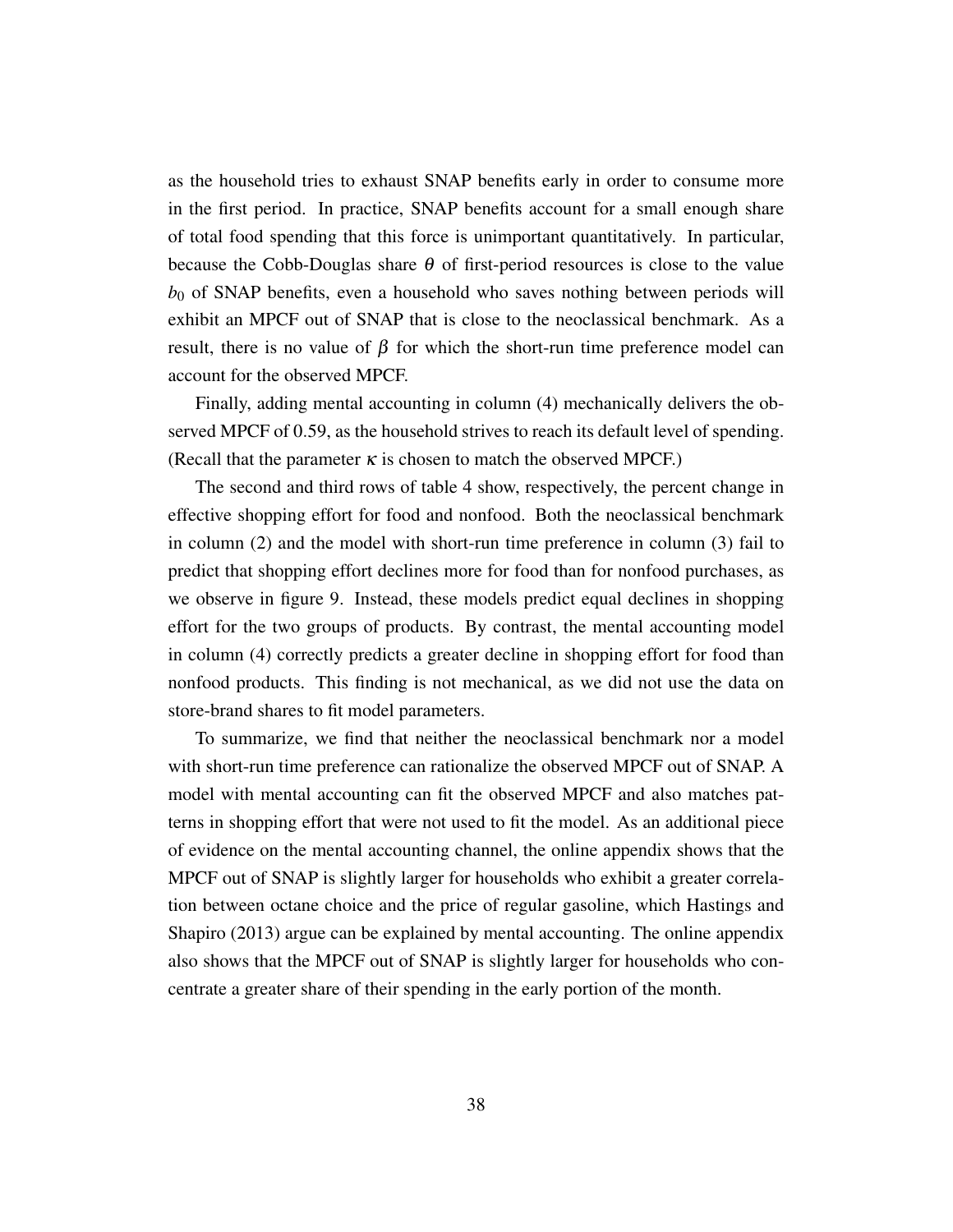as the household tries to exhaust SNAP benefits early in order to consume more in the first period. In practice, SNAP benefits account for a small enough share of total food spending that this force is unimportant quantitatively. In particular, because the Cobb-Douglas share $\theta$ of first-period resources is close to the value $b_0$ of SNAP benefits, even a household who saves nothing between periods will exhibit an MPCF out of SNAP that is close to the neoclassical benchmark. As a result, there is no value of $\beta$ for which the short-run time preference model can account for the observed MPCF.

Finally, adding mental accounting in column (4) mechanically delivers the observed MPCF of 0.59, as the household strives to reach its default level of spending. (Recall that the parameter $\kappa$ is chosen to match the observed MPCF.)

The second and third rows of table 4 show, respectively, the percent change in effective shopping effort for food and nonfood. Both the neoclassical benchmark in column (2) and the model with short-run time preference in column (3) fail to predict that shopping effort declines more for food than for nonfood purchases, as we observe in figure 9. Instead, these models predict equal declines in shopping effort for the two groups of products. By contrast, the mental accounting model in column (4) correctly predicts a greater decline in shopping effort for food than nonfood products. This finding is not mechanical, as we did not use the data on store-brand shares to fit model parameters.

To summarize, we find that neither the neoclassical benchmark nor a model with short-run time preference can rationalize the observed MPCF out of SNAP. A model with mental accounting can fit the observed MPCF and also matches patterns in shopping effort that were not used to fit the model. As an additional piece of evidence on the mental accounting channel, the online appendix shows that the MPCF out of SNAP is slightly larger for households who exhibit a greater correlation between octane choice and the price of regular gasoline, which Hastings and Shapiro (2013) argue can be explained by mental accounting. The online appendix also shows that the MPCF out of SNAP is slightly larger for households who concentrate a greater share of their spending in the early portion of the month.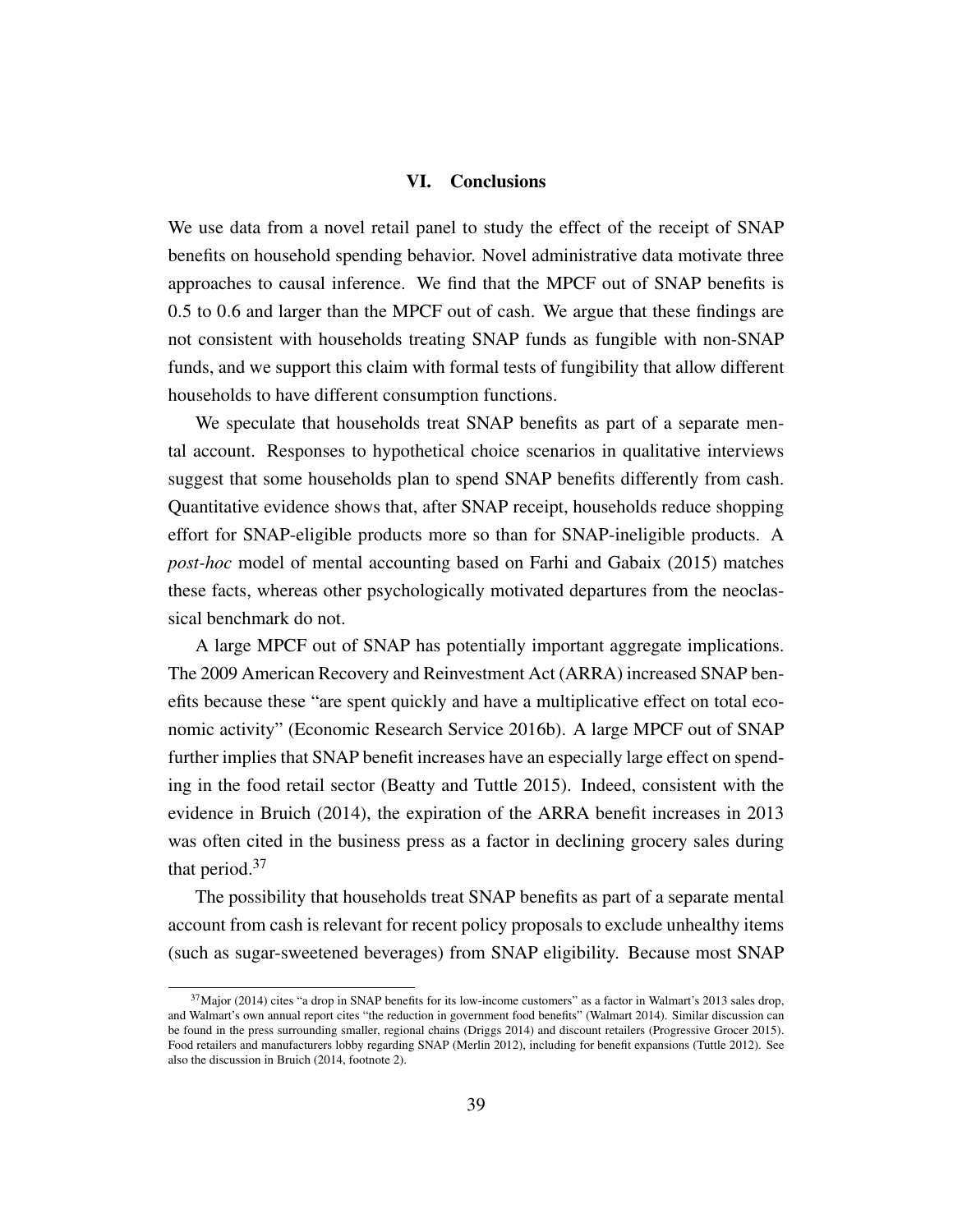## VI. Conclusions

We use data from a novel retail panel to study the effect of the receipt of SNAP benefits on household spending behavior. Novel administrative data motivate three approaches to causal inference. We find that the MPCF out of SNAP benefits is 0.5 to 0.6 and larger than the MPCF out of cash. We argue that these findings are not consistent with households treating SNAP funds as fungible with non-SNAP funds, and we support this claim with formal tests of fungibility that allow different households to have different consumption functions.

We speculate that households treat SNAP benefits as part of a separate mental account. Responses to hypothetical choice scenarios in qualitative interviews suggest that some households plan to spend SNAP benefits differently from cash. Quantitative evidence shows that, after SNAP receipt, households reduce shopping effort for SNAP-eligible products more so than for SNAP-ineligible products. A *post-hoc* model of mental accounting based on Farhi and Gabaix (2015) matches these facts, whereas other psychologically motivated departures from the neoclassical benchmark do not.

A large MPCF out of SNAP has potentially important aggregate implications. The 2009 American Recovery and Reinvestment Act (ARRA) increased SNAP benefits because these "are spent quickly and have a multiplicative effect on total economic activity" (Economic Research Service 2016b). A large MPCF out of SNAP further implies that SNAP benefit increases have an especially large effect on spending in the food retail sector (Beatty and Tuttle 2015). Indeed, consistent with the evidence in Bruich (2014), the expiration of the ARRA benefit increases in 2013 was often cited in the business press as a factor in declining grocery sales during that period.[37]

The possibility that households treat SNAP benefits as part of a separate mental account from cash is relevant for recent policy proposals to exclude unhealthy items (such as sugar-sweetened beverages) from SNAP eligibility. Because most SNAP

[37] Major (2014) cites "a drop in SNAP benefits for its low-income customers" as a factor in Walmart's 2013 sales drop, and Walmart's own annual report cites "the reduction in government food benefits" (Walmart 2014). Similar discussion can be found in the press surrounding smaller, regional chains (Driggs 2014) and discount retailers (Progressive Grocer 2015). Food retailers and manufacturers lobby regarding SNAP (Merlin 2012), including for benefit expansions (Tuttle 2012). See also the discussion in Bruich (2014, footnote 2).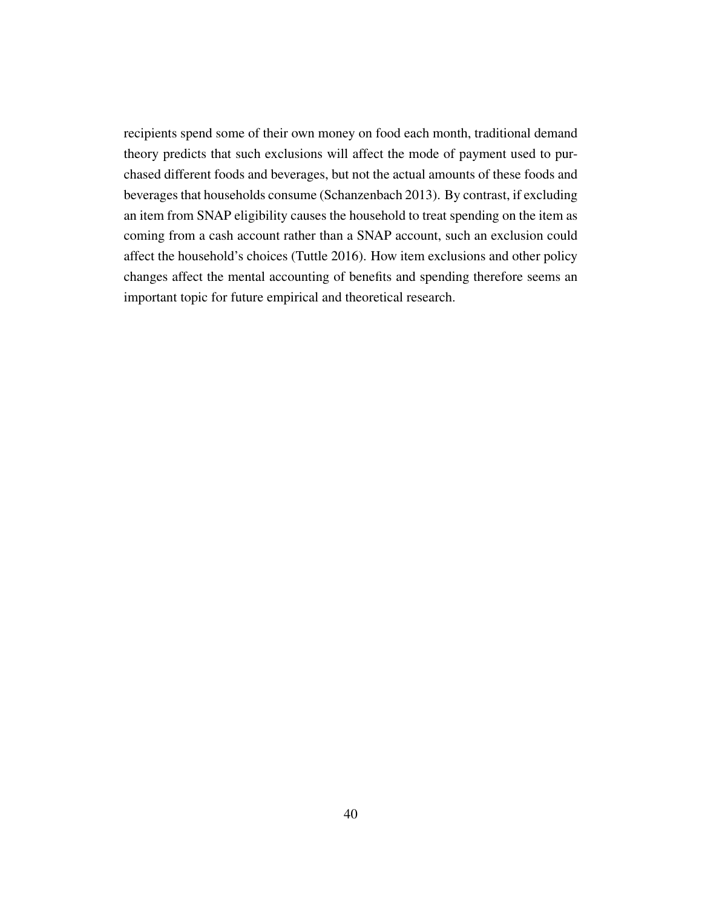recipients spend some of their own money on food each month, traditional demand theory predicts that such exclusions will affect the mode of payment used to purchased different foods and beverages, but not the actual amounts of these foods and beverages that households consume (Schanzenbach 2013). By contrast, if excluding an item from SNAP eligibility causes the household to treat spending on the item as coming from a cash account rather than a SNAP account, such an exclusion could affect the household's choices (Tuttle 2016). How item exclusions and other policy changes affect the mental accounting of benefits and spending therefore seems an important topic for future empirical and theoretical research.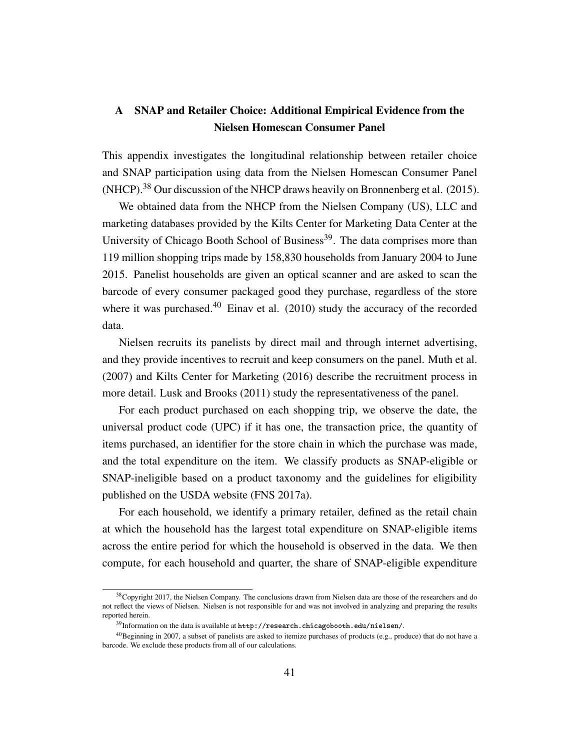# A SNAP and Retailer Choice: Additional Empirical Evidence from the Nielsen Homescan Consumer Panel

This appendix investigates the longitudinal relationship between retailer choice and SNAP participation using data from the Nielsen Homescan Consumer Panel (NHCP).[38] Our discussion of the NHCP draws heavily on Bronnenberg et al. (2015).

We obtained data from the NHCP from the Nielsen Company (US), LLC and marketing databases provided by the Kilts Center for Marketing Data Center at the University of Chicago Booth School of Business[39]. The data comprises more than 119 million shopping trips made by 158,830 households from January 2004 to June 2015. Panelist households are given an optical scanner and are asked to scan the barcode of every consumer packaged good they purchase, regardless of the store where it was purchased.[40] Einav et al. (2010) study the accuracy of the recorded data.

Nielsen recruits its panelists by direct mail and through internet advertising, and they provide incentives to recruit and keep consumers on the panel. Muth et al. (2007) and Kilts Center for Marketing (2016) describe the recruitment process in more detail. Lusk and Brooks (2011) study the representativeness of the panel.

For each product purchased on each shopping trip, we observe the date, the universal product code (UPC) if it has one, the transaction price, the quantity of items purchased, an identifier for the store chain in which the purchase was made, and the total expenditure on the item. We classify products as SNAP-eligible or SNAP-ineligible based on a product taxonomy and the guidelines for eligibility published on the USDA website (FNS 2017a).

For each household, we identify a primary retailer, defined as the retail chain at which the household has the largest total expenditure on SNAP-eligible items across the entire period for which the household is observed in the data. We then compute, for each household and quarter, the share of SNAP-eligible expenditure

---

[38] Copyright 2017, the Nielsen Company. The conclusions drawn from Nielsen data are those of the researchers and do not reflect the views of Nielsen. Nielsen is not responsible for and was not involved in analyzing and preparing the results reported herein.

[39] Information on the data is available at `http://research.chicagobooth.edu/nielsen/`.

[40] Beginning in 2007, a subset of panelists are asked to itemize purchases of products (e.g., produce) that do not have a barcode. We exclude these products from all of our calculations.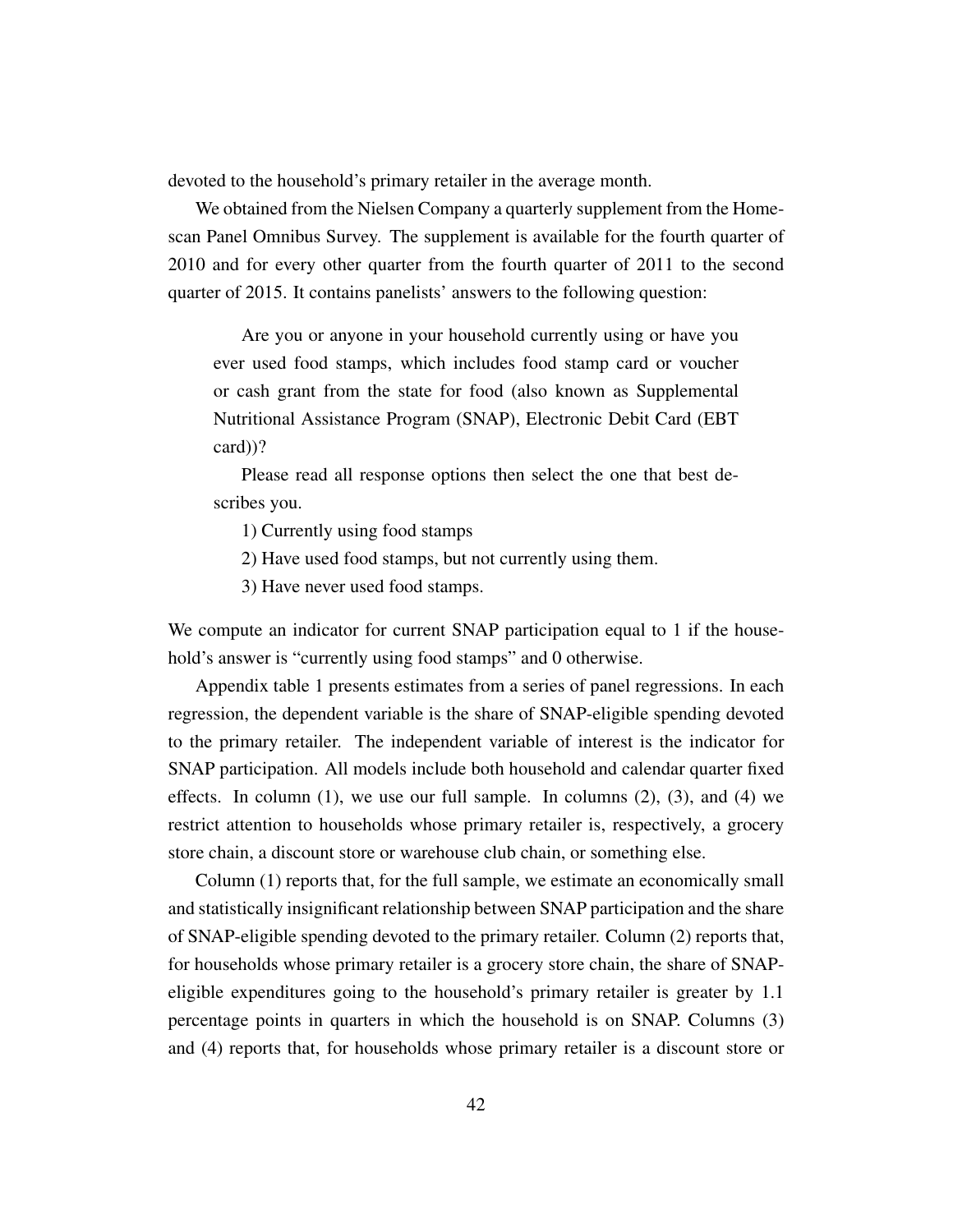devoted to the household's primary retailer in the average month.

We obtained from the Nielsen Company a quarterly supplement from the Homescan Panel Omnibus Survey. The supplement is available for the fourth quarter of 2010 and for every other quarter from the fourth quarter of 2011 to the second quarter of 2015. It contains panelists' answers to the following question:

> Are you or anyone in your household currently using or have you ever used food stamps, which includes food stamp card or voucher or cash grant from the state for food (also known as Supplemental Nutritional Assistance Program (SNAP), Electronic Debit Card (EBT card))?
>
> Please read all response options then select the one that best describes you.
>
> 1) Currently using food stamps
>
> 2) Have used food stamps, but not currently using them.
>
> 3) Have never used food stamps.

We compute an indicator for current SNAP participation equal to 1 if the household's answer is "currently using food stamps" and 0 otherwise.

Appendix table 1 presents estimates from a series of panel regressions. In each regression, the dependent variable is the share of SNAP-eligible spending devoted to the primary retailer. The independent variable of interest is the indicator for SNAP participation. All models include both household and calendar quarter fixed effects. In column (1), we use our full sample. In columns (2), (3), and (4) we restrict attention to households whose primary retailer is, respectively, a grocery store chain, a discount store or warehouse club chain, or something else.

Column (1) reports that, for the full sample, we estimate an economically small and statistically insignificant relationship between SNAP participation and the share of SNAP-eligible spending devoted to the primary retailer. Column (2) reports that, for households whose primary retailer is a grocery store chain, the share of SNAP-eligible expenditures going to the household's primary retailer is greater by 1.1 percentage points in quarters in which the household is on SNAP. Columns (3) and (4) reports that, for households whose primary retailer is a discount store or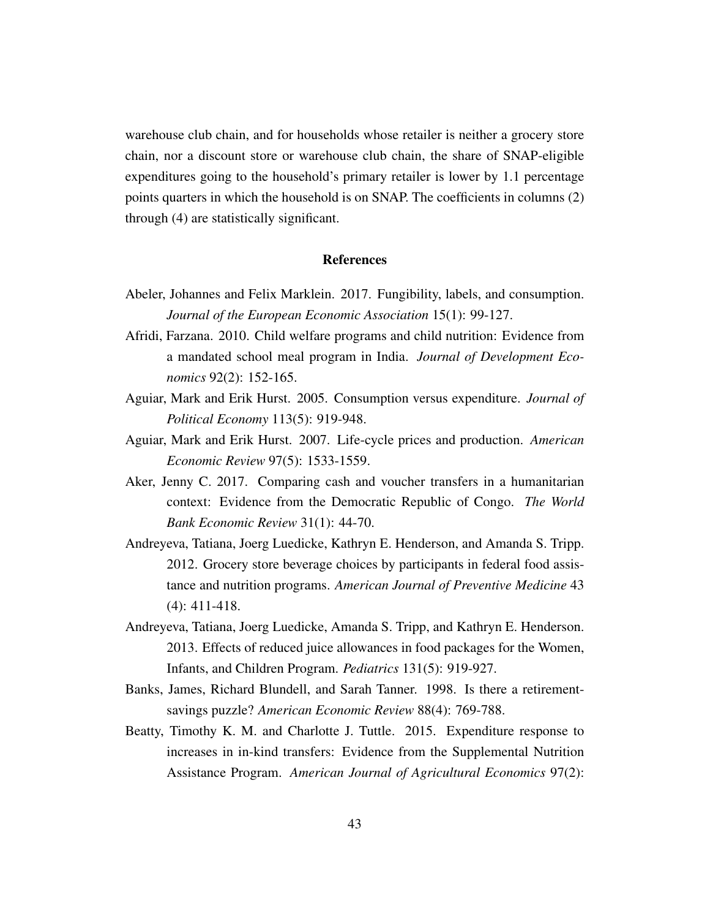warehouse club chain, and for households whose retailer is neither a grocery store chain, nor a discount store or warehouse club chain, the share of SNAP-eligible expenditures going to the household's primary retailer is lower by 1.1 percentage points quarters in which the household is on SNAP. The coefficients in columns (2) through (4) are statistically significant.

## References

Abeler, Johannes and Felix Marklein. 2017. Fungibility, labels, and consumption. *Journal of the European Economic Association* 15(1): 99-127.

Afridi, Farzana. 2010. Child welfare programs and child nutrition: Evidence from a mandated school meal program in India. *Journal of Development Economics* 92(2): 152-165.

Aguiar, Mark and Erik Hurst. 2005. Consumption versus expenditure. *Journal of Political Economy* 113(5): 919-948.

Aguiar, Mark and Erik Hurst. 2007. Life-cycle prices and production. *American Economic Review* 97(5): 1533-1559.

Aker, Jenny C. 2017. Comparing cash and voucher transfers in a humanitarian context: Evidence from the Democratic Republic of Congo. *The World Bank Economic Review* 31(1): 44-70.

Andreyeva, Tatiana, Joerg Luedicke, Kathryn E. Henderson, and Amanda S. Tripp. 2012. Grocery store beverage choices by participants in federal food assistance and nutrition programs. *American Journal of Preventive Medicine* 43 (4): 411-418.

Andreyeva, Tatiana, Joerg Luedicke, Amanda S. Tripp, and Kathryn E. Henderson. 2013. Effects of reduced juice allowances in food packages for the Women, Infants, and Children Program. *Pediatrics* 131(5): 919-927.

Banks, James, Richard Blundell, and Sarah Tanner. 1998. Is there a retirement-savings puzzle? *American Economic Review* 88(4): 769-788.

Beatty, Timothy K. M. and Charlotte J. Tuttle. 2015. Expenditure response to increases in in-kind transfers: Evidence from the Supplemental Nutrition Assistance Program. *American Journal of Agricultural Economics* 97(2):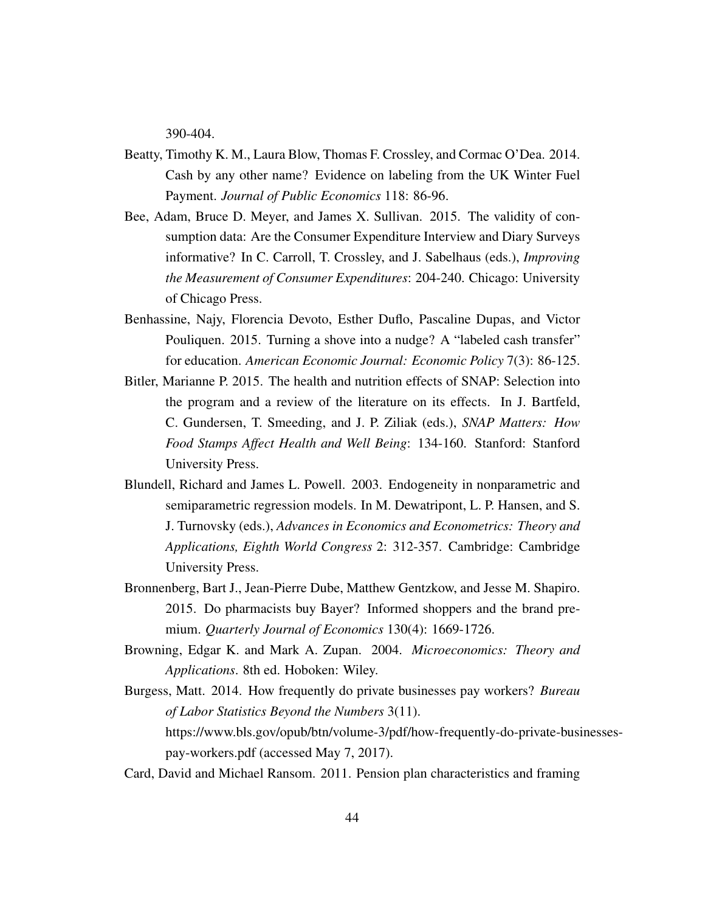390-404.

Beatty, Timothy K. M., Laura Blow, Thomas F. Crossley, and Cormac O'Dea. 2014. Cash by any other name? Evidence on labeling from the UK Winter Fuel Payment. *Journal of Public Economics* 118: 86-96.

Bee, Adam, Bruce D. Meyer, and James X. Sullivan. 2015. The validity of consumption data: Are the Consumer Expenditure Interview and Diary Surveys informative? In C. Carroll, T. Crossley, and J. Sabelhaus (eds.), *Improving the Measurement of Consumer Expenditures*: 204-240. Chicago: University of Chicago Press.

Benhassine, Najy, Florencia Devoto, Esther Duflo, Pascaline Dupas, and Victor Pouliquen. 2015. Turning a shove into a nudge? A "labeled cash transfer" for education. *American Economic Journal: Economic Policy* 7(3): 86-125.

Bitler, Marianne P. 2015. The health and nutrition effects of SNAP: Selection into the program and a review of the literature on its effects. In J. Bartfeld, C. Gundersen, T. Smeeding, and J. P. Ziliak (eds.), *SNAP Matters: How Food Stamps Affect Health and Well Being*: 134-160. Stanford: Stanford University Press.

Blundell, Richard and James L. Powell. 2003. Endogeneity in nonparametric and semiparametric regression models. In M. Dewatripont, L. P. Hansen, and S. J. Turnovsky (eds.), *Advances in Economics and Econometrics: Theory and Applications, Eighth World Congress* 2: 312-357. Cambridge: Cambridge University Press.

Bronnenberg, Bart J., Jean-Pierre Dube, Matthew Gentzkow, and Jesse M. Shapiro. 2015. Do pharmacists buy Bayer? Informed shoppers and the brand premium. *Quarterly Journal of Economics* 130(4): 1669-1726.

Browning, Edgar K. and Mark A. Zupan. 2004. *Microeconomics: Theory and Applications*. 8th ed. Hoboken: Wiley.

Burgess, Matt. 2014. How frequently do private businesses pay workers? *Bureau of Labor Statistics Beyond the Numbers* 3(11). https://www.bls.gov/opub/btn/volume-3/pdf/how-frequently-do-private-businesses-pay-workers.pdf (accessed May 7, 2017).

Card, David and Michael Ransom. 2011. Pension plan characteristics and framing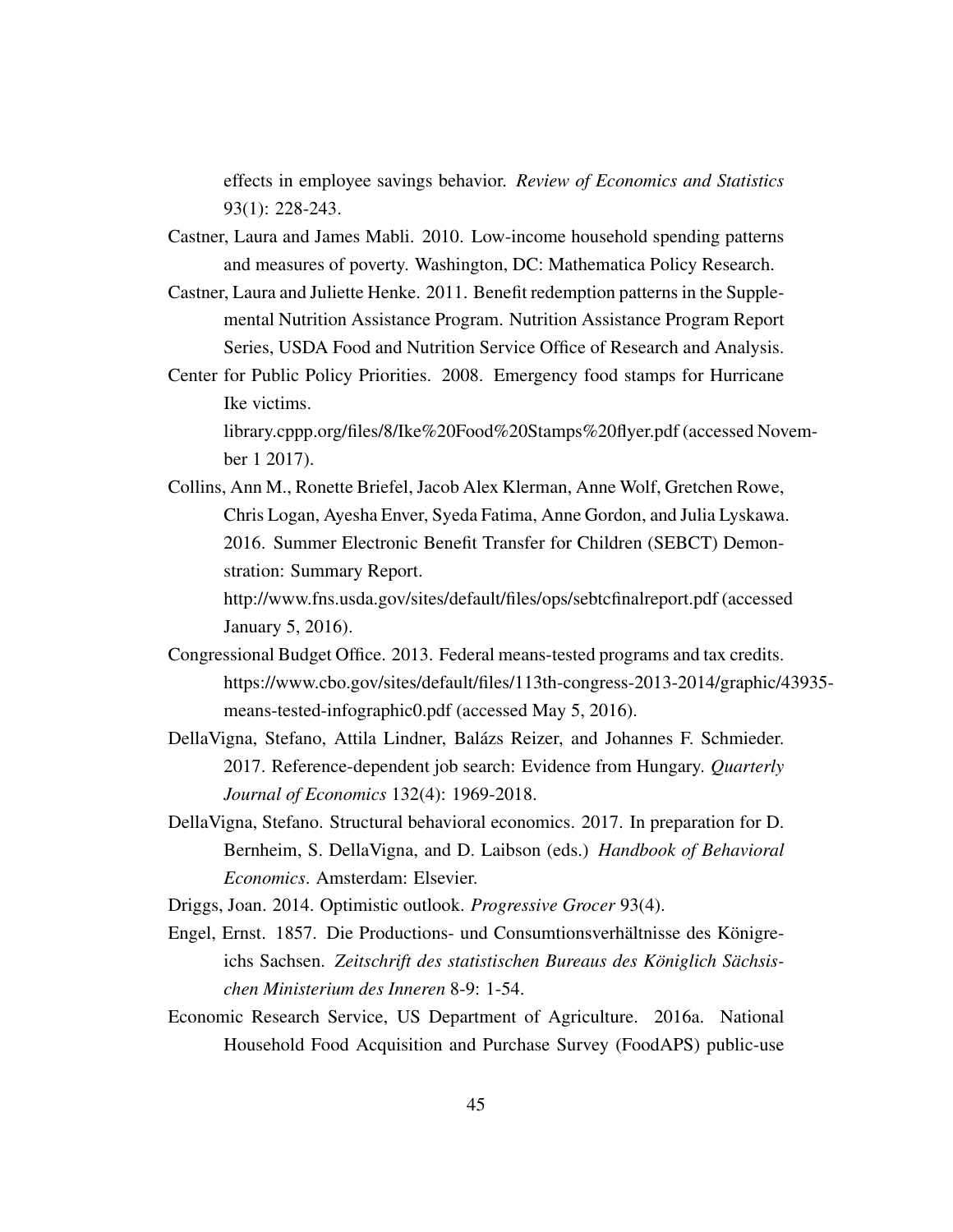effects in employee savings behavior. *Review of Economics and Statistics* 93(1): 228-243.

Castner, Laura and James Mabli. 2010. Low-income household spending patterns and measures of poverty. Washington, DC: Mathematica Policy Research.

Castner, Laura and Juliette Henke. 2011. Benefit redemption patterns in the Supplemental Nutrition Assistance Program. Nutrition Assistance Program Report Series, USDA Food and Nutrition Service Office of Research and Analysis.

Center for Public Policy Priorities. 2008. Emergency food stamps for Hurricane Ike victims. library.cppp.org/files/8/Ike%20Food%20Stamps%20flyer.pdf (accessed November 1 2017).

Collins, Ann M., Ronette Briefel, Jacob Alex Klerman, Anne Wolf, Gretchen Rowe, Chris Logan, Ayesha Enver, Syeda Fatima, Anne Gordon, and Julia Lyskawa. 2016. Summer Electronic Benefit Transfer for Children (SEBCT) Demonstration: Summary Report. http://www.fns.usda.gov/sites/default/files/ops/sebtcfinalreport.pdf (accessed January 5, 2016).

Congressional Budget Office. 2013. Federal means-tested programs and tax credits. https://www.cbo.gov/sites/default/files/113th-congress-2013-2014/graphic/43935-means-tested-infographic0.pdf (accessed May 5, 2016).

DellaVigna, Stefano, Attila Lindner, Balázs Reizer, and Johannes F. Schmieder. 2017. Reference-dependent job search: Evidence from Hungary. *Quarterly Journal of Economics* 132(4): 1969-2018.

DellaVigna, Stefano. Structural behavioral economics. 2017. In preparation for D. Bernheim, S. DellaVigna, and D. Laibson (eds.) *Handbook of Behavioral Economics*. Amsterdam: Elsevier.

Driggs, Joan. 2014. Optimistic outlook. *Progressive Grocer* 93(4).

Engel, Ernst. 1857. Die Productions- und Consumtionsverhältnisse des Königreichs Sachsen. *Zeitschrift des statistischen Bureaus des Königlich Sächsischen Ministerium des Inneren* 8-9: 1-54.

Economic Research Service, US Department of Agriculture. 2016a. National Household Food Acquisition and Purchase Survey (FoodAPS) public-use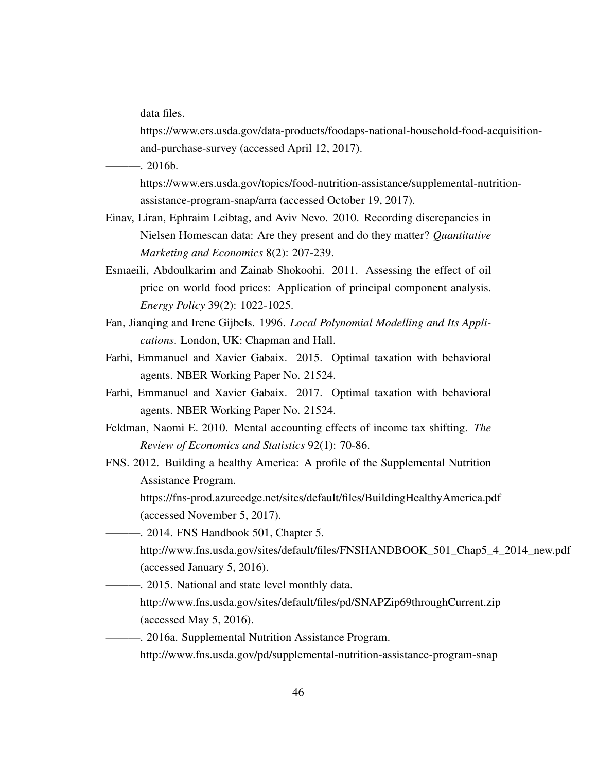data files.
https://www.ers.usda.gov/data-products/foodaps-national-household-food-acquisition-and-purchase-survey (accessed April 12, 2017).

———. 2016b.
https://www.ers.usda.gov/topics/food-nutrition-assistance/supplemental-nutrition-assistance-program-snap/arra (accessed October 19, 2017).

Einav, Liran, Ephraim Leibtag, and Aviv Nevo. 2010. Recording discrepancies in Nielsen Homescan data: Are they present and do they matter? *Quantitative Marketing and Economics* 8(2): 207-239.

Esmaeili, Abdoulkarim and Zainab Shokoohi. 2011. Assessing the effect of oil price on world food prices: Application of principal component analysis. *Energy Policy* 39(2): 1022-1025.

Fan, Jianqing and Irene Gijbels. 1996. *Local Polynomial Modelling and Its Applications*. London, UK: Chapman and Hall.

Farhi, Emmanuel and Xavier Gabaix. 2015. Optimal taxation with behavioral agents. NBER Working Paper No. 21524.

Farhi, Emmanuel and Xavier Gabaix. 2017. Optimal taxation with behavioral agents. NBER Working Paper No. 21524.

Feldman, Naomi E. 2010. Mental accounting effects of income tax shifting. *The Review of Economics and Statistics* 92(1): 70-86.

FNS. 2012. Building a healthy America: A profile of the Supplemental Nutrition Assistance Program.
https://fns-prod.azureedge.net/sites/default/files/BuildingHealthyAmerica.pdf (accessed November 5, 2017).

———. 2014. FNS Handbook 501, Chapter 5.
http://www.fns.usda.gov/sites/default/files/FNSHANDBOOK_501_Chap5_4_2014_new.pdf (accessed January 5, 2016).

———. 2015. National and state level monthly data.
http://www.fns.usda.gov/sites/default/files/pd/SNAPZip69throughCurrent.zip (accessed May 5, 2016).

———. 2016a. Supplemental Nutrition Assistance Program.
http://www.fns.usda.gov/pd/supplemental-nutrition-assistance-program-snap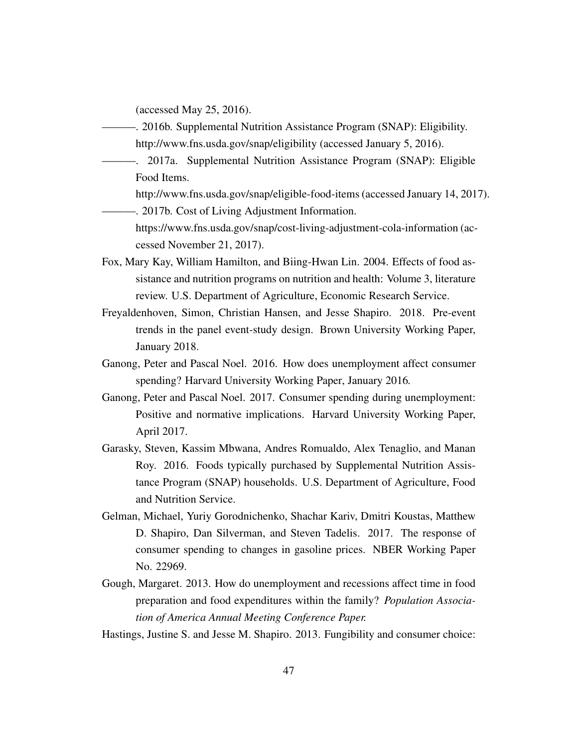(accessed May 25, 2016).

———. 2016b. Supplemental Nutrition Assistance Program (SNAP): Eligibility. http://www.fns.usda.gov/snap/eligibility (accessed January 5, 2016).

———. 2017a. Supplemental Nutrition Assistance Program (SNAP): Eligible Food Items. http://www.fns.usda.gov/snap/eligible-food-items (accessed January 14, 2017).

———. 2017b. Cost of Living Adjustment Information. https://www.fns.usda.gov/snap/cost-living-adjustment-cola-information (accessed November 21, 2017).

Fox, Mary Kay, William Hamilton, and Biing-Hwan Lin. 2004. Effects of food assistance and nutrition programs on nutrition and health: Volume 3, literature review. U.S. Department of Agriculture, Economic Research Service.

Freyaldenhoven, Simon, Christian Hansen, and Jesse Shapiro. 2018. Pre-event trends in the panel event-study design. Brown University Working Paper, January 2018.

Ganong, Peter and Pascal Noel. 2016. How does unemployment affect consumer spending? Harvard University Working Paper, January 2016.

Ganong, Peter and Pascal Noel. 2017. Consumer spending during unemployment: Positive and normative implications. Harvard University Working Paper, April 2017.

Garasky, Steven, Kassim Mbwana, Andres Romualdo, Alex Tenaglio, and Manan Roy. 2016. Foods typically purchased by Supplemental Nutrition Assistance Program (SNAP) households. U.S. Department of Agriculture, Food and Nutrition Service.

Gelman, Michael, Yuriy Gorodnichenko, Shachar Kariv, Dmitri Koustas, Matthew D. Shapiro, Dan Silverman, and Steven Tadelis. 2017. The response of consumer spending to changes in gasoline prices. NBER Working Paper No. 22969.

Gough, Margaret. 2013. How do unemployment and recessions affect time in food preparation and food expenditures within the family? *Population Association of America Annual Meeting Conference Paper.*

Hastings, Justine S. and Jesse M. Shapiro. 2013. Fungibility and consumer choice: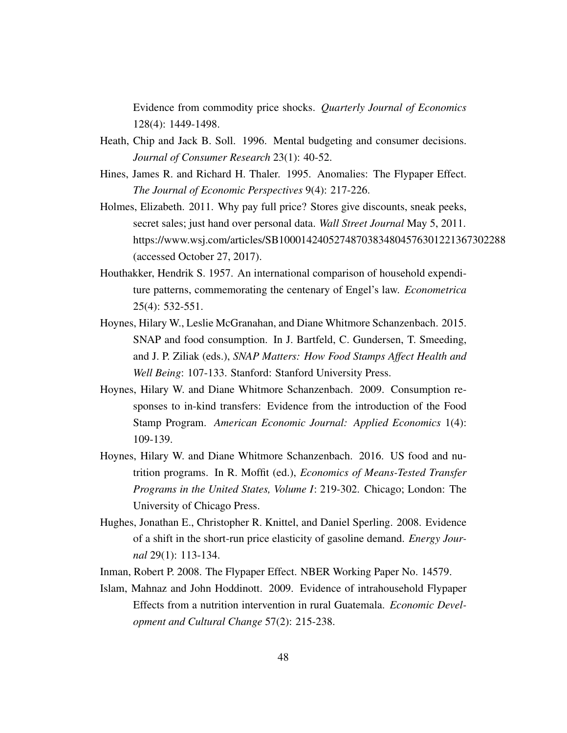Evidence from commodity price shocks. *Quarterly Journal of Economics* 128(4): 1449-1498.

Heath, Chip and Jack B. Soll. 1996. Mental budgeting and consumer decisions. *Journal of Consumer Research* 23(1): 40-52.

Hines, James R. and Richard H. Thaler. 1995. Anomalies: The Flypaper Effect. *The Journal of Economic Perspectives* 9(4): 217-226.

Holmes, Elizabeth. 2011. Why pay full price? Stores give discounts, sneak peeks, secret sales; just hand over personal data. *Wall Street Journal* May 5, 2011. https://www.wsj.com/articles/SB10001424052748703834804576301221367302288 (accessed October 27, 2017).

Houthakker, Hendrik S. 1957. An international comparison of household expenditure patterns, commemorating the centenary of Engel's law. *Econometrica* 25(4): 532-551.

Hoynes, Hilary W., Leslie McGranahan, and Diane Whitmore Schanzenbach. 2015. SNAP and food consumption. In J. Bartfeld, C. Gundersen, T. Smeeding, and J. P. Ziliak (eds.), *SNAP Matters: How Food Stamps Affect Health and Well Being*: 107-133. Stanford: Stanford University Press.

Hoynes, Hilary W. and Diane Whitmore Schanzenbach. 2009. Consumption responses to in-kind transfers: Evidence from the introduction of the Food Stamp Program. *American Economic Journal: Applied Economics* 1(4): 109-139.

Hoynes, Hilary W. and Diane Whitmore Schanzenbach. 2016. US food and nutrition programs. In R. Moffit (ed.), *Economics of Means-Tested Transfer Programs in the United States, Volume I*: 219-302. Chicago; London: The University of Chicago Press.

Hughes, Jonathan E., Christopher R. Knittel, and Daniel Sperling. 2008. Evidence of a shift in the short-run price elasticity of gasoline demand. *Energy Journal* 29(1): 113-134.

Inman, Robert P. 2008. The Flypaper Effect. NBER Working Paper No. 14579.

Islam, Mahnaz and John Hoddinott. 2009. Evidence of intrahousehold Flypaper Effects from a nutrition intervention in rural Guatemala. *Economic Development and Cultural Change* 57(2): 215-238.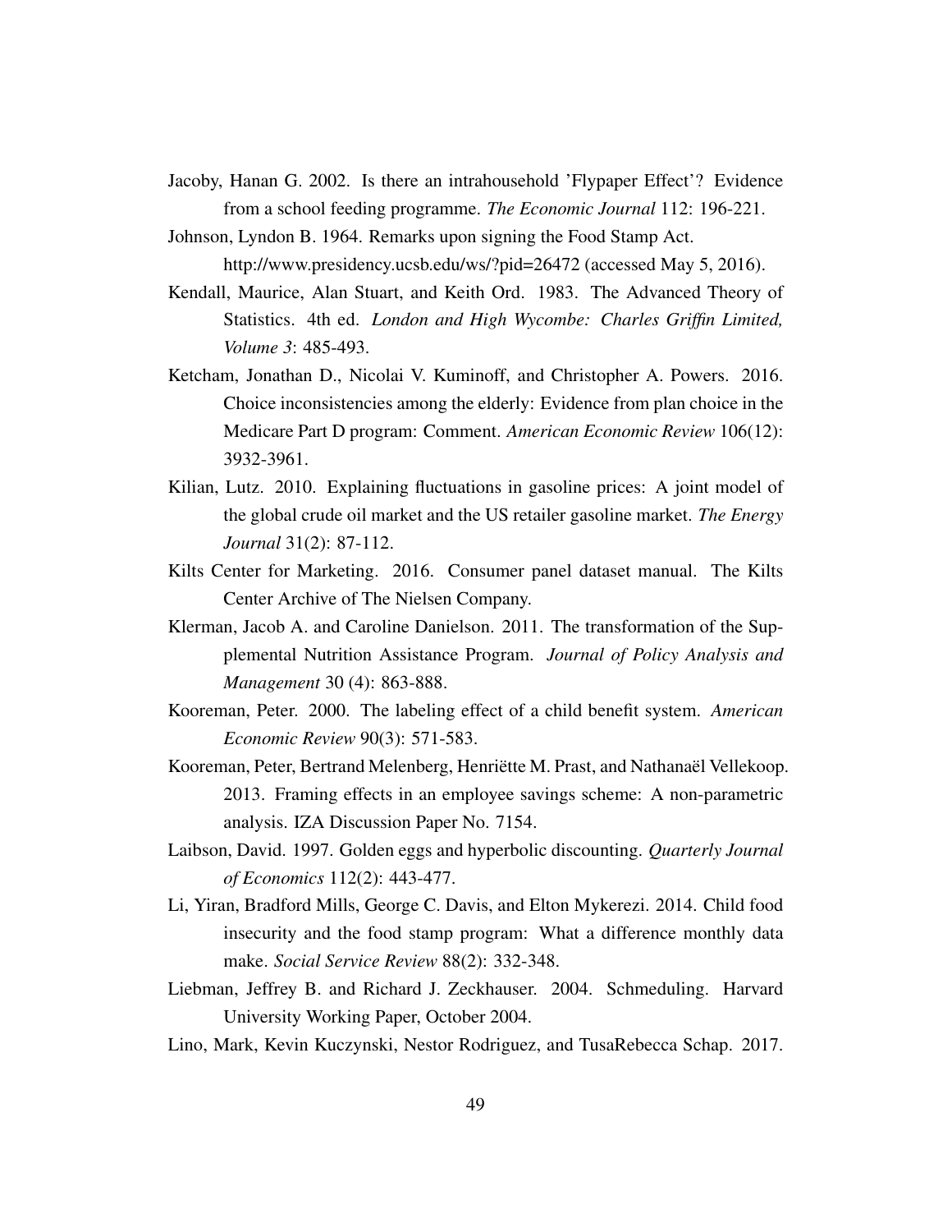Jacoby, Hanan G. 2002. Is there an intrahousehold 'Flypaper Effect'? Evidence from a school feeding programme. *The Economic Journal* 112: 196-221.

Johnson, Lyndon B. 1964. Remarks upon signing the Food Stamp Act. http://www.presidency.ucsb.edu/ws/?pid=26472 (accessed May 5, 2016).

Kendall, Maurice, Alan Stuart, and Keith Ord. 1983. The Advanced Theory of Statistics. 4th ed. *London and High Wycombe: Charles Griffin Limited, Volume 3*: 485-493.

Ketcham, Jonathan D., Nicolai V. Kuminoff, and Christopher A. Powers. 2016. Choice inconsistencies among the elderly: Evidence from plan choice in the Medicare Part D program: Comment. *American Economic Review* 106(12): 3932-3961.

Kilian, Lutz. 2010. Explaining fluctuations in gasoline prices: A joint model of the global crude oil market and the US retailer gasoline market. *The Energy Journal* 31(2): 87-112.

Kilts Center for Marketing. 2016. Consumer panel dataset manual. The Kilts Center Archive of The Nielsen Company.

Klerman, Jacob A. and Caroline Danielson. 2011. The transformation of the Supplemental Nutrition Assistance Program. *Journal of Policy Analysis and Management* 30 (4): 863-888.

Kooreman, Peter. 2000. The labeling effect of a child benefit system. *American Economic Review* 90(3): 571-583.

Kooreman, Peter, Bertrand Melenberg, Henriëtte M. Prast, and Nathanaël Vellekoop. 2013. Framing effects in an employee savings scheme: A non-parametric analysis. IZA Discussion Paper No. 7154.

Laibson, David. 1997. Golden eggs and hyperbolic discounting. *Quarterly Journal of Economics* 112(2): 443-477.

Li, Yiran, Bradford Mills, George C. Davis, and Elton Mykerezi. 2014. Child food insecurity and the food stamp program: What a difference monthly data make. *Social Service Review* 88(2): 332-348.

Liebman, Jeffrey B. and Richard J. Zeckhauser. 2004. Schmeduling. Harvard University Working Paper, October 2004.

Lino, Mark, Kevin Kuczynski, Nestor Rodriguez, and TusaRebecca Schap. 2017.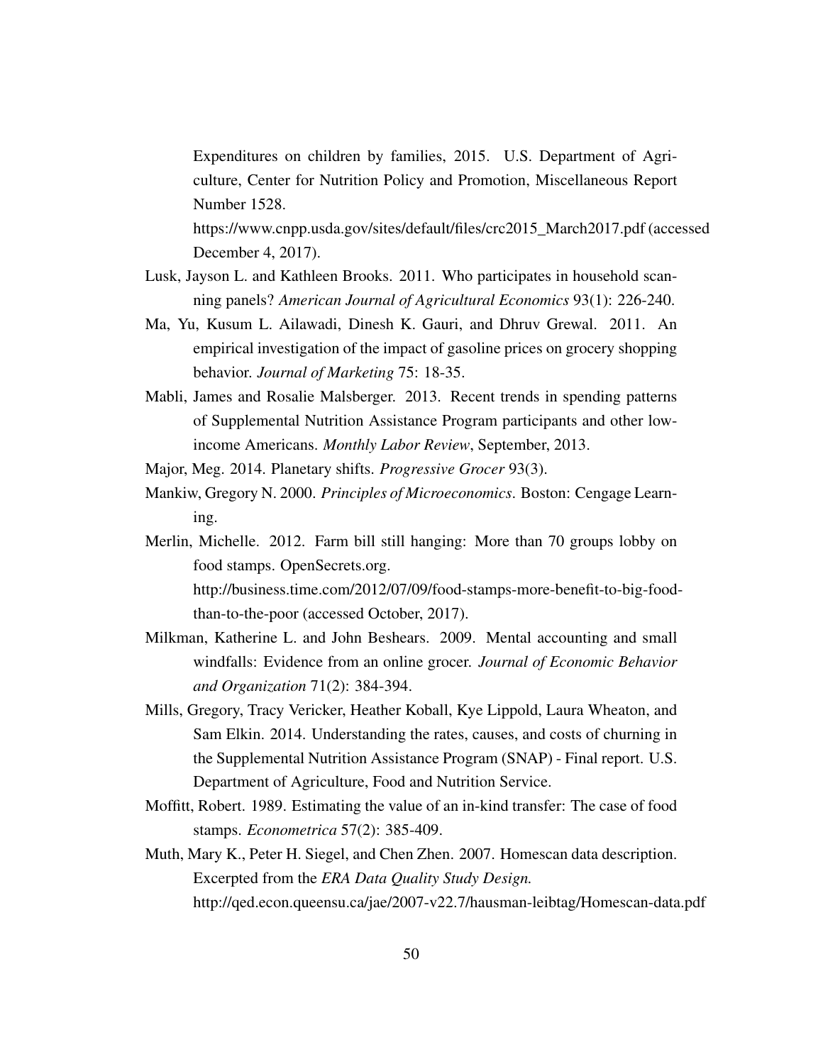Expenditures on children by families, 2015. U.S. Department of Agriculture, Center for Nutrition Policy and Promotion, Miscellaneous Report Number 1528.

https://www.cnpp.usda.gov/sites/default/files/crc2015_March2017.pdf (accessed December 4, 2017).

Lusk, Jayson L. and Kathleen Brooks. 2011. Who participates in household scanning panels? *American Journal of Agricultural Economics* 93(1): 226-240.

Ma, Yu, Kusum L. Ailawadi, Dinesh K. Gauri, and Dhruv Grewal. 2011. An empirical investigation of the impact of gasoline prices on grocery shopping behavior. *Journal of Marketing* 75: 18-35.

Mabli, James and Rosalie Malsberger. 2013. Recent trends in spending patterns of Supplemental Nutrition Assistance Program participants and other low-income Americans. *Monthly Labor Review*, September, 2013.

Major, Meg. 2014. Planetary shifts. *Progressive Grocer* 93(3).

Mankiw, Gregory N. 2000. *Principles of Microeconomics*. Boston: Cengage Learning.

Merlin, Michelle. 2012. Farm bill still hanging: More than 70 groups lobby on food stamps. OpenSecrets.org.

http://business.time.com/2012/07/09/food-stamps-more-benefit-to-big-food-than-to-the-poor (accessed October, 2017).

Milkman, Katherine L. and John Beshears. 2009. Mental accounting and small windfalls: Evidence from an online grocer. *Journal of Economic Behavior and Organization* 71(2): 384-394.

Mills, Gregory, Tracy Vericker, Heather Koball, Kye Lippold, Laura Wheaton, and Sam Elkin. 2014. Understanding the rates, causes, and costs of churning in the Supplemental Nutrition Assistance Program (SNAP) - Final report. U.S. Department of Agriculture, Food and Nutrition Service.

Moffitt, Robert. 1989. Estimating the value of an in-kind transfer: The case of food stamps. *Econometrica* 57(2): 385-409.

Muth, Mary K., Peter H. Siegel, and Chen Zhen. 2007. Homescan data description. Excerpted from the *ERA Data Quality Study Design.*

http://qed.econ.queensu.ca/jae/2007-v22.7/hausman-leibtag/Homescan-data.pdf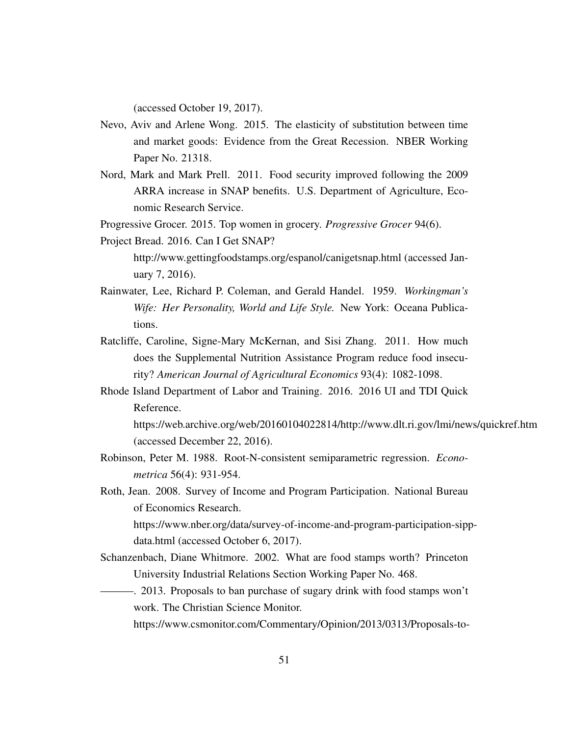(accessed October 19, 2017).

Nevo, Aviv and Arlene Wong. 2015. The elasticity of substitution between time and market goods: Evidence from the Great Recession. NBER Working Paper No. 21318.

Nord, Mark and Mark Prell. 2011. Food security improved following the 2009 ARRA increase in SNAP benefits. U.S. Department of Agriculture, Economic Research Service.

Progressive Grocer. 2015. Top women in grocery. *Progressive Grocer* 94(6).

Project Bread. 2016. Can I Get SNAP? http://www.gettingfoodstamps.org/espanol/canigetsnap.html (accessed January 7, 2016).

Rainwater, Lee, Richard P. Coleman, and Gerald Handel. 1959. *Workingman's Wife: Her Personality, World and Life Style.* New York: Oceana Publications.

Ratcliffe, Caroline, Signe-Mary McKernan, and Sisi Zhang. 2011. How much does the Supplemental Nutrition Assistance Program reduce food insecurity? *American Journal of Agricultural Economics* 93(4): 1082-1098.

Rhode Island Department of Labor and Training. 2016. 2016 UI and TDI Quick Reference. https://web.archive.org/web/20160104022814/http://www.dlt.ri.gov/lmi/news/quickref.htm (accessed December 22, 2016).

Robinson, Peter M. 1988. Root-N-consistent semiparametric regression. *Econometrica* 56(4): 931-954.

Roth, Jean. 2008. Survey of Income and Program Participation. National Bureau of Economics Research. https://www.nber.org/data/survey-of-income-and-program-participation-sipp-data.html (accessed October 6, 2017).

Schanzenbach, Diane Whitmore. 2002. What are food stamps worth? Princeton University Industrial Relations Section Working Paper No. 468.

———. 2013. Proposals to ban purchase of sugary drink with food stamps won't work. The Christian Science Monitor. https://www.csmonitor.com/Commentary/Opinion/2013/0313/Proposals-to-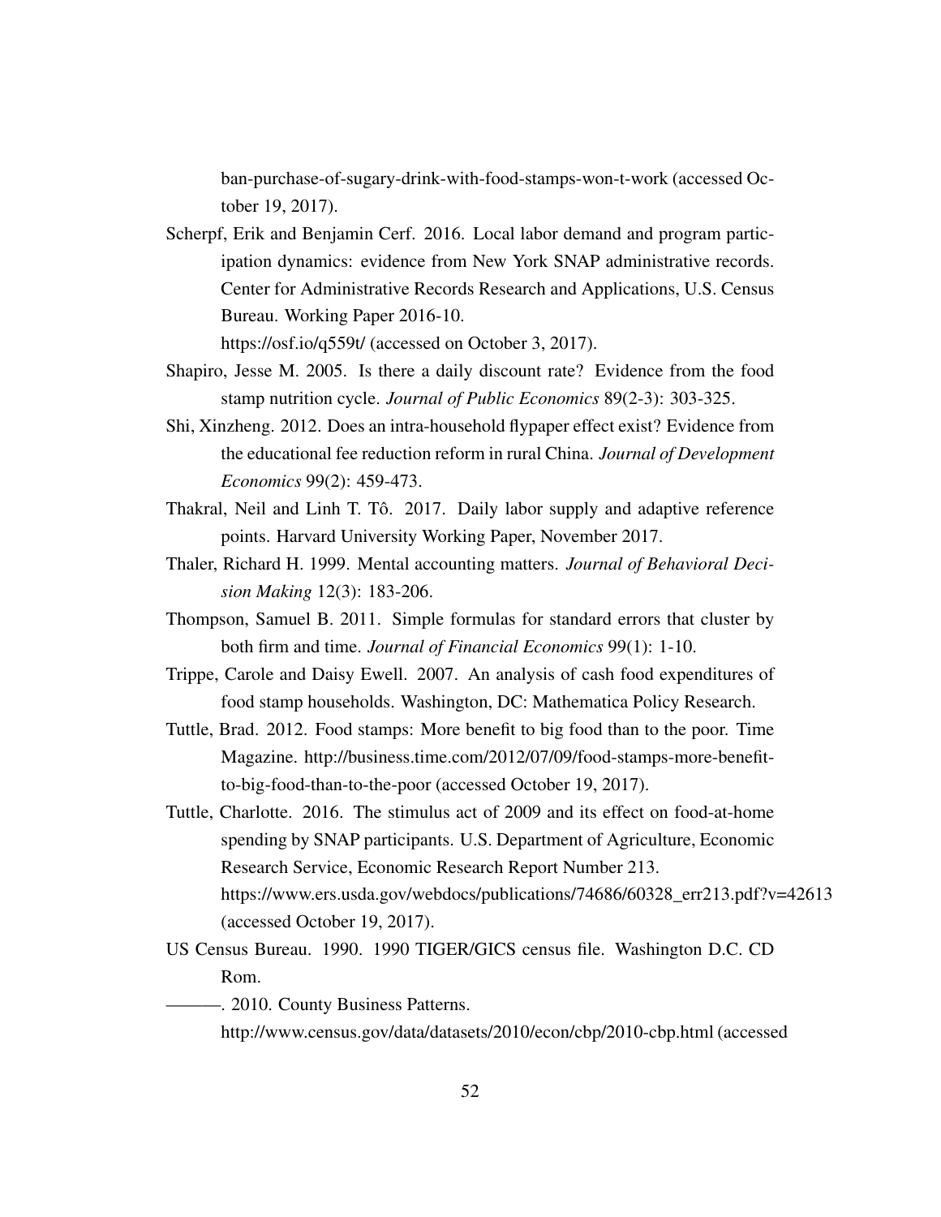ban-purchase-of-sugary-drink-with-food-stamps-won-t-work (accessed October 19, 2017).

Scherpf, Erik and Benjamin Cerf. 2016. Local labor demand and program participation dynamics: evidence from New York SNAP administrative records. Center for Administrative Records Research and Applications, U.S. Census Bureau. Working Paper 2016-10.
https://osf.io/q559t/ (accessed on October 3, 2017).

Shapiro, Jesse M. 2005. Is there a daily discount rate? Evidence from the food stamp nutrition cycle. *Journal of Public Economics* 89(2-3): 303-325.

Shi, Xinzheng. 2012. Does an intra-household flypaper effect exist? Evidence from the educational fee reduction reform in rural China. *Journal of Development Economics* 99(2): 459-473.

Thakral, Neil and Linh T. Tô. 2017. Daily labor supply and adaptive reference points. Harvard University Working Paper, November 2017.

Thaler, Richard H. 1999. Mental accounting matters. *Journal of Behavioral Decision Making* 12(3): 183-206.

Thompson, Samuel B. 2011. Simple formulas for standard errors that cluster by both firm and time. *Journal of Financial Economics* 99(1): 1-10.

Trippe, Carole and Daisy Ewell. 2007. An analysis of cash food expenditures of food stamp households. Washington, DC: Mathematica Policy Research.

Tuttle, Brad. 2012. Food stamps: More benefit to big food than to the poor. Time Magazine. http://business.time.com/2012/07/09/food-stamps-more-benefit-to-big-food-than-to-the-poor (accessed October 19, 2017).

Tuttle, Charlotte. 2016. The stimulus act of 2009 and its effect on food-at-home spending by SNAP participants. U.S. Department of Agriculture, Economic Research Service, Economic Research Report Number 213.
https://www.ers.usda.gov/webdocs/publications/74686/60328_err213.pdf?v=42613 (accessed October 19, 2017).

US Census Bureau. 1990. 1990 TIGER/GICS census file. Washington D.C. CD Rom.

———. 2010. County Business Patterns.
http://www.census.gov/data/datasets/2010/econ/cbp/2010-cbp.html (accessed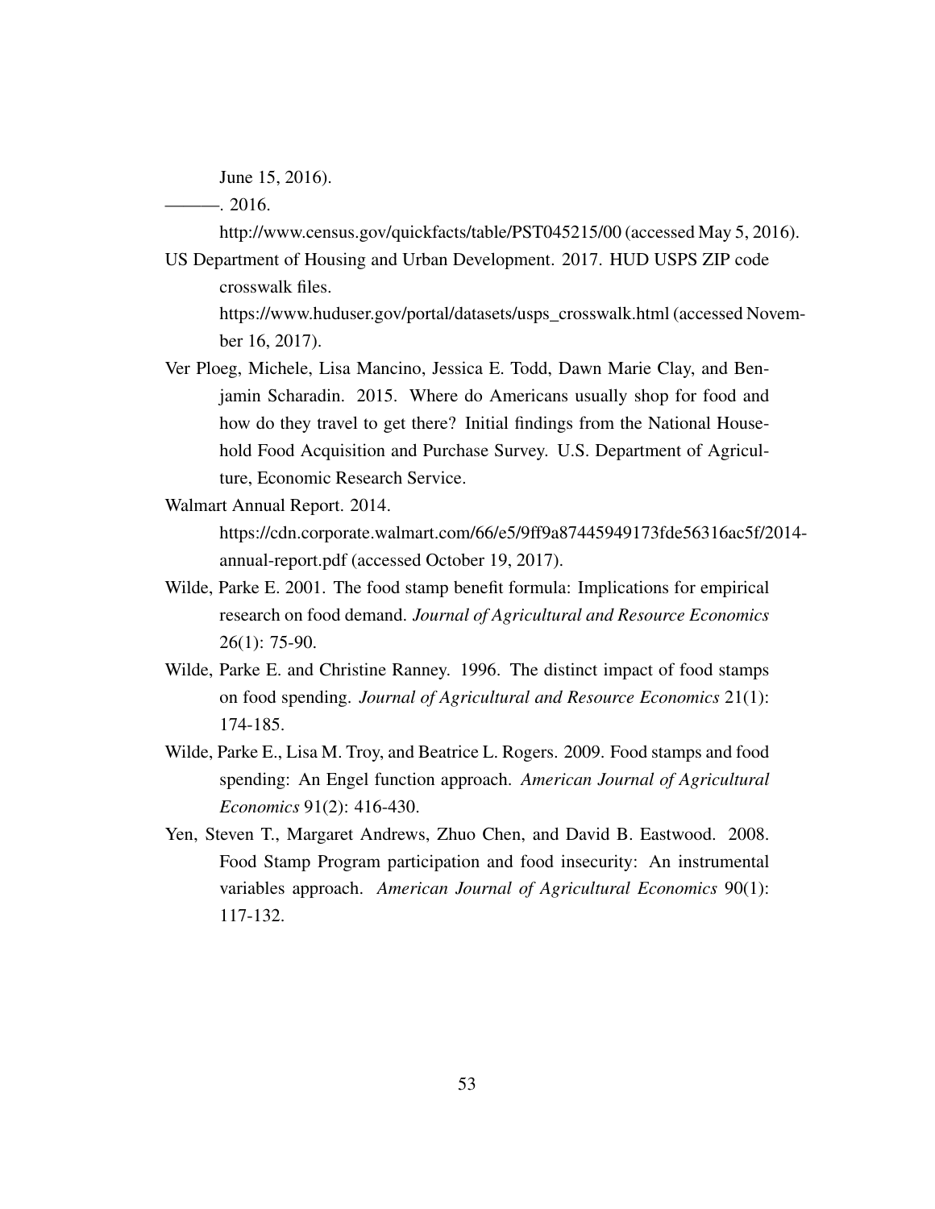June 15, 2016).

———. 2016.
http://www.census.gov/quickfacts/table/PST045215/00 (accessed May 5, 2016).

US Department of Housing and Urban Development. 2017. HUD USPS ZIP code crosswalk files.
https://www.huduser.gov/portal/datasets/usps_crosswalk.html (accessed November 16, 2017).

Ver Ploeg, Michele, Lisa Mancino, Jessica E. Todd, Dawn Marie Clay, and Benjamin Scharadin. 2015. Where do Americans usually shop for food and how do they travel to get there? Initial findings from the National Household Food Acquisition and Purchase Survey. U.S. Department of Agriculture, Economic Research Service.

Walmart Annual Report. 2014.
https://cdn.corporate.walmart.com/66/e5/9ff9a87445949173fde56316ac5f/2014-annual-report.pdf (accessed October 19, 2017).

Wilde, Parke E. 2001. The food stamp benefit formula: Implications for empirical research on food demand. *Journal of Agricultural and Resource Economics* 26(1): 75-90.

Wilde, Parke E. and Christine Ranney. 1996. The distinct impact of food stamps on food spending. *Journal of Agricultural and Resource Economics* 21(1): 174-185.

Wilde, Parke E., Lisa M. Troy, and Beatrice L. Rogers. 2009. Food stamps and food spending: An Engel function approach. *American Journal of Agricultural Economics* 91(2): 416-430.

Yen, Steven T., Margaret Andrews, Zhuo Chen, and David B. Eastwood. 2008. Food Stamp Program participation and food insecurity: An instrumental variables approach. *American Journal of Agricultural Economics* 90(1): 117-132.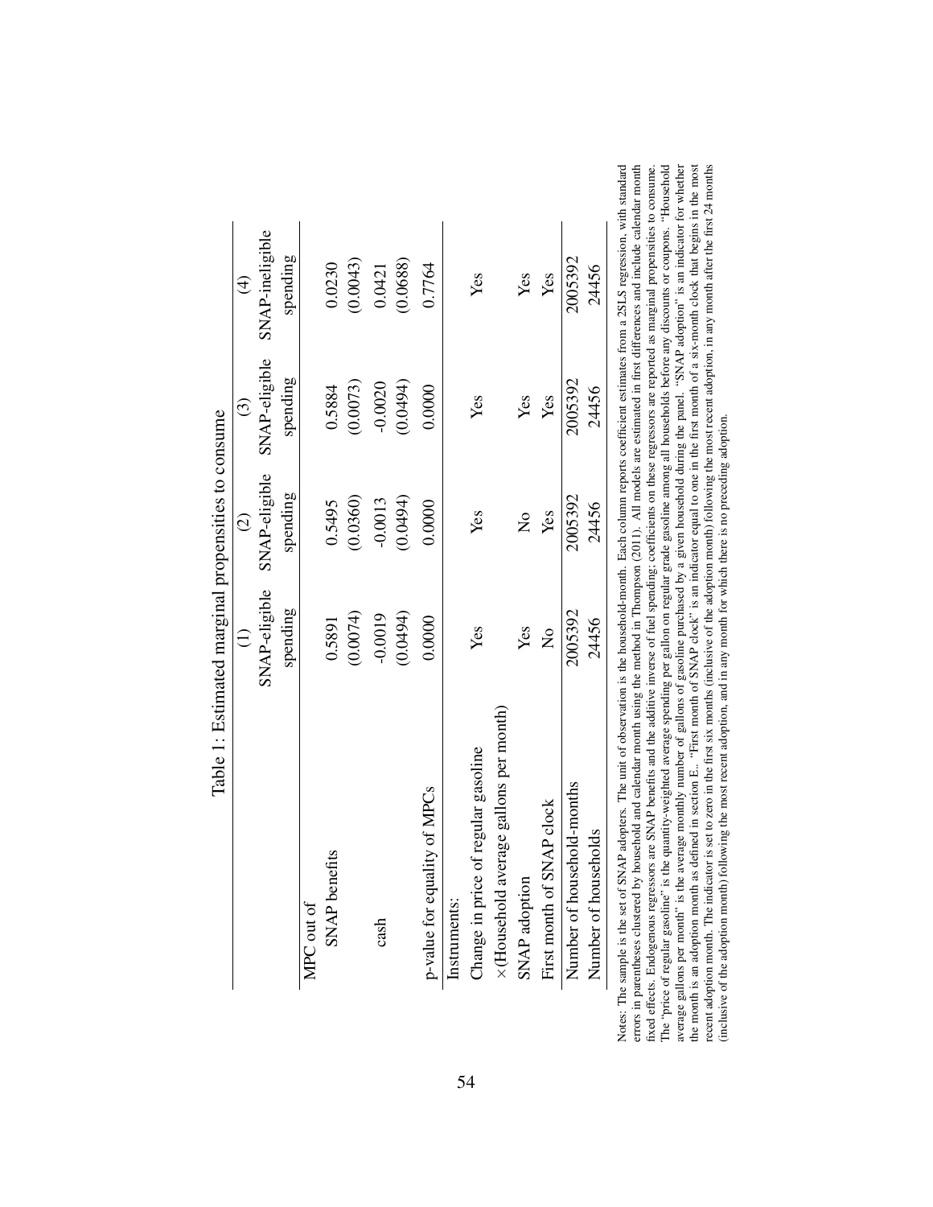Table 1: Estimated marginal propensities to consume

| | (1) SNAP-eligible spending | (2) SNAP-eligible spending | (3) SNAP-eligible spending | (4) SNAP-ineligible spending |
|---|---|---|---|---|
| MPC out of | | | | |
| SNAP benefits | 0.5891 | 0.5495 | 0.5884 | 0.0230 |
| | (0.0074) | (0.0360) | (0.0073) | (0.0043) |
| cash | -0.0019 | -0.0013 | -0.0020 | 0.0421 |
| | (0.0494) | (0.0494) | (0.0494) | (0.0688) |
| p-value for equality of MPCs | 0.0000 | 0.0000 | 0.0000 | 0.7764 |
| Instruments: | | | | |
| Change in price of regular gasoline ×(Household average gallons per month) | Yes | Yes | Yes | Yes |
| SNAP adoption | Yes | No | Yes | Yes |
| First month of SNAP clock | No | Yes | Yes | Yes |
| Number of household-months | 2005392 | 2005392 | 2005392 | 2005392 |
| Number of households | 24456 | 24456 | 24456 | 24456 |

Notes: The sample is the set of SNAP adopters. The unit of observation is the household-month. Each column reports coefficient estimates from a 2SLS regression, with standard errors in parentheses clustered by household and calendar month using the method in Thompson (2011). All models are estimated in first differences and include calendar month fixed effects. Endogenous regressors are SNAP benefits and the additive inverse of fuel spending; coefficients on these regressors are reported as marginal propensities to consume. The "price of regular gasoline" is the quantity-weighted average spending per gallon on regular grade gasoline among all households before any discounts or coupons. "Household average gallons per month" is the average monthly number of gallons of gasoline purchased by a given household during the panel. "SNAP adoption" is an indicator for whether the month is an adoption month as defined in section E.. "First month of SNAP clock" is an indicator equal to one in the first month of a six-month clock that begins in the most recent adoption month. The indicator is set to zero in the first six months (inclusive of the adoption month) following the most recent adoption, in any month after the first 24 months (inclusive of the adoption month) following the most recent adoption, and in any month for which there is no preceding adoption.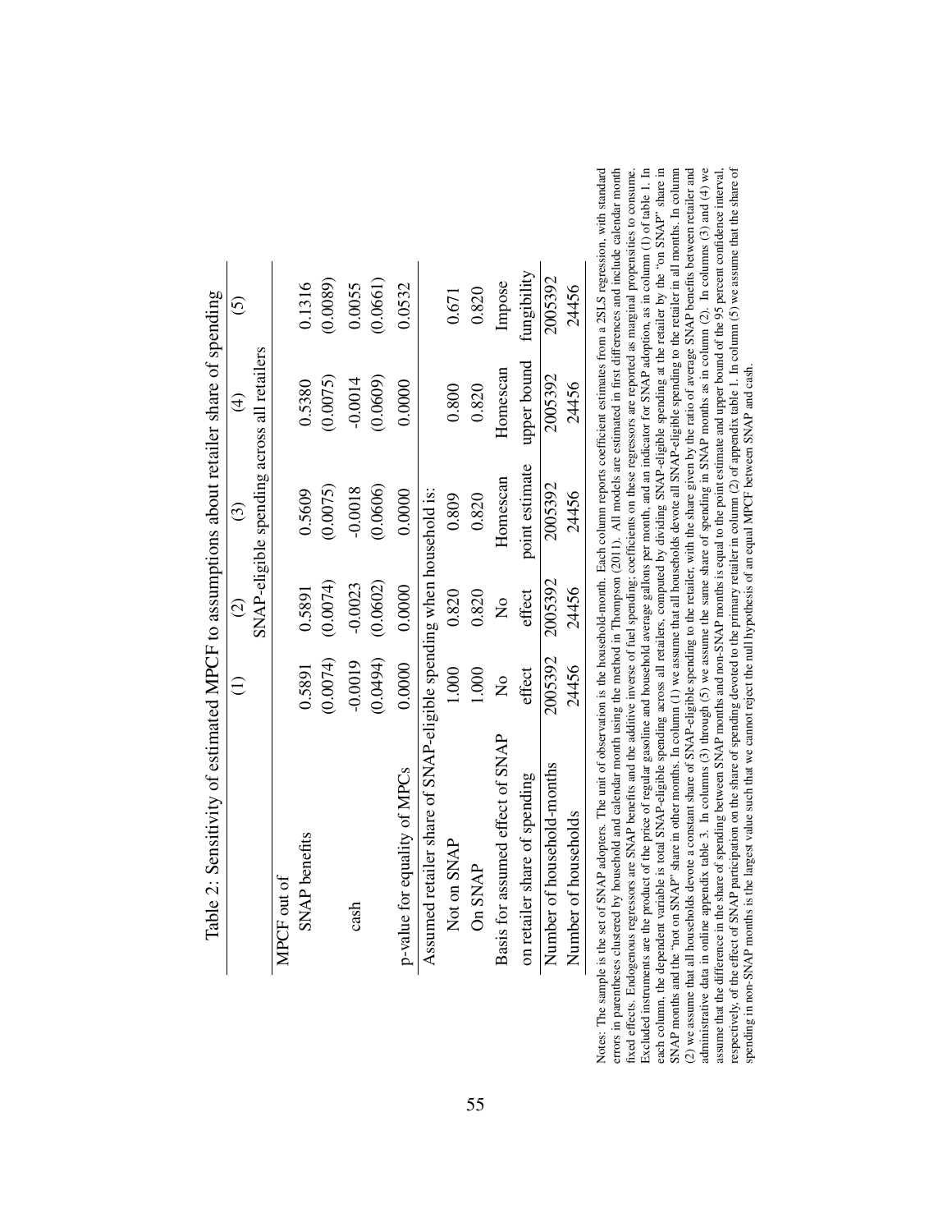Table 2: Sensitivity of estimated MPCF to assumptions about retailer share of spending

| | (1) | (2) | (3) | (4) | (5) |
|---|---|---|---|---|---|
| | | SNAP-eligible spending across all retailers | | | |
| MPCF out of | | | | | |
| SNAP benefits | 0.5891 | 0.5891 | 0.5609 | 0.5380 | 0.1316 |
| | (0.0074) | (0.0074) | (0.0075) | (0.0075) | (0.0089) |
| cash | -0.0019 | -0.0023 | -0.0018 | -0.0014 | 0.0055 |
| | (0.0494) | (0.0602) | (0.0606) | (0.0609) | (0.0661) |
| p-value for equality of MPCs | 0.0000 | 0.0000 | 0.0000 | 0.0000 | 0.0532 |
| Assumed retailer share of SNAP-eligible spending when household is: | | | | | |
| Not on SNAP | 1.000 | 0.820 | 0.809 | 0.800 | 0.671 |
| On SNAP | 1.000 | 0.820 | 0.820 | 0.820 | 0.820 |
| Basis for assumed effect of SNAP | No | No | Homescan | Homescan | Impose |
| on retailer share of spending | effect | effect | point estimate | upper bound | fungibility |
| Number of household-months | 2005392 | 2005392 | 2005392 | 2005392 | 2005392 |
| Number of households | 24456 | 24456 | 24456 | 24456 | 24456 |

Notes: The sample is the set of SNAP adopters. The unit of observation is the household-month. Each column reports coefficient estimates from a 2SLS regression, with standard errors in parentheses clustered by household and calendar month using the method in Thompson (2011). All models are estimated in first differences and include calendar month fixed effects. Endogenous regressors are SNAP benefits and the additive inverse of fuel spending; coefficients on these regressors are reported as marginal propensities to consume. Excluded instruments are the product of the price of regular gasoline and household average gallons per month, and an indicator for SNAP adoption, as in column (1) of table 1. In each column, the dependent variable is total SNAP-eligible spending across all retailers, computed by dividing SNAP-eligible spending at the retailer by the "on SNAP" share in SNAP months and the "not on SNAP" share in other months. In column (1) we assume that all households devote all SNAP-eligible spending to the retailer in all months. In column (2) we assume that all households devote a constant share of SNAP-eligible spending to the retailer, with the share given by the ratio of average SNAP benefits between retailer and administrative data in online appendix table 3. In columns (3) through (5) we assume the same share of spending in SNAP months as in column (2). In columns (3) and (4) we assume that the difference in the share of spending between SNAP months and non-SNAP months is equal to the point estimate and upper bound of the 95 percent confidence interval, respectively, of the effect of SNAP participation on the share of spending devoted to the primary retailer in column (2) of appendix table 1. In column (5) we assume that the share of spending in non-SNAP months is the largest value such that we cannot reject the null hypothesis of an equal MPCF between SNAP and cash.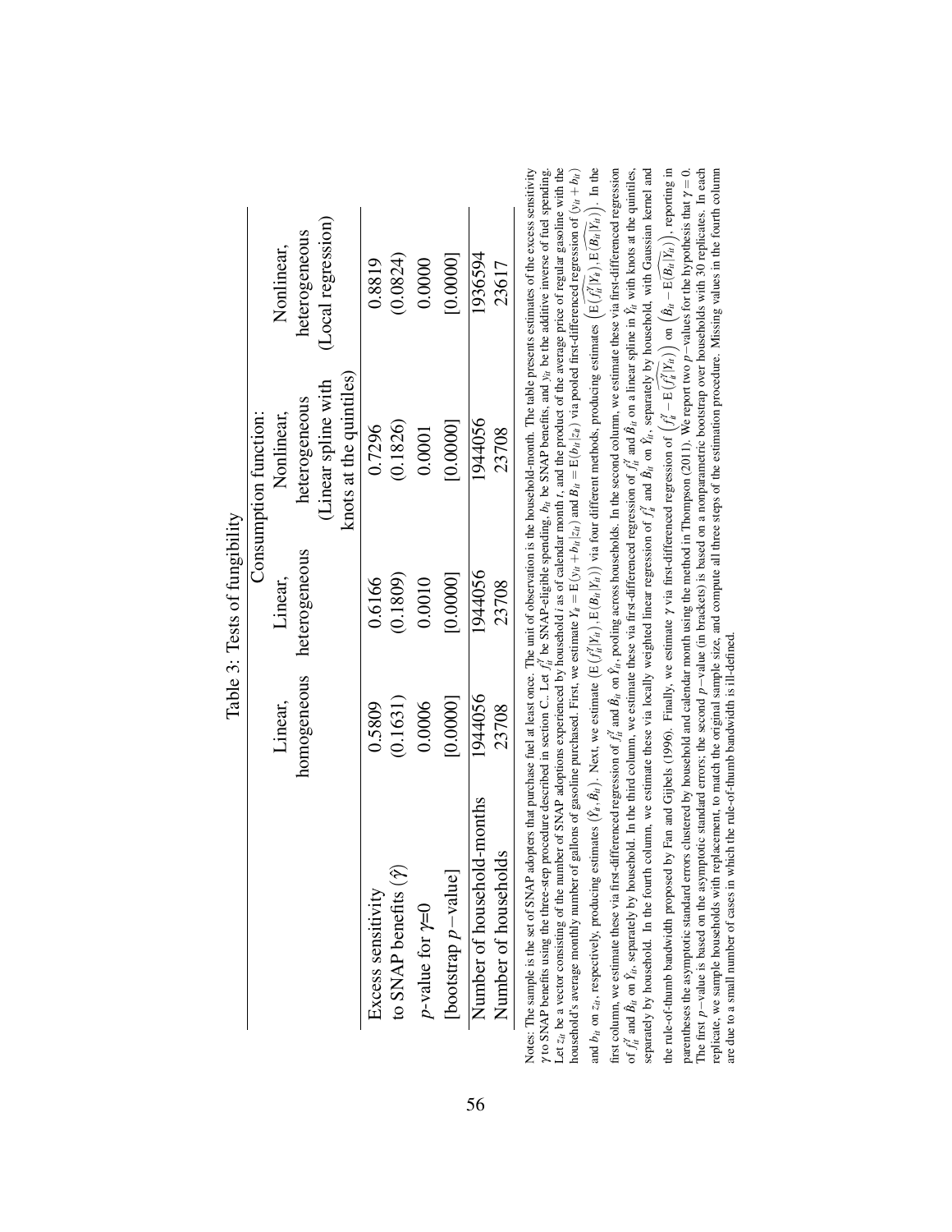Table 3: Tests of fungibility

| | Consumption function: | | | |
|---|---|---|---|---|
| | Linear, homogeneous | Linear, heterogeneous | Nonlinear, heterogeneous (Linear spline with knots at the quintiles) | Nonlinear, heterogeneous (Local regression) |
| Excess sensitivity to SNAP benefits ($\hat{\gamma}$) | 0.5809 (0.1631) | 0.6166 (0.1809) | 0.7296 (0.1826) | 0.8819 (0.0824) |
| $p$-value for $\gamma$=0 | 0.0006 | 0.0010 | 0.0001 | 0.0000 |
| [bootstrap $p-$value] | [0.0000] | [0.0000] | [0.0000] | [0.0000] |
| Number of household-months | 1944056 | 1944056 | 1944056 | 1936594 |
| Number of households | 23708 | 23708 | 23708 | 23617 |

Notes: The sample is the set of SNAP adopters that purchase fuel at least once. The unit of observation is the household-month. The table presents estimates of the excess sensitivity $\gamma$ to SNAP benefits using the three-step procedure described in section C.. Let $f_{it}^{z}$ be SNAP-eligible spending, $b_{it}$ be SNAP benefits, and $y_{it}$ be the additive inverse of fuel spending. Let $z_{it}$ be a vector consisting of the number of SNAP adoptions experienced by household $i$ as of calendar month $t$, and the product of the average price of regular gasoline with the household's average monthly number of gallons of gasoline purchased. First, we estimate $Y_{it} = \mathrm{E}(y_{it} + b_{it}|z_{it})$ and $B_{it} = \mathrm{E}(b_{it}|z_{it})$ via pooled first-differenced regression of $(y_{it} + b_{it})$ and $b_{it}$ on $z_{it}$, respectively, producing estimates $(\hat{Y}_{it}, \hat{B}_{it})$. Next, we estimate $(\mathrm{E}(f_{it}^{z}|Y_{it}), \mathrm{E}(B_{it}|Y_{it}))$ via four different methods, producing estimates $\left(\widehat{\mathrm{E}(f_{it}^{z}|Y_{it})}, \widehat{\mathrm{E}(B_{it}|Y_{it})}\right)$. In the first column, we estimate these via first-differenced regression of $f_{it}^{z}$ and $\hat{B}_{it}$ on $\hat{Y}_{it}$, pooling across households. In the second column, we estimate these via first-differenced regression of $f_{it}^{z}$ and $\hat{B}_{it}$ on $\hat{Y}_{it}$, separately by household. In the third column, we estimate these via first-differenced regression of $f_{it}^{z}$ and $\hat{B}_{it}$ on a linear spline in $\hat{Y}_{it}$ with knots at the quintiles, separately by household. In the fourth column, we estimate these via locally weighted linear regression of $f_{it}^{z}$ and $\hat{B}_{it}$ on $\hat{Y}_{it}$, separately by household, with Gaussian kernel and the rule-of-thumb bandwidth proposed by Fan and Gijbels (1996). Finally, we estimate $\gamma$ via first-differenced regression of $\left(f_{it}^{z} - \widehat{\mathrm{E}(f_{it}^{z}|Y_{it})}\right)$ on $\left(\hat{B}_{it} - \widehat{\mathrm{E}(B_{it}|Y_{it})}\right)$, reporting in parentheses the asymptotic standard errors clustered by household and calendar month using the method in Thompson (2011). We report two $p-$values for the hypothesis that $\gamma = 0$. The first $p-$value is based on the asymptotic standard errors; the second $p-$value (in brackets) is based on a nonparametric bootstrap over households with 30 replicates. In each replicate, we sample households with replacement, to match the original sample size, and compute all three steps of the estimation procedure. Missing values in the fourth column are due to a small number of cases in which the rule-of-thumb bandwidth is ill-defined.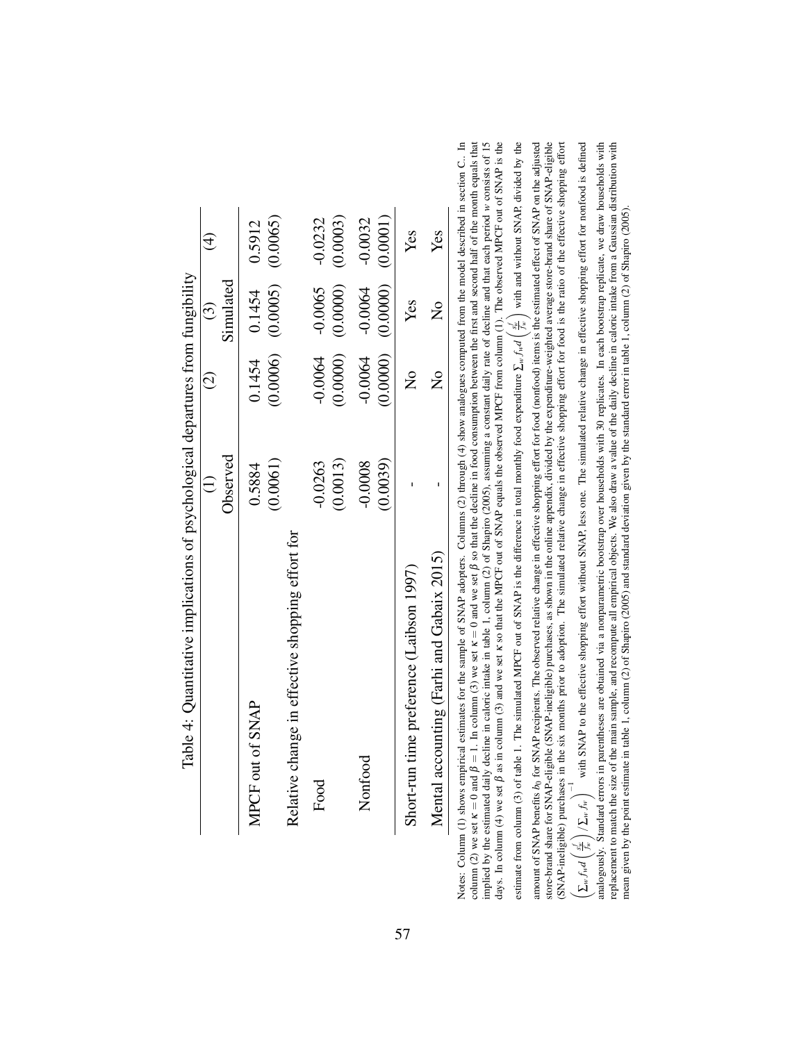Table 4: Quantitative implications of psychological departures from fungibility

| | (1) | (2) | (3) | (4) |
|---|---|---|---|---|
| | Observed | | Simulated | |
| MPCF out of SNAP | 0.5884 | 0.1454 | 0.1454 | 0.5912 |
| | (0.0061) | (0.0006) | (0.0005) | (0.0065) |
| Relative change in effective shopping effort for | | | | |
| Food | -0.0263 | -0.0064 | -0.0065 | -0.0232 |
| | (0.0013) | (0.0000) | (0.0000) | (0.0003) |
| Nonfood | -0.0008 | -0.0064 | -0.0064 | -0.0032 |
| | (0.0039) | (0.0000) | (0.0000) | (0.0001) |
| Short-run time preference (Laibson 1997) | - | No | Yes | Yes |
| Mental accounting (Farhi and Gabaix 2015) | - | No | No | Yes |

Notes: Column (1) shows empirical estimates for the sample of SNAP adopters. Columns (2) through (4) show analogues computed from the model described in section C.. In column (2) we set $\kappa = 0$ and $\beta = 1$. In column (3) we set $\kappa = 0$ and we set $\beta$ so that the decline in food consumption between the first and second half of the month equals that implied by the estimated daily decline in caloric intake in table 1, column (2) of Shapiro (2005), assuming a constant daily rate of decline and that each period $w$ consists of 15 days. In column (4) we set $\beta$ as in column (3) and we set $\kappa$ so that the MPCF out of SNAP equals the observed MPCF from column (1). The observed MPCF out of SNAP is the estimate from column (3) of table 1. The simulated MPCF out of SNAP is the difference in total monthly food expenditure $\sum_w f_w d\left(\frac{s_w}{f_w}\right)$ with and without SNAP, divided by the amount of SNAP benefits $b_0$ for SNAP recipients. The observed relative change in effective shopping effort for food (nonfood) items is the estimated effect of SNAP on the adjusted store-brand share for SNAP-eligible (SNAP-ineligible) purchases, as shown in the online appendix, divided by the expenditure-weighted average store-brand share of SNAP-eligible (SNAP-ineligible) purchases in the six months prior to adoption. The simulated relative change in effective shopping effort for food is the ratio of the effective shopping effort $\left(\sum_w f_w d\left(\frac{s_w}{f_w}\right)/\sum_w f_w\right)^{-1}$ with SNAP to the effective shopping effort without SNAP, less one. The simulated relative change in effective shopping effort for nonfood is defined analogously. Standard errors in parentheses are obtained via a nonparametric bootstrap over households with 30 replicates. In each bootstrap replicate, we draw households with replacement to match the size of the main sample, and recompute all empirical objects. We also draw a value of the daily decline in caloric intake from a Gaussian distribution with mean given by the point estimate in table 1, column (2) of Shapiro (2005) and standard deviation given by the standard error in table 1, column (2) of Shapiro (2005).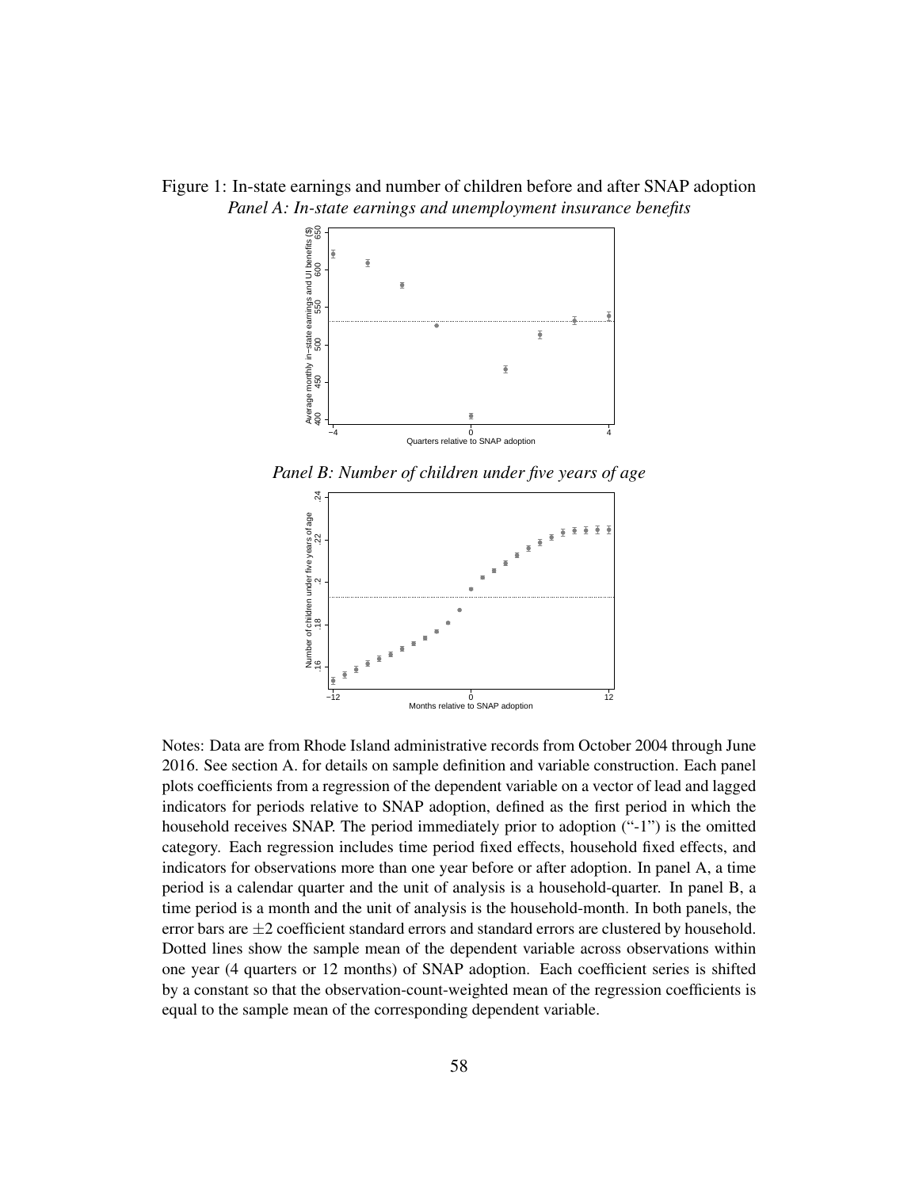Figure 1: In-state earnings and number of children before and after SNAP adoption

*Panel A: In-state earnings and unemployment insurance benefits*

*Panel B: Number of children under five years of age*

Notes: Data are from Rhode Island administrative records from October 2004 through June 2016. See section A. for details on sample definition and variable construction. Each panel plots coefficients from a regression of the dependent variable on a vector of lead and lagged indicators for periods relative to SNAP adoption, defined as the first period in which the household receives SNAP. The period immediately prior to adoption ("-1") is the omitted category. Each regression includes time period fixed effects, household fixed effects, and indicators for observations more than one year before or after adoption. In panel A, a time period is a calendar quarter and the unit of analysis is a household-quarter. In panel B, a time period is a month and the unit of analysis is the household-month. In both panels, the error bars are $\pm 2$ coefficient standard errors and standard errors are clustered by household. Dotted lines show the sample mean of the dependent variable across observations within one year (4 quarters or 12 months) of SNAP adoption. Each coefficient series is shifted by a constant so that the observation-count-weighted mean of the regression coefficients is equal to the sample mean of the corresponding dependent variable.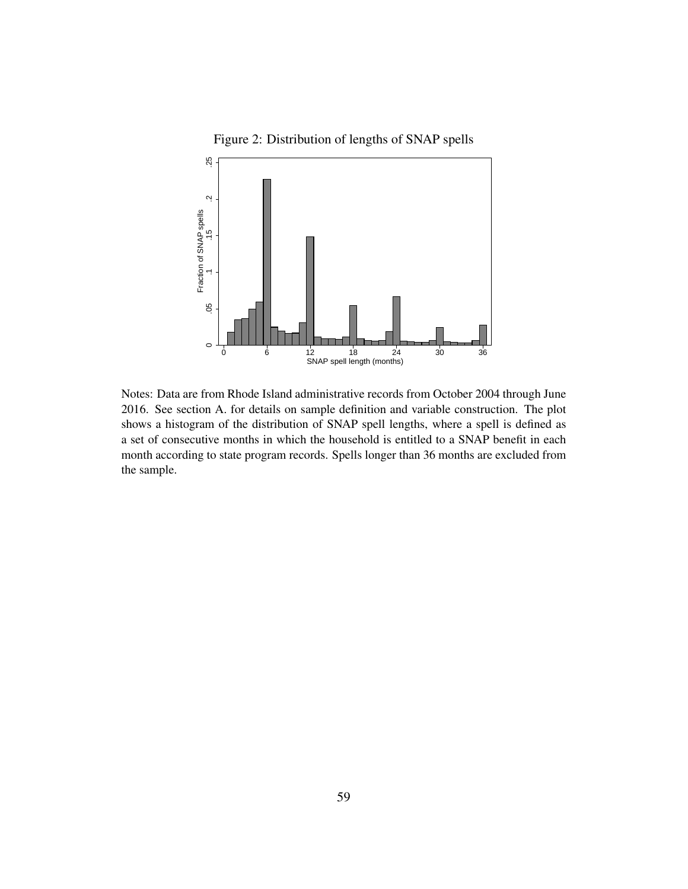Figure 2: Distribution of lengths of SNAP spells

Notes: Data are from Rhode Island administrative records from October 2004 through June 2016. See section A. for details on sample definition and variable construction. The plot shows a histogram of the distribution of SNAP spell lengths, where a spell is defined as a set of consecutive months in which the household is entitled to a SNAP benefit in each month according to state program records. Spells longer than 36 months are excluded from the sample.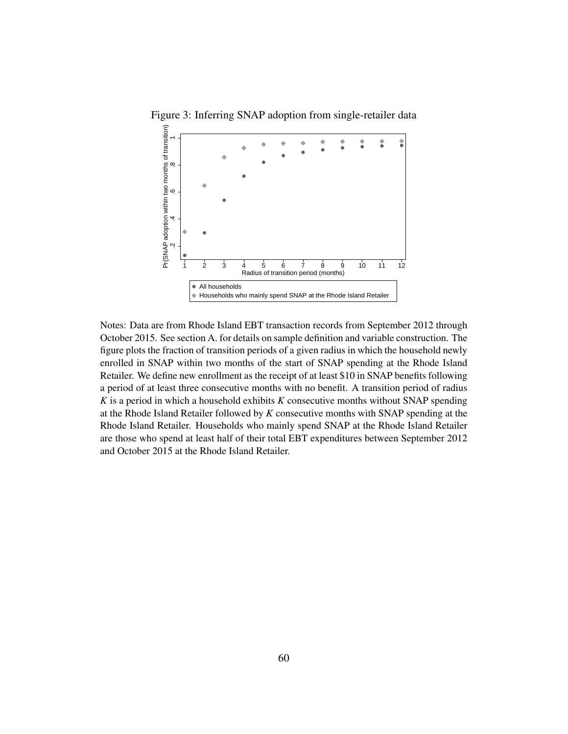Figure 3: Inferring SNAP adoption from single-retailer data

Notes: Data are from Rhode Island EBT transaction records from September 2012 through October 2015. See section A. for details on sample definition and variable construction. The figure plots the fraction of transition periods of a given radius in which the household newly enrolled in SNAP within two months of the start of SNAP spending at the Rhode Island Retailer. We define new enrollment as the receipt of at least \$10 in SNAP benefits following a period of at least three consecutive months with no benefit. A transition period of radius $K$ is a period in which a household exhibits $K$ consecutive months without SNAP spending at the Rhode Island Retailer followed by $K$ consecutive months with SNAP spending at the Rhode Island Retailer. Households who mainly spend SNAP at the Rhode Island Retailer are those who spend at least half of their total EBT expenditures between September 2012 and October 2015 at the Rhode Island Retailer.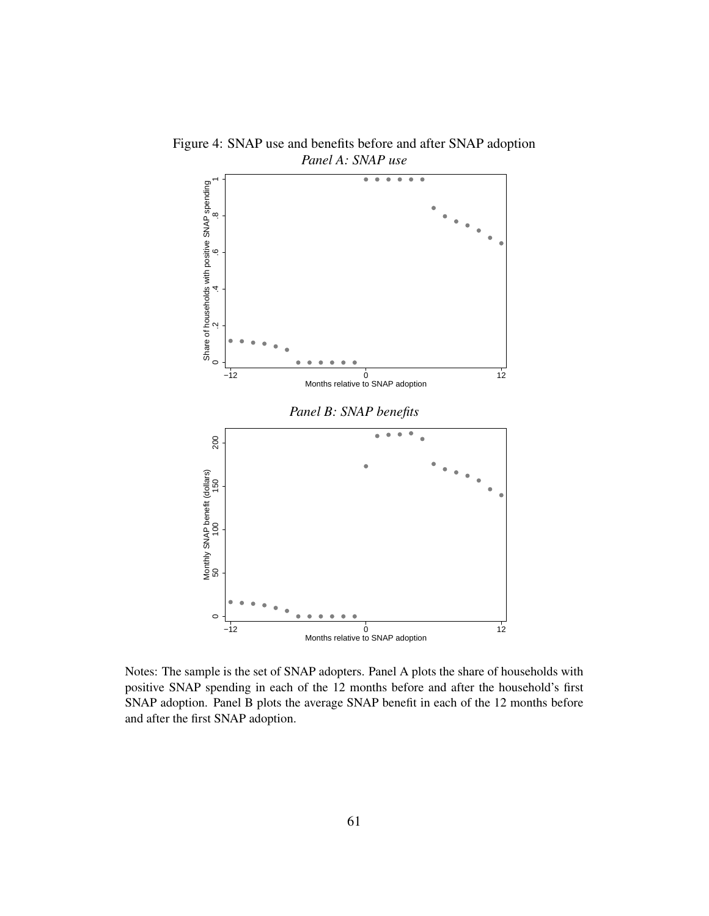Figure 4: SNAP use and benefits before and after SNAP adoption

*Panel A: SNAP use*

*Panel B: SNAP benefits*

Notes: The sample is the set of SNAP adopters. Panel A plots the share of households with positive SNAP spending in each of the 12 months before and after the household's first SNAP adoption. Panel B plots the average SNAP benefit in each of the 12 months before and after the first SNAP adoption.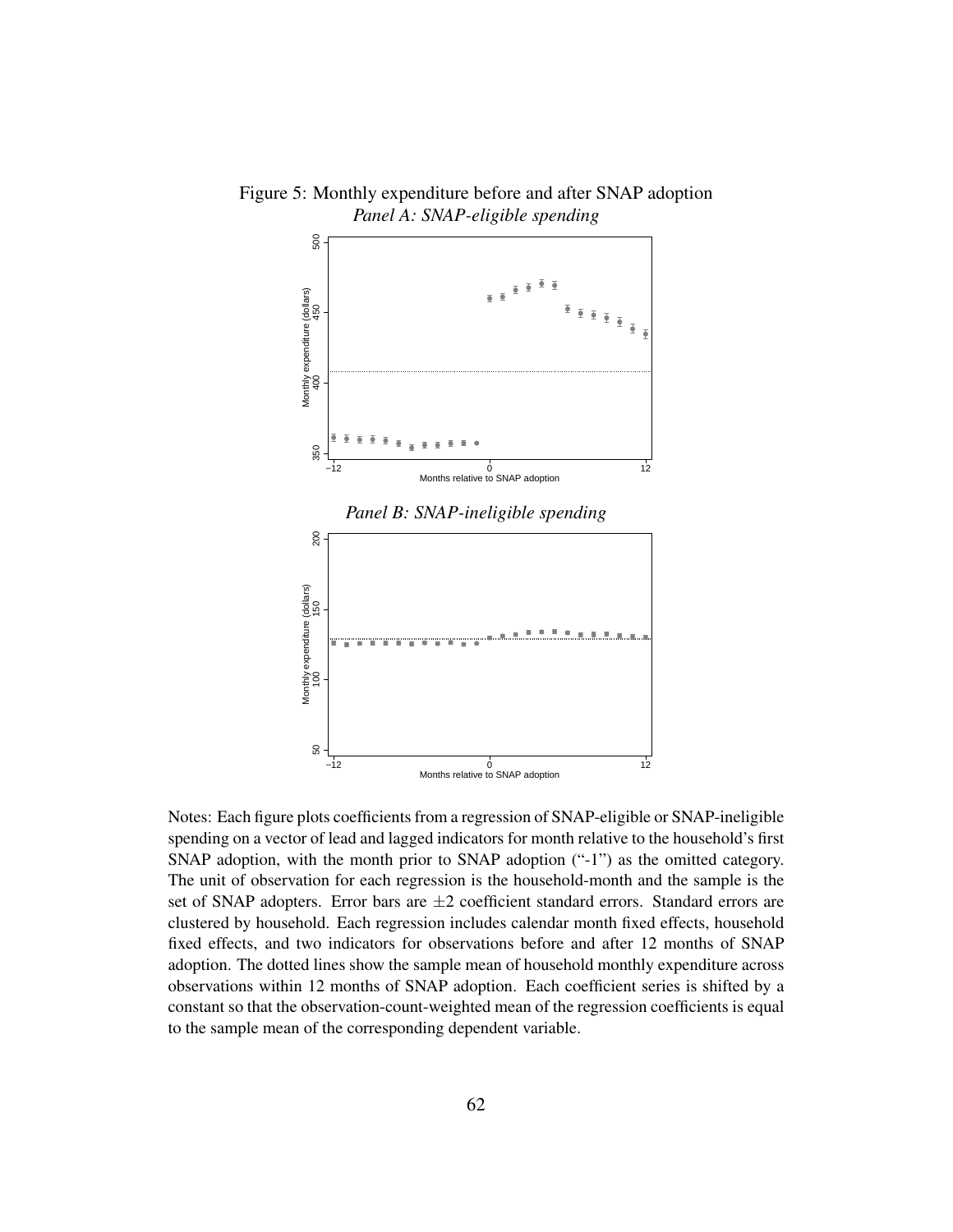Figure 5: Monthly expenditure before and after SNAP adoption

*Panel A: SNAP-eligible spending*

*Panel B: SNAP-ineligible spending*

Notes: Each figure plots coefficients from a regression of SNAP-eligible or SNAP-ineligible spending on a vector of lead and lagged indicators for month relative to the household's first SNAP adoption, with the month prior to SNAP adoption ("-1") as the omitted category. The unit of observation for each regression is the household-month and the sample is the set of SNAP adopters. Error bars are $\pm 2$ coefficient standard errors. Standard errors are clustered by household. Each regression includes calendar month fixed effects, household fixed effects, and two indicators for observations before and after 12 months of SNAP adoption. The dotted lines show the sample mean of household monthly expenditure across observations within 12 months of SNAP adoption. Each coefficient series is shifted by a constant so that the observation-count-weighted mean of the regression coefficients is equal to the sample mean of the corresponding dependent variable.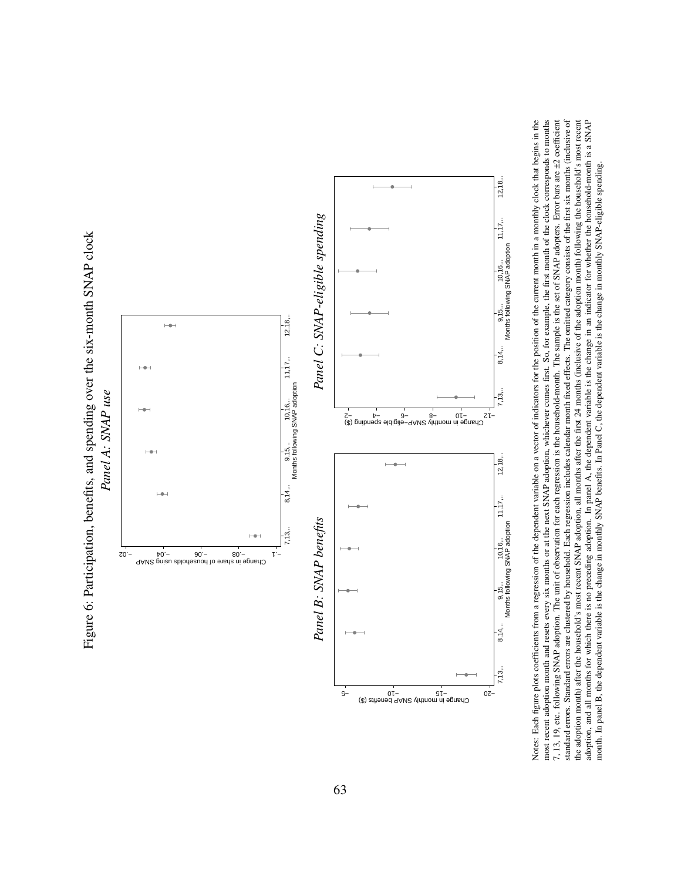Figure 6: Participation, benefits, and spending over the six-month SNAP clock

*Panel A: SNAP use*

*Panel B: SNAP benefits*

*Panel C: SNAP-eligible spending*

Notes: Each figure plots coefficients from a regression of the dependent variable on a vector of indicators for the position of the current month in a monthly clock that begins in the most recent adoption month and resets every six months or at the next SNAP adoption, whichever comes first. So, for example, the first month of the clock corresponds to months 7, 13, 19, etc. following SNAP adoption. The unit of observation for each regression is the household-month. The sample is the set of SNAP adopters. Error bars are ±2 coefficient standard errors. Standard errors are clustered by household. Each regression includes calendar month fixed effects. The omitted category consists of the first six months (inclusive of the adoption month) after the household's most recent SNAP adoption, all months after the first 24 months (inclusive of the adoption month) following the household's most recent adoption, and all months for which there is no preceding adoption. In panel A, the dependent variable is the change in an indicator for whether the household-month is a SNAP month. In panel B, the dependent variable is the change in monthly SNAP benefits. In Panel C, the dependent variable is the change in monthly SNAP-eligible spending.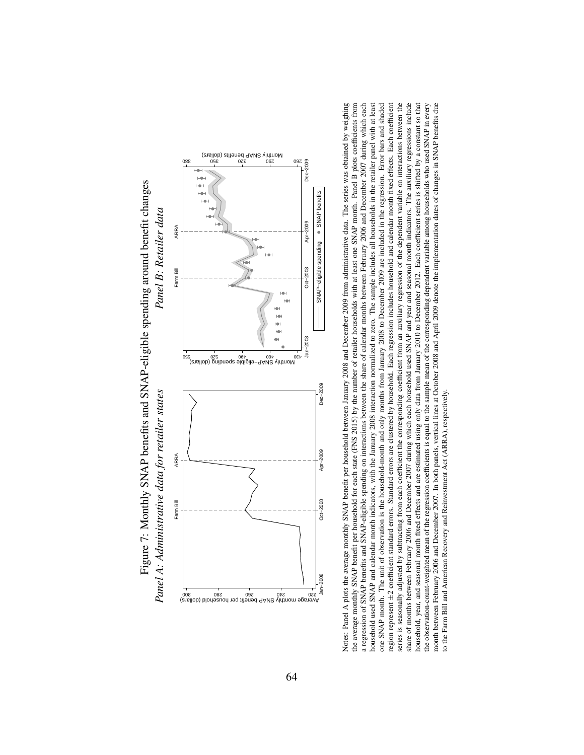Figure 7: Monthly SNAP benefits and SNAP-eligible spending around benefit changes

*Panel A: Administrative data for retailer states*

*Panel B: Retailer data*

Notes: Panel A plots the average monthly SNAP benefit per household between January 2008 and December 2009 from administrative data. The series was obtained by weighing the average monthly SNAP benefit per household for each state (FNS 2015) by the number of retailer households with at least one SNAP month. Panel B plots coefficients from a regression of SNAP benefits and SNAP-eligible spending on interactions between the share of calendar months between February 2006 and December 2007 during which each household used SNAP and calendar month indicators, with the January 2008 interaction normalized to zero. The sample includes all households in the retailer panel with at least one SNAP month. The unit of observation is the household-month and only months from January 2008 to December 2009 are included in the regression. Error bars and shaded region represent ±2 coefficient standard errors. Standard errors are clustered by household. Each regression includes household and calendar month fixed effects. Each coefficient series is seasonally adjusted by subtracting from each coefficient the corresponding coefficient from an auxiliary regression of the dependent variable on interactions between the share of months between February 2006 and December 2007 during which each household used SNAP and year and seasonal month indicators. The auxiliary regressions include household, year, and seasonal month fixed effects and are estimated using only data from January 2010 to December 2012. Each coefficient series is shifted by a constant so that the observation-count-weighted mean of the regression coefficients is equal to the sample mean of the corresponding dependent variable among households who used SNAP in every month between February 2006 and December 2007. In both panels, vertical lines at October 2008 and April 2009 denote the implementation dates of changes in SNAP benefits due to the Farm Bill and American Recovery and Reinvestment Act (ARRA), respectively.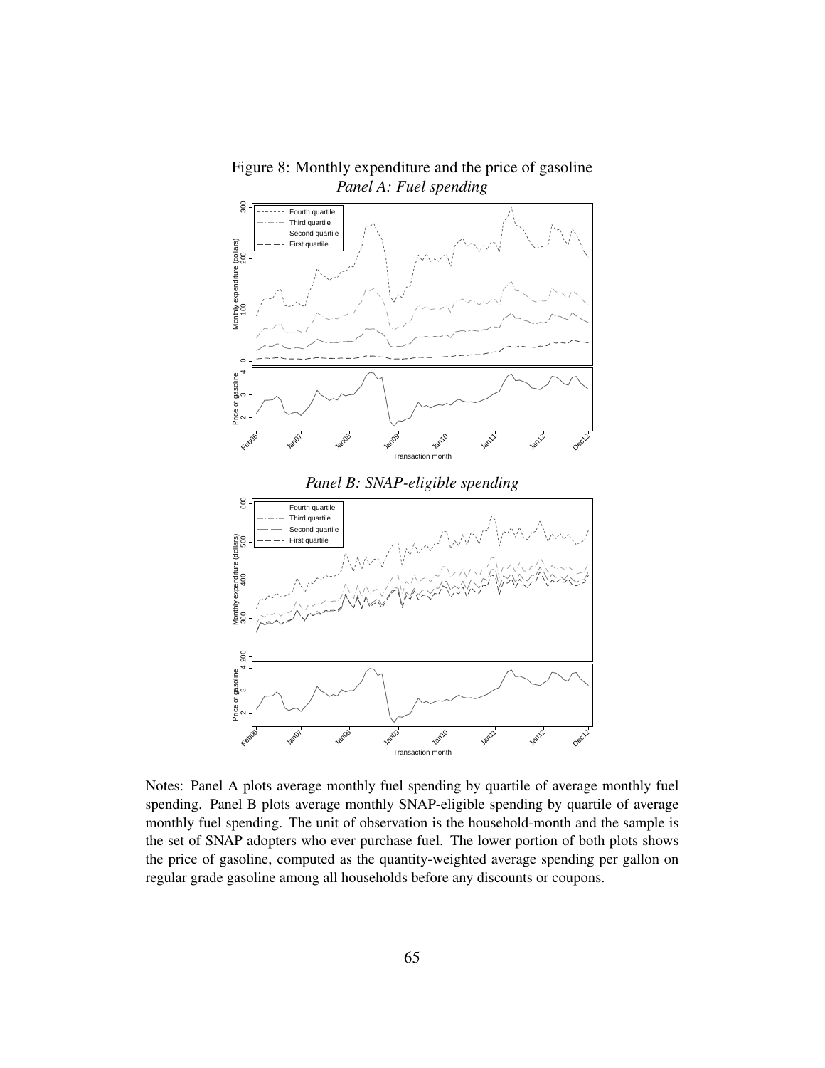Figure 8: Monthly expenditure and the price of gasoline

*Panel A: Fuel spending*

*Panel B: SNAP-eligible spending*

Notes: Panel A plots average monthly fuel spending by quartile of average monthly fuel spending. Panel B plots average monthly SNAP-eligible spending by quartile of average monthly fuel spending. The unit of observation is the household-month and the sample is the set of SNAP adopters who ever purchase fuel. The lower portion of both plots shows the price of gasoline, computed as the quantity-weighted average spending per gallon on regular grade gasoline among all households before any discounts or coupons.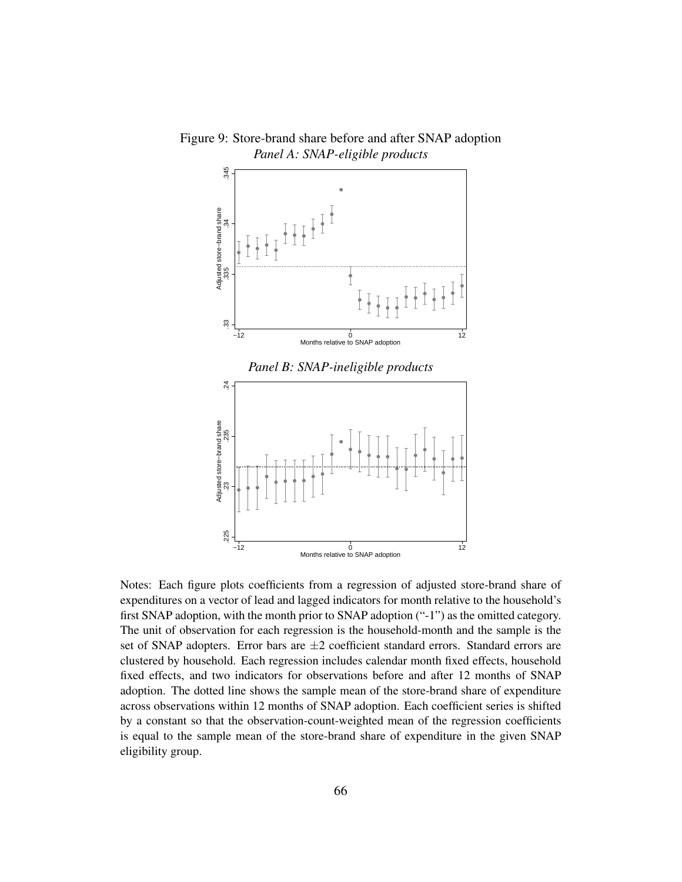Figure 9: Store-brand share before and after SNAP adoption

*Panel A: SNAP-eligible products*

*Panel B: SNAP-ineligible products*

Notes: Each figure plots coefficients from a regression of adjusted store-brand share of expenditures on a vector of lead and lagged indicators for month relative to the household's first SNAP adoption, with the month prior to SNAP adoption ("-1") as the omitted category. The unit of observation for each regression is the household-month and the sample is the set of SNAP adopters. Error bars are $\pm 2$ coefficient standard errors. Standard errors are clustered by household. Each regression includes calendar month fixed effects, household fixed effects, and two indicators for observations before and after 12 months of SNAP adoption. The dotted line shows the sample mean of the store-brand share of expenditure across observations within 12 months of SNAP adoption. Each coefficient series is shifted by a constant so that the observation-count-weighted mean of the regression coefficients is equal to the sample mean of the store-brand share of expenditure in the given SNAP eligibility group.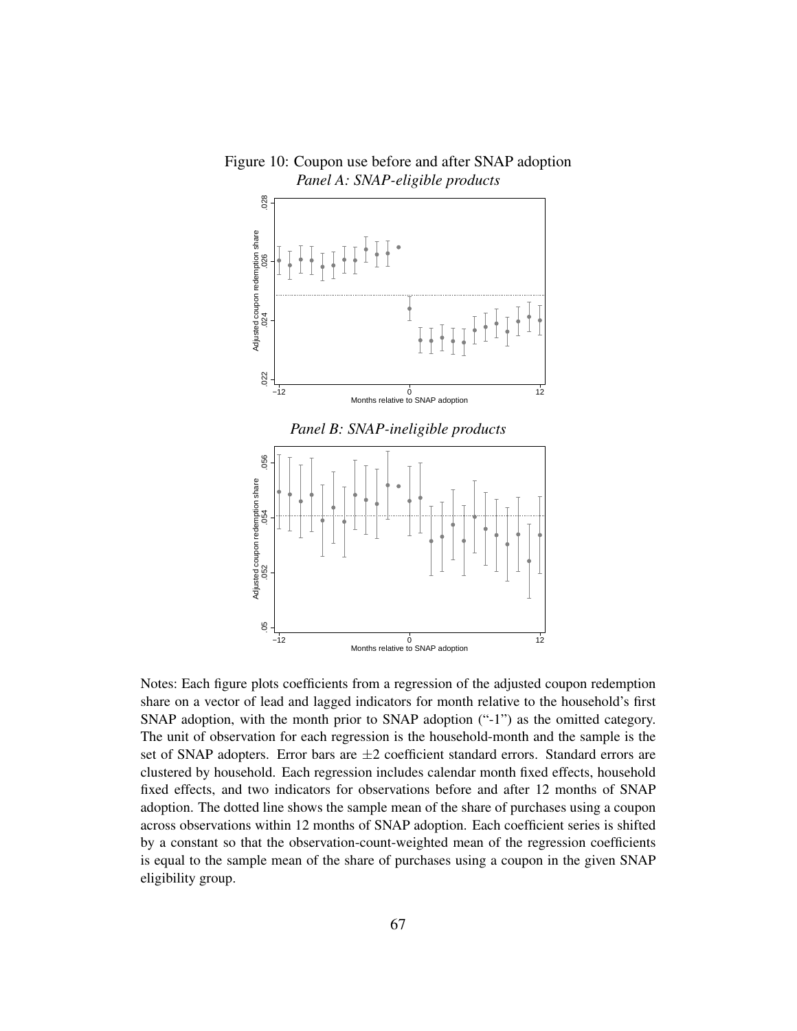Figure 10: Coupon use before and after SNAP adoption

*Panel A: SNAP-eligible products*

*Panel B: SNAP-ineligible products*

Notes: Each figure plots coefficients from a regression of the adjusted coupon redemption share on a vector of lead and lagged indicators for month relative to the household's first SNAP adoption, with the month prior to SNAP adoption ("-1") as the omitted category. The unit of observation for each regression is the household-month and the sample is the set of SNAP adopters. Error bars are $\pm 2$ coefficient standard errors. Standard errors are clustered by household. Each regression includes calendar month fixed effects, household fixed effects, and two indicators for observations before and after 12 months of SNAP adoption. The dotted line shows the sample mean of the share of purchases using a coupon across observations within 12 months of SNAP adoption. Each coefficient series is shifted by a constant so that the observation-count-weighted mean of the regression coefficients is equal to the sample mean of the share of purchases using a coupon in the given SNAP eligibility group.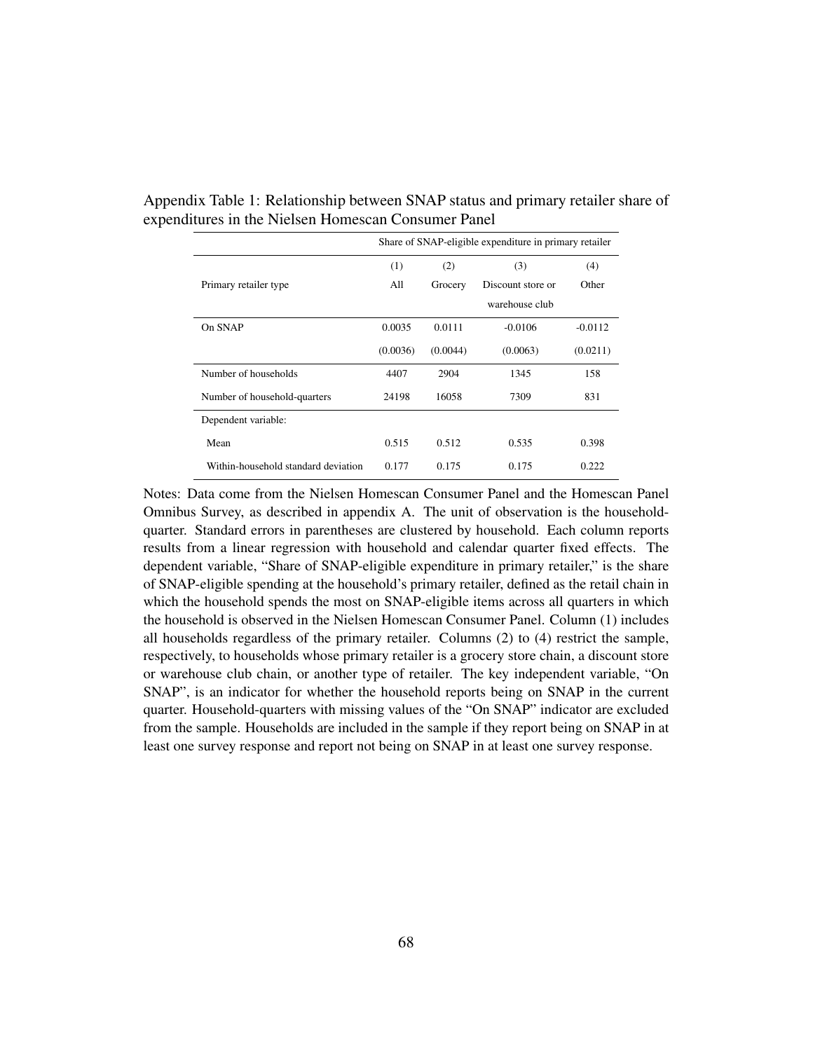Appendix Table 1: Relationship between SNAP status and primary retailer share of expenditures in the Nielsen Homescan Consumer Panel

| | Share of SNAP-eligible expenditure in primary retailer | | | |
|---|---|---|---|---|
| | (1) | (2) | (3) | (4) |
| Primary retailer type | All | Grocery | Discount store or warehouse club | Other |
| On SNAP | 0.0035 | 0.0111 | -0.0106 | -0.0112 |
| | (0.0036) | (0.0044) | (0.0063) | (0.0211) |
| Number of households | 4407 | 2904 | 1345 | 158 |
| Number of household-quarters | 24198 | 16058 | 7309 | 831 |
| Dependent variable: | | | | |
| Mean | 0.515 | 0.512 | 0.535 | 0.398 |
| Within-household standard deviation | 0.177 | 0.175 | 0.175 | 0.222 |

Notes: Data come from the Nielsen Homescan Consumer Panel and the Homescan Panel Omnibus Survey, as described in appendix A. The unit of observation is the household-quarter. Standard errors in parentheses are clustered by household. Each column reports results from a linear regression with household and calendar quarter fixed effects. The dependent variable, "Share of SNAP-eligible expenditure in primary retailer," is the share of SNAP-eligible spending at the household's primary retailer, defined as the retail chain in which the household spends the most on SNAP-eligible items across all quarters in which the household is observed in the Nielsen Homescan Consumer Panel. Column (1) includes all households regardless of the primary retailer. Columns (2) to (4) restrict the sample, respectively, to households whose primary retailer is a grocery store chain, a discount store or warehouse club chain, or another type of retailer. The key independent variable, "On SNAP", is an indicator for whether the household reports being on SNAP in the current quarter. Household-quarters with missing values of the "On SNAP" indicator are excluded from the sample. Households are included in the sample if they report being on SNAP in at least one survey response and report not being on SNAP in at least one survey response.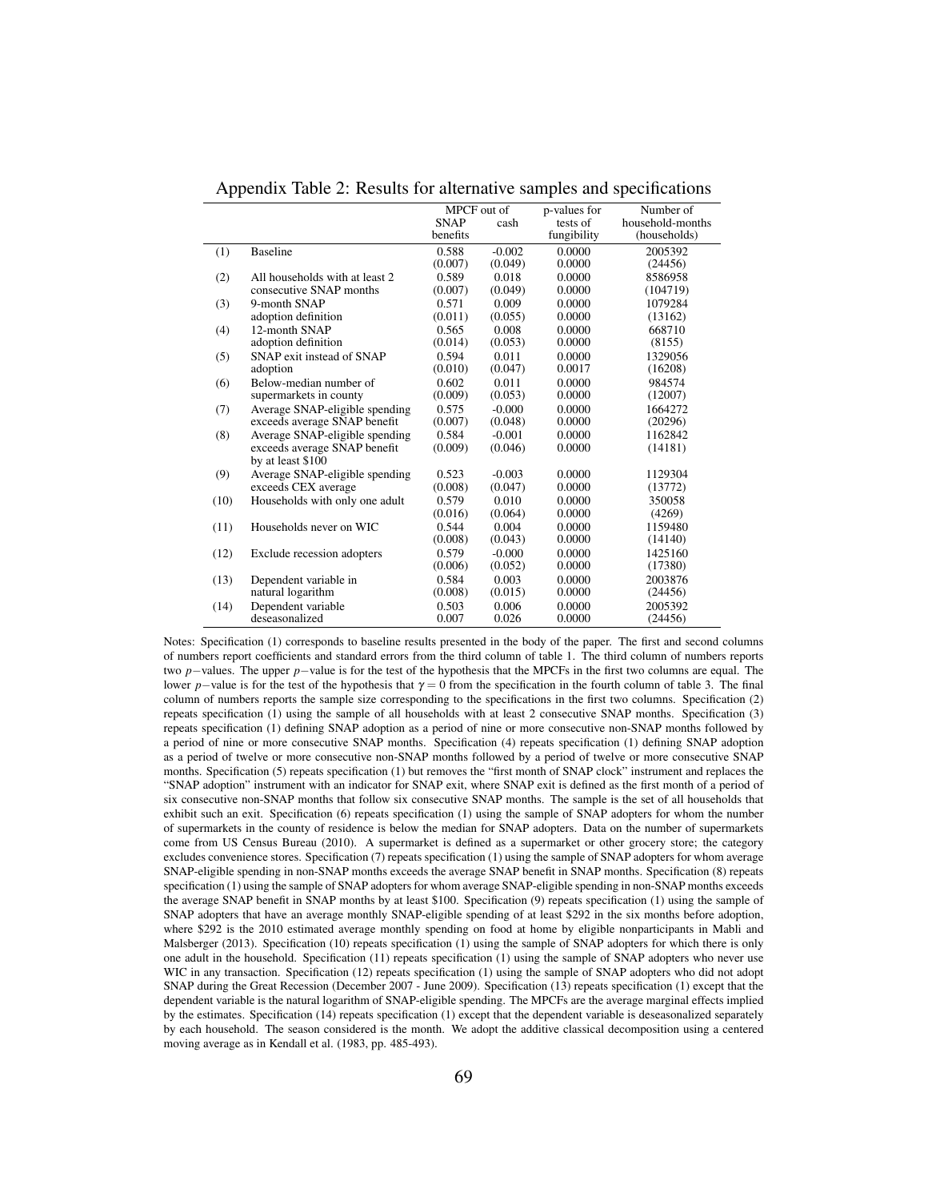Appendix Table 2: Results for alternative samples and specifications

| | | MPCF out of | | p-values for | Number of |
|---|---|---|---|---|---|
| | | SNAP benefits | cash | tests of fungibility | household-months (households) |
| (1) | Baseline | 0.588 | -0.002 | 0.0000 | 2005392 |
| | | (0.007) | (0.049) | 0.0000 | (24456) |
| (2) | All households with at least 2 consecutive SNAP months | 0.589 | 0.018 | 0.0000 | 8586958 |
| | | (0.007) | (0.049) | 0.0000 | (104719) |
| (3) | 9-month SNAP adoption definition | 0.571 | 0.009 | 0.0000 | 1079284 |
| | | (0.011) | (0.055) | 0.0000 | (13162) |
| (4) | 12-month SNAP adoption definition | 0.565 | 0.008 | 0.0000 | 668710 |
| | | (0.014) | (0.053) | 0.0000 | (8155) |
| (5) | SNAP exit instead of SNAP adoption | 0.594 | 0.011 | 0.0000 | 1329056 |
| | | (0.010) | (0.047) | 0.0017 | (16208) |
| (6) | Below-median number of supermarkets in county | 0.602 | 0.011 | 0.0000 | 984574 |
| | | (0.009) | (0.053) | 0.0000 | (12007) |
| (7) | Average SNAP-eligible spending exceeds average SNAP benefit | 0.575 | -0.000 | 0.0000 | 1664272 |
| | | (0.007) | (0.048) | 0.0000 | (20296) |
| (8) | Average SNAP-eligible spending exceeds average SNAP benefit by at least $100 | 0.584 | -0.001 | 0.0000 | 1162842 |
| | | (0.009) | (0.046) | 0.0000 | (14181) |
| (9) | Average SNAP-eligible spending exceeds CEX average | 0.523 | -0.003 | 0.0000 | 1129304 |
| | | (0.008) | (0.047) | 0.0000 | (13772) |
| (10) | Households with only one adult | 0.579 | 0.010 | 0.0000 | 350058 |
| | | (0.016) | (0.064) | 0.0000 | (4269) |
| (11) | Households never on WIC | 0.544 | 0.004 | 0.0000 | 1159480 |
| | | (0.008) | (0.043) | 0.0000 | (14140) |
| (12) | Exclude recession adopters | 0.579 | -0.000 | 0.0000 | 1425160 |
| | | (0.006) | (0.052) | 0.0000 | (17380) |
| (13) | Dependent variable in natural logarithm | 0.584 | 0.003 | 0.0000 | 2003876 |
| | | (0.008) | (0.015) | 0.0000 | (24456) |
| (14) | Dependent variable deseasonalized | 0.503 | 0.006 | 0.0000 | 2005392 |
| | | 0.007 | 0.026 | 0.0000 | (24456) |

Notes: Specification (1) corresponds to baseline results presented in the body of the paper. The first and second columns of numbers report coefficients and standard errors from the third column of table 1. The third column of numbers reports two $p-$values. The upper $p-$value is for the test of the hypothesis that the MPCFs in the first two columns are equal. The lower $p-$value is for the test of the hypothesis that $\gamma = 0$ from the specification in the fourth column of table 3. The final column of numbers reports the sample size corresponding to the specifications in the first two columns. Specification (2) repeats specification (1) using the sample of all households with at least 2 consecutive SNAP months. Specification (3) repeats specification (1) defining SNAP adoption as a period of nine or more consecutive non-SNAP months followed by a period of nine or more consecutive SNAP months. Specification (4) repeats specification (1) defining SNAP adoption as a period of twelve or more consecutive non-SNAP months followed by a period of twelve or more consecutive SNAP months. Specification (5) repeats specification (1) but removes the "first month of SNAP clock" instrument and replaces the "SNAP adoption" instrument with an indicator for SNAP exit, where SNAP exit is defined as the first month of a period of six consecutive non-SNAP months that follow six consecutive SNAP months. The sample is the set of all households that exhibit such an exit. Specification (6) repeats specification (1) using the sample of SNAP adopters for whom the number of supermarkets in the county of residence is below the median for SNAP adopters. Data on the number of supermarkets come from US Census Bureau (2010). A supermarket is defined as a supermarket or other grocery store; the category excludes convenience stores. Specification (7) repeats specification (1) using the sample of SNAP adopters for whom average SNAP-eligible spending in non-SNAP months exceeds the average SNAP benefit in SNAP months. Specification (8) repeats specification (1) using the sample of SNAP adopters for whom average SNAP-eligible spending in non-SNAP months exceeds the average SNAP benefit in SNAP months by at least $100. Specification (9) repeats specification (1) using the sample of SNAP adopters that have an average monthly SNAP-eligible spending of at least $292 in the six months before adoption, where $292 is the 2010 estimated average monthly spending on food at home by eligible nonparticipants in Mabli and Malsberger (2013). Specification (10) repeats specification (1) using the sample of SNAP adopters for which there is only one adult in the household. Specification (11) repeats specification (1) using the sample of SNAP adopters who never use WIC in any transaction. Specification (12) repeats specification (1) using the sample of SNAP adopters who did not adopt SNAP during the Great Recession (December 2007 - June 2009). Specification (13) repeats specification (1) except that the dependent variable is the natural logarithm of SNAP-eligible spending. The MPCFs are the average marginal effects implied by the estimates. Specification (14) repeats specification (1) except that the dependent variable is deseasonalized separately by each household. The season considered is the month. We adopt the additive classical decomposition using a centered moving average as in Kendall et al. (1983, pp. 485-493).